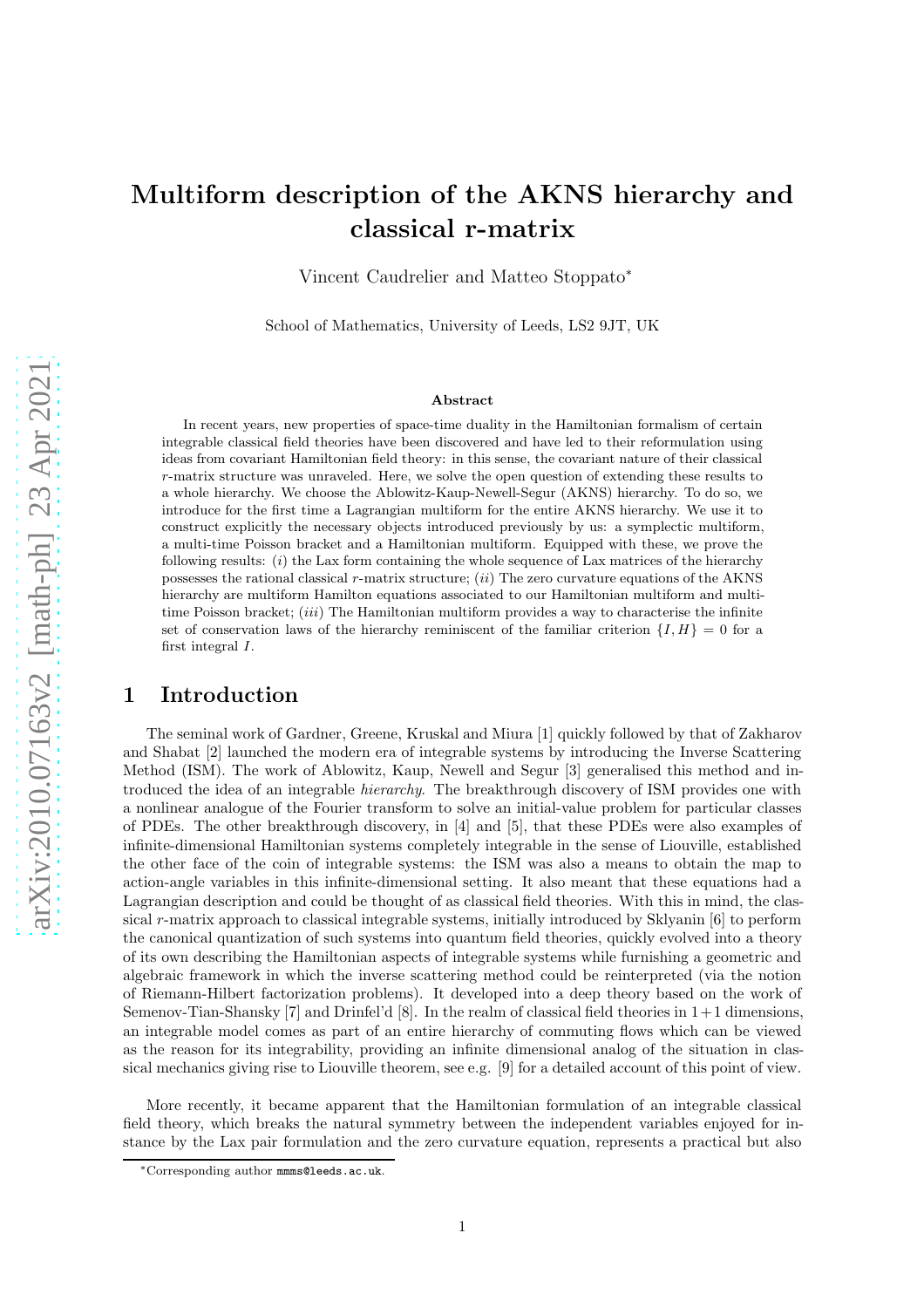# Multiform description of the AKNS hierarchy and classical r-matrix

Vincent Caudrelier and Matteo Stoppato*

School of Mathematics, University of Leeds, LS2 9JT, UK

### Abstract

In recent years, new properties of space-time duality in the Hamiltonian formalism of certain integrable classical field theories have been discovered and have led to their reformulation using ideas from covariant Hamiltonian field theory: in this sense, the covariant nature of their classical $r$-matrix structure was unraveled. Here, we solve the open question of extending these results to a whole hierarchy. We choose the Ablowitz-Kaup-Newell-Segur (AKNS) hierarchy. To do so, we introduce for the first time a Lagrangian multiform for the entire AKNS hierarchy. We use it to construct explicitly the necessary objects introduced previously by us: a symplectic multiform, a multi-time Poisson bracket and a Hamiltonian multiform. Equipped with these, we prove the following results: $(i)$ the Lax form containing the whole sequence of Lax matrices of the hierarchy possesses the rational classical $r$-matrix structure; $(ii)$ The zero curvature equations of the AKNS hierarchy are multiform Hamilton equations associated to our Hamiltonian multiform and multi-time Poisson bracket; $(iii)$ The Hamiltonian multiform provides a way to characterise the infinite set of conservation laws of the hierarchy reminiscent of the familiar criterion $\{I, H\} = 0$ for a first integral $I$.

## 1 Introduction

The seminal work of Gardner, Greene, Kruskal and Miura [1] quickly followed by that of Zakharov and Shabat [2] launched the modern era of integrable systems by introducing the Inverse Scattering Method (ISM). The work of Ablowitz, Kaup, Newell and Segur [3] generalised this method and introduced the idea of an integrable *hierarchy*. The breakthrough discovery of ISM provides one with a nonlinear analogue of the Fourier transform to solve an initial-value problem for particular classes of PDEs. The other breakthrough discovery, in [4] and [5], that these PDEs were also examples of infinite-dimensional Hamiltonian systems completely integrable in the sense of Liouville, established the other face of the coin of integrable systems: the ISM was also a means to obtain the map to action-angle variables in this infinite-dimensional setting. It also meant that these equations had a Lagrangian description and could be thought of as classical field theories. With this in mind, the classical $r$-matrix approach to classical integrable systems, initially introduced by Sklyanin [6] to perform the canonical quantization of such systems into quantum field theories, quickly evolved into a theory of its own describing the Hamiltonian aspects of integrable systems while furnishing a geometric and algebraic framework in which the inverse scattering method could be reinterpreted (via the notion of Riemann-Hilbert factorization problems). It developed into a deep theory based on the work of Semenov-Tian-Shansky [7] and Drinfel'd [8]. In the realm of classical field theories in 1+1 dimensions, an integrable model comes as part of an entire hierarchy of commuting flows which can be viewed as the reason for its integrability, providing an infinite dimensional analog of the situation in classical mechanics giving rise to Liouville theorem, see e.g. [9] for a detailed account of this point of view.

More recently, it became apparent that the Hamiltonian formulation of an integrable classical field theory, which breaks the natural symmetry between the independent variables enjoyed for instance by the Lax pair formulation and the zero curvature equation, represents a practical but also

*Corresponding author mmms@leeds.ac.uk.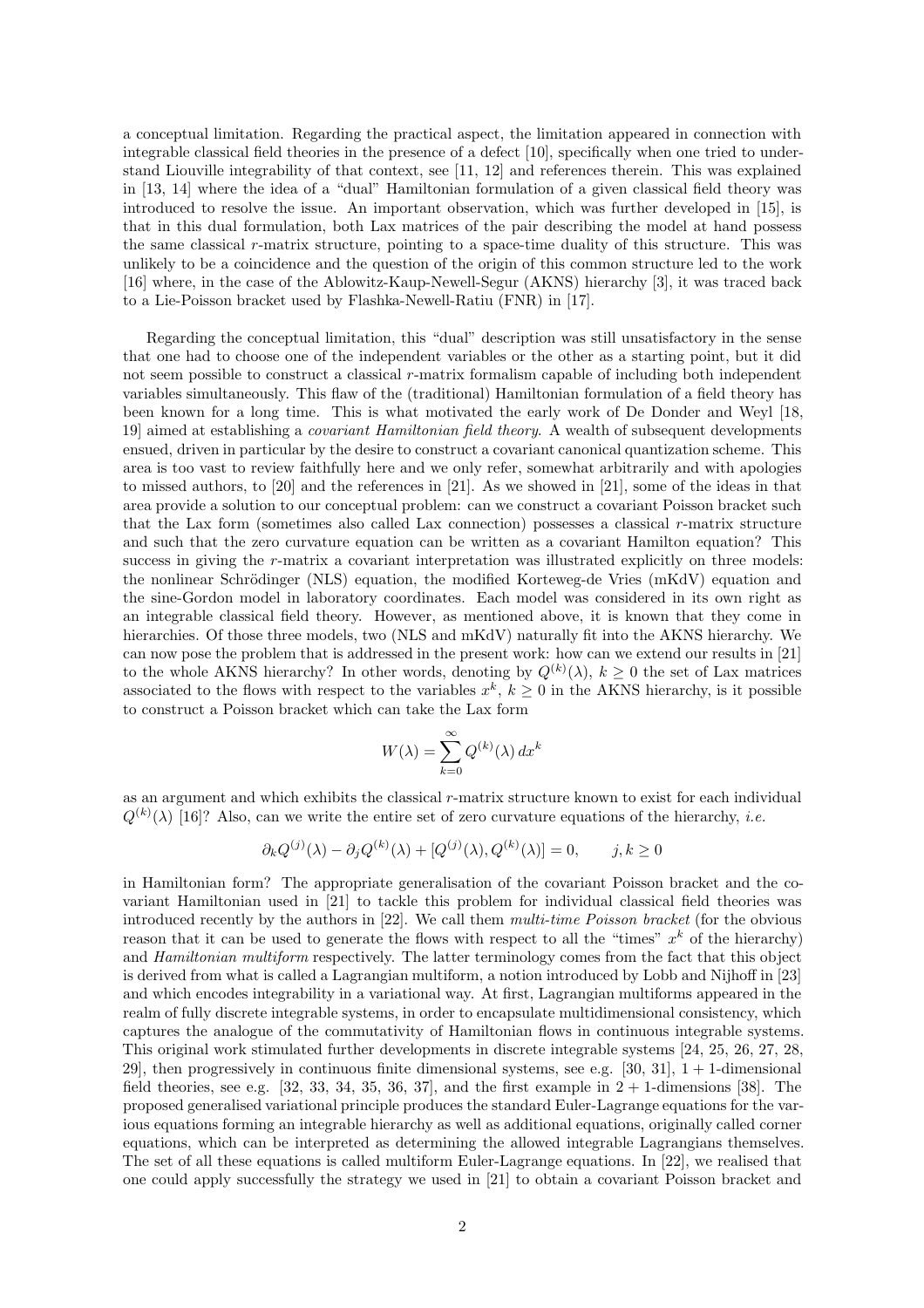a conceptual limitation. Regarding the practical aspect, the limitation appeared in connection with integrable classical field theories in the presence of a defect [10], specifically when one tried to understand Liouville integrability of that context, see [11, 12] and references therein. This was explained in [13, 14] where the idea of a "dual" Hamiltonian formulation of a given classical field theory was introduced to resolve the issue. An important observation, which was further developed in [15], is that in this dual formulation, both Lax matrices of the pair describing the model at hand possess the same classical $r$-matrix structure, pointing to a space-time duality of this structure. This was unlikely to be a coincidence and the question of the origin of this common structure led to the work [16] where, in the case of the Ablowitz-Kaup-Newell-Segur (AKNS) hierarchy [3], it was traced back to a Lie-Poisson bracket used by Flashka-Newell-Ratiu (FNR) in [17].

Regarding the conceptual limitation, this "dual" description was still unsatisfactory in the sense that one had to choose one of the independent variables or the other as a starting point, but it did not seem possible to construct a classical $r$-matrix formalism capable of including both independent variables simultaneously. This flaw of the (traditional) Hamiltonian formulation of a field theory has been known for a long time. This is what motivated the early work of De Donder and Weyl [18, 19] aimed at establishing a *covariant Hamiltonian field theory*. A wealth of subsequent developments ensued, driven in particular by the desire to construct a covariant canonical quantization scheme. This area is too vast to review faithfully here and we only refer, somewhat arbitrarily and with apologies to missed authors, to [20] and the references in [21]. As we showed in [21], some of the ideas in that area provide a solution to our conceptual problem: can we construct a covariant Poisson bracket such that the Lax form (sometimes also called Lax connection) possesses a classical $r$-matrix structure and such that the zero curvature equation can be written as a covariant Hamilton equation? This success in giving the $r$-matrix a covariant interpretation was illustrated explicitly on three models: the nonlinear Schrödinger (NLS) equation, the modified Korteweg-de Vries (mKdV) equation and the sine-Gordon model in laboratory coordinates. Each model was considered in its own right as an integrable classical field theory. However, as mentioned above, it is known that they come in hierarchies. Of those three models, two (NLS and mKdV) naturally fit into the AKNS hierarchy. We can now pose the problem that is addressed in the present work: how can we extend our results in [21] to the whole AKNS hierarchy? In other words, denoting by $Q^{(k)}(\lambda)$, $k \geq 0$ the set of Lax matrices associated to the flows with respect to the variables $x^k$, $k \geq 0$ in the AKNS hierarchy, is it possible to construct a Poisson bracket which can take the Lax form

$$W(\lambda) = \sum_{k=0}^{\infty} Q^{(k)}(\lambda)\, dx^k$$

as an argument and which exhibits the classical $r$-matrix structure known to exist for each individual $Q^{(k)}(\lambda)$ [16]? Also, can we write the entire set of zero curvature equations of the hierarchy, *i.e.*

$$\partial_k Q^{(j)}(\lambda) - \partial_j Q^{(k)}(\lambda) + [Q^{(j)}(\lambda), Q^{(k)}(\lambda)] = 0, \qquad j, k \geq 0$$

in Hamiltonian form? The appropriate generalisation of the covariant Poisson bracket and the covariant Hamiltonian used in [21] to tackle this problem for individual classical field theories was introduced recently by the authors in [22]. We call them *multi-time Poisson bracket* (for the obvious reason that it can be used to generate the flows with respect to all the "times" $x^k$ of the hierarchy) and *Hamiltonian multiform* respectively. The latter terminology comes from the fact that this object is derived from what is called a Lagrangian multiform, a notion introduced by Lobb and Nijhoff in [23] and which encodes integrability in a variational way. At first, Lagrangian multiforms appeared in the realm of fully discrete integrable systems, in order to encapsulate multidimensional consistency, which captures the analogue of the commutativity of Hamiltonian flows in continuous integrable systems. This original work stimulated further developments in discrete integrable systems [24, 25, 26, 27, 28, 29], then progressively in continuous finite dimensional systems, see e.g. [30, 31], $1+1$-dimensional field theories, see e.g. [32, 33, 34, 35, 36, 37], and the first example in $2+1$-dimensions [38]. The proposed generalised variational principle produces the standard Euler-Lagrange equations for the various equations forming an integrable hierarchy as well as additional equations, originally called corner equations, which can be interpreted as determining the allowed integrable Lagrangians themselves. The set of all these equations is called multiform Euler-Lagrange equations. In [22], we realised that one could apply successfully the strategy we used in [21] to obtain a covariant Poisson bracket and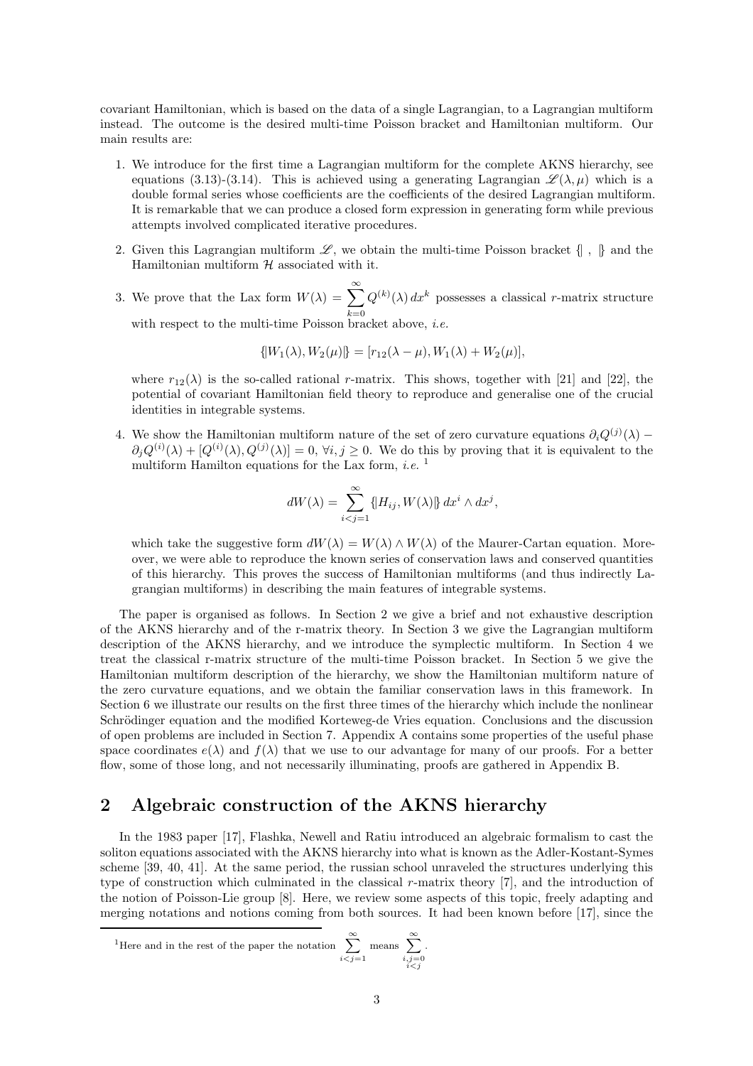covariant Hamiltonian, which is based on the data of a single Lagrangian, to a Lagrangian multiform instead. The outcome is the desired multi-time Poisson bracket and Hamiltonian multiform. Our main results are:

1. We introduce for the first time a Lagrangian multiform for the complete AKNS hierarchy, see equations (3.13)-(3.14). This is achieved using a generating Lagrangian $\mathscr{L}(\lambda, \mu)$ which is a double formal series whose coefficients are the coefficients of the desired Lagrangian multiform. It is remarkable that we can produce a closed form expression in generating form while previous attempts involved complicated iterative procedures.
2. Given this Lagrangian multiform $\mathscr{L}$, we obtain the multi-time Poisson bracket $\{\!|\ ,\ |\!\}$ and the Hamiltonian multiform $\mathcal{H}$ associated with it.
3. We prove that the Lax form $W(\lambda) = \sum_{k=0}^{\infty} Q^{(k)}(\lambda)\, dx^k$ possesses a classical $r$-matrix structure with respect to the multi-time Poisson bracket above, *i.e.*

$$\{\!| W_1(\lambda), W_2(\mu) |\!\} = [r_{12}(\lambda - \mu), W_1(\lambda) + W_2(\mu)],$$

where $r_{12}(\lambda)$ is the so-called rational $r$-matrix. This shows, together with [21] and [22], the potential of covariant Hamiltonian field theory to reproduce and generalise one of the crucial identities in integrable systems.

4. We show the Hamiltonian multiform nature of the set of zero curvature equations $\partial_i Q^{(j)}(\lambda) - \partial_j Q^{(i)}(\lambda) + [Q^{(i)}(\lambda), Q^{(j)}(\lambda)] = 0$, $\forall i, j \geq 0$. We do this by proving that it is equivalent to the multiform Hamilton equations for the Lax form, *i.e.* [1]

$$dW(\lambda) = \sum_{i<j=1}^{\infty} \{\!| H_{ij}, W(\lambda) |\!\}\, dx^i \wedge dx^j,$$

which take the suggestive form $dW(\lambda) = W(\lambda) \wedge W(\lambda)$ of the Maurer-Cartan equation. Moreover, we were able to reproduce the known series of conservation laws and conserved quantities of this hierarchy. This proves the success of Hamiltonian multiforms (and thus indirectly Lagrangian multiforms) in describing the main features of integrable systems.

The paper is organised as follows. In Section 2 we give a brief and not exhaustive description of the AKNS hierarchy and of the r-matrix theory. In Section 3 we give the Lagrangian multiform description of the AKNS hierarchy, and we introduce the symplectic multiform. In Section 4 we treat the classical r-matrix structure of the multi-time Poisson bracket. In Section 5 we give the Hamiltonian multiform description of the hierarchy, we show the Hamiltonian multiform nature of the zero curvature equations, and we obtain the familiar conservation laws in this framework. In Section 6 we illustrate our results on the first three times of the hierarchy which include the nonlinear Schrödinger equation and the modified Korteweg-de Vries equation. Conclusions and the discussion of open problems are included in Section 7. Appendix A contains some properties of the useful phase space coordinates $e(\lambda)$ and $f(\lambda)$ that we use to our advantage for many of our proofs. For a better flow, some of those long, and not necessarily illuminating, proofs are gathered in Appendix B.

## 2 Algebraic construction of the AKNS hierarchy

In the 1983 paper [17], Flashka, Newell and Ratiu introduced an algebraic formalism to cast the soliton equations associated with the AKNS hierarchy into what is known as the Adler-Kostant-Symes scheme [39, 40, 41]. At the same period, the russian school unraveled the structures underlying this type of construction which culminated in the classical $r$-matrix theory [7], and the introduction of the notion of Poisson-Lie group [8]. Here, we review some aspects of this topic, freely adapting and merging notations and notions coming from both sources. It had been known before [17], since the

[1] Here and in the rest of the paper the notation $\sum_{i<j=1}^{\infty}$ means $\sum_{\substack{i,j=0 \\ i<j}}^{\infty}$.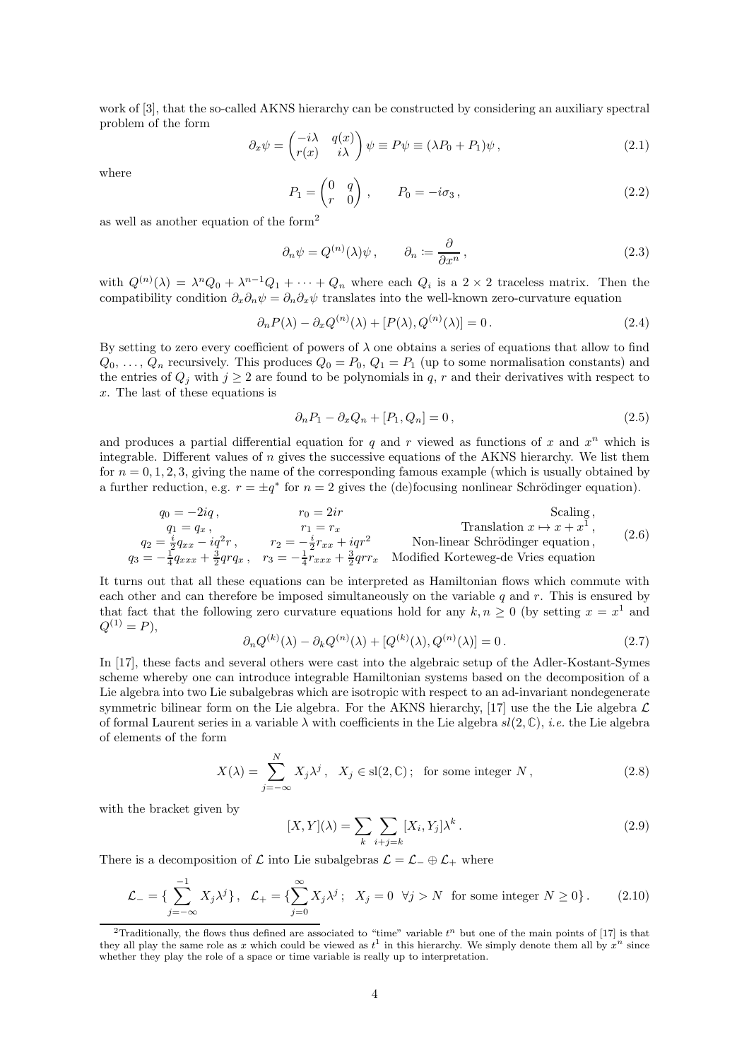work of [3], that the so-called AKNS hierarchy can be constructed by considering an auxiliary spectral problem of the form

$$\partial_x \psi = \begin{pmatrix} -i\lambda & q(x) \\ r(x) & i\lambda \end{pmatrix} \psi \equiv P\psi \equiv (\lambda P_0 + P_1)\psi\,, \tag{2.1}$$

where

$$P_1 = \begin{pmatrix} 0 & q \\ r & 0 \end{pmatrix}\,, \qquad P_0 = -i\sigma_3\,, \tag{2.2}$$

as well as another equation of the form[2]

$$\partial_n \psi = Q^{(n)}(\lambda)\psi\,, \qquad \partial_n \coloneqq \frac{\partial}{\partial x^n}\,, \tag{2.3}$$

with $Q^{(n)}(\lambda) = \lambda^n Q_0 + \lambda^{n-1} Q_1 + \cdots + Q_n$ where each $Q_i$ is a $2 \times 2$ traceless matrix. Then the compatibility condition $\partial_x \partial_n \psi = \partial_n \partial_x \psi$ translates into the well-known zero-curvature equation

$$\partial_n P(\lambda) - \partial_x Q^{(n)}(\lambda) + [P(\lambda), Q^{(n)}(\lambda)] = 0\,. \tag{2.4}$$

By setting to zero every coefficient of powers of $\lambda$ one obtains a series of equations that allow to find $Q_0, \ldots, Q_n$ recursively. This produces $Q_0 = P_0$, $Q_1 = P_1$ (up to some normalisation constants) and the entries of $Q_j$ with $j \geq 2$ are found to be polynomials in $q$, $r$ and their derivatives with respect to $x$. The last of these equations is

$$\partial_n P_1 - \partial_x Q_n + [P_1, Q_n] = 0\,, \tag{2.5}$$

and produces a partial differential equation for $q$ and $r$ viewed as functions of $x$ and $x^n$ which is integrable. Different values of $n$ gives the successive equations of the AKNS hierarchy. We list them for $n = 0, 1, 2, 3$, giving the name of the corresponding famous example (which is usually obtained by a further reduction, e.g. $r = \pm q^*$ for $n = 2$ gives the (de)focusing nonlinear Schrödinger equation).

$$\begin{array}{lll} q_0 = -2iq\,, & r_0 = 2ir & \text{Scaling}\,, \\ q_1 = q_x\,, & r_1 = r_x & \text{Translation } x \mapsto x + x^1\,, \\ q_2 = \frac{i}{2} q_{xx} - iq^2 r\,, & r_2 = -\frac{i}{2} r_{xx} + iqr^2 & \text{Non-linear Schrödinger equation}\,, \\ q_3 = -\frac{1}{4} q_{xxx} + \frac{3}{2} qrq_x\,, & r_3 = -\frac{1}{4} r_{xxx} + \frac{3}{2} qrr_x & \text{Modified Korteweg-de Vries equation} \end{array} \tag{2.6}$$

It turns out that all these equations can be interpreted as Hamiltonian flows which commute with each other and can therefore be imposed simultaneously on the variable $q$ and $r$. This is ensured by that fact that the following zero curvature equations hold for any $k, n \geq 0$ (by setting $x = x^1$ and $Q^{(1)} = P$),

$$\partial_n Q^{(k)}(\lambda) - \partial_k Q^{(n)}(\lambda) + [Q^{(k)}(\lambda), Q^{(n)}(\lambda)] = 0\,. \tag{2.7}$$

In [17], these facts and several others were cast into the algebraic setup of the Adler-Kostant-Symes scheme whereby one can introduce integrable Hamiltonian systems based on the decomposition of a Lie algebra into two Lie subalgebras which are isotropic with respect to an ad-invariant nondegenerate symmetric bilinear form on the Lie algebra. For the AKNS hierarchy, [17] use the the Lie algebra $\mathcal{L}$ of formal Laurent series in a variable $\lambda$ with coefficients in the Lie algebra $sl(2, \mathbb{C})$, *i.e.* the Lie algebra of elements of the form

$$X(\lambda) = \sum_{j=-\infty}^{N} X_j \lambda^j\,, \quad X_j \in \mathrm{sl}(2, \mathbb{C})\,; \quad \text{for some integer } N\,, \tag{2.8}$$

with the bracket given by

$$[X, Y](\lambda) = \sum_k \sum_{i+j=k} [X_i, Y_j] \lambda^k\,. \tag{2.9}$$

There is a decomposition of $\mathcal{L}$ into Lie subalgebras $\mathcal{L} = \mathcal{L}_- \oplus \mathcal{L}_+$ where

$$\mathcal{L}_- = \{\sum_{j=-\infty}^{-1} X_j \lambda^j\}\,, \quad \mathcal{L}_+ = \{\sum_{j=0}^{\infty} X_j \lambda^j\,; \quad X_j = 0 \ \ \forall j > N \ \text{ for some integer } N \geq 0\}\,. \tag{2.10}$$

---

[2] Traditionally, the flows thus defined are associated to "time" variable $t^n$ but one of the main points of [17] is that they all play the same role as $x$ which could be viewed as $t^1$ in this hierarchy. We simply denote them all by $x^n$ since whether they play the role of a space or time variable is really up to interpretation.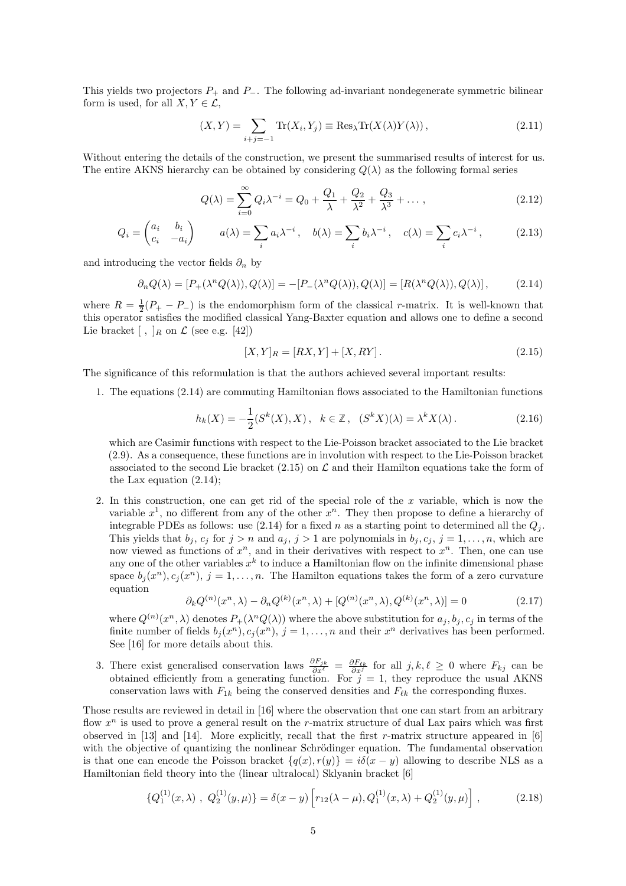This yields two projectors $P_+$ and $P_-$. The following ad-invariant nondegenerate symmetric bilinear form is used, for all $X, Y \in \mathcal{L}$,

$$(X, Y) = \sum_{i+j=-1} \text{Tr}(X_i, Y_j) \equiv \text{Res}_\lambda \text{Tr}(X(\lambda)Y(\lambda)), \tag{2.11}$$

Without entering the details of the construction, we present the summarised results of interest for us. The entire AKNS hierarchy can be obtained by considering $Q(\lambda)$ as the following formal series

$$Q(\lambda) = \sum_{i=0}^{\infty} Q_i \lambda^{-i} = Q_0 + \frac{Q_1}{\lambda} + \frac{Q_2}{\lambda^2} + \frac{Q_3}{\lambda^3} + \dots, \tag{2.12}$$

$$Q_i = \begin{pmatrix} a_i & b_i \\ c_i & -a_i \end{pmatrix} \qquad a(\lambda) = \sum_i a_i \lambda^{-i}, \quad b(\lambda) = \sum_i b_i \lambda^{-i}, \quad c(\lambda) = \sum_i c_i \lambda^{-i}, \tag{2.13}$$

and introducing the vector fields $\partial_n$ by

$$\partial_n Q(\lambda) = [P_+(\lambda^n Q(\lambda)), Q(\lambda)] = -[P_-(\lambda^n Q(\lambda)), Q(\lambda)] = [R(\lambda^n Q(\lambda)), Q(\lambda)], \tag{2.14}$$

where $R = \frac{1}{2}(P_+ - P_-)$ is the endomorphism form of the classical $r$-matrix. It is well-known that this operator satisfies the modified classical Yang-Baxter equation and allows one to define a second Lie bracket $[\ ,\ ]_R$ on $\mathcal{L}$ (see e.g. [42])

$$[X, Y]_R = [RX, Y] + [X, RY]. \tag{2.15}$$

The significance of this reformulation is that the authors achieved several important results:

1. The equations (2.14) are commuting Hamiltonian flows associated to the Hamiltonian functions

$$h_k(X) = -\frac{1}{2}(S^k(X), X), \quad k \in \mathbb{Z}, \quad (S^k X)(\lambda) = \lambda^k X(\lambda). \tag{2.16}$$

which are Casimir functions with respect to the Lie-Poisson bracket associated to the Lie bracket (2.9). As a consequence, these functions are in involution with respect to the Lie-Poisson bracket associated to the second Lie bracket (2.15) on $\mathcal{L}$ and their Hamilton equations take the form of the Lax equation (2.14);

2. In this construction, one can get rid of the special role of the $x$ variable, which is now the variable $x^1$, no different from any of the other $x^n$. They then propose to define a hierarchy of integrable PDEs as follows: use (2.14) for a fixed $n$ as a starting point to determined all the $Q_j$. This yields that $b_j$, $c_j$ for $j > n$ and $a_j$, $j > 1$ are polynomials in $b_j, c_j$, $j = 1, \dots, n$, which are now viewed as functions of $x^n$, and in their derivatives with respect to $x^n$. Then, one can use any one of the other variables $x^k$ to induce a Hamiltonian flow on the infinite dimensional phase space $b_j(x^n), c_j(x^n)$, $j = 1, \dots, n$. The Hamilton equations takes the form of a zero curvature equation

$$\partial_k Q^{(n)}(x^n, \lambda) - \partial_n Q^{(k)}(x^n, \lambda) + [Q^{(n)}(x^n, \lambda), Q^{(k)}(x^n, \lambda)] = 0 \tag{2.17}$$

where $Q^{(n)}(x^n, \lambda)$ denotes $P_+(\lambda^n Q(\lambda))$ where the above substitution for $a_j, b_j, c_j$ in terms of the finite number of fields $b_j(x^n), c_j(x^n)$, $j = 1, \dots, n$ and their $x^n$ derivatives has been performed. See [16] for more details about this.

3. There exist generalised conservation laws $\frac{\partial F_{jk}}{\partial x^\ell} = \frac{\partial F_{\ell k}}{\partial x^j}$ for all $j, k, \ell \geq 0$ where $F_{kj}$ can be obtained efficiently from a generating function. For $j = 1$, they reproduce the usual AKNS conservation laws with $F_{1k}$ being the conserved densities and $F_{\ell k}$ the corresponding fluxes.

Those results are reviewed in detail in [16] where the observation that one can start from an arbitrary flow $x^n$ is used to prove a general result on the $r$-matrix structure of dual Lax pairs which was first observed in [13] and [14]. More explicitly, recall that the first $r$-matrix structure appeared in [6] with the objective of quantizing the nonlinear Schrödinger equation. The fundamental observation is that one can encode the Poisson bracket $\{q(x), r(y)\} = i\delta(x - y)$ allowing to describe NLS as a Hamiltonian field theory into the (linear ultralocal) Sklyanin bracket [6]

$$\{Q_1^{(1)}(x, \lambda)\ ,\ Q_2^{(1)}(y, \mu)\} = \delta(x - y) \left[ r_{12}(\lambda - \mu), Q_1^{(1)}(x, \lambda) + Q_2^{(1)}(y, \mu) \right], \tag{2.18}$$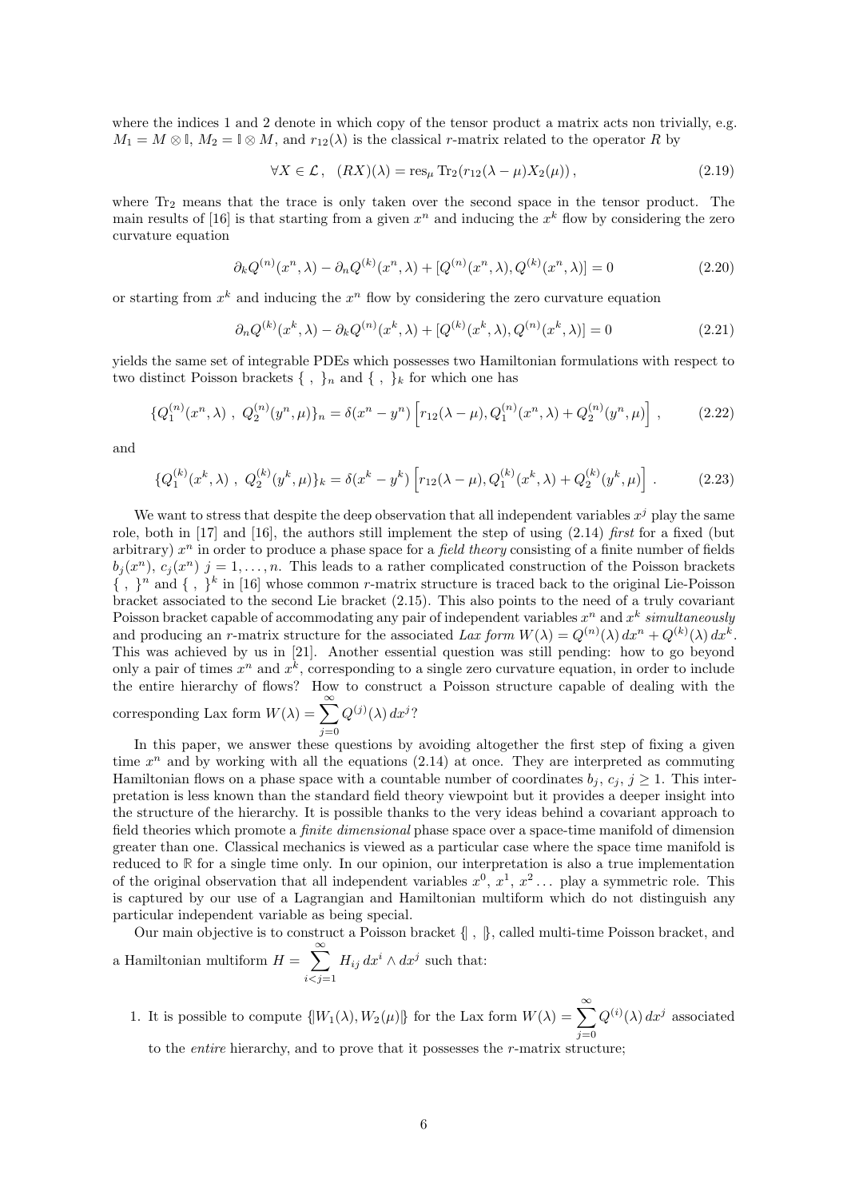where the indices 1 and 2 denote in which copy of the tensor product a matrix acts non trivially, e.g. $M_1 = M \otimes \mathbb{I}$, $M_2 = \mathbb{I} \otimes M$, and $r_{12}(\lambda)$ is the classical $r$-matrix related to the operator $R$ by

$$\forall X \in \mathcal{L}\,, \quad (RX)(\lambda) = \text{res}_\mu \, \text{Tr}_2(r_{12}(\lambda - \mu) X_2(\mu))\,, \tag{2.19}$$

where $\text{Tr}_2$ means that the trace is only taken over the second space in the tensor product. The main results of [16] is that starting from a given $x^n$ and inducing the $x^k$ flow by considering the zero curvature equation

$$\partial_k Q^{(n)}(x^n, \lambda) - \partial_n Q^{(k)}(x^n, \lambda) + [Q^{(n)}(x^n, \lambda), Q^{(k)}(x^n, \lambda)] = 0 \tag{2.20}$$

or starting from $x^k$ and inducing the $x^n$ flow by considering the zero curvature equation

$$\partial_n Q^{(k)}(x^k, \lambda) - \partial_k Q^{(n)}(x^k, \lambda) + [Q^{(k)}(x^k, \lambda), Q^{(n)}(x^k, \lambda)] = 0 \tag{2.21}$$

yields the same set of integrable PDEs which possesses two Hamiltonian formulations with respect to two distinct Poisson brackets $\{\ ,\ \}_n$ and $\{\ ,\ \}_k$ for which one has

$$\{Q_1^{(n)}(x^n, \lambda)\ ,\ Q_2^{(n)}(y^n, \mu)\}_n = \delta(x^n - y^n)\left[r_{12}(\lambda - \mu), Q_1^{(n)}(x^n, \lambda) + Q_2^{(n)}(y^n, \mu)\right]\,, \tag{2.22}$$

and

$$\{Q_1^{(k)}(x^k, \lambda)\ ,\ Q_2^{(k)}(y^k, \mu)\}_k = \delta(x^k - y^k)\left[r_{12}(\lambda - \mu), Q_1^{(k)}(x^k, \lambda) + Q_2^{(k)}(y^k, \mu)\right]\,. \tag{2.23}$$

We want to stress that despite the deep observation that all independent variables $x^j$ play the same role, both in [17] and [16], the authors still implement the step of using (2.14) *first* for a fixed (but arbitrary) $x^n$ in order to produce a phase space for a *field theory* consisting of a finite number of fields $b_j(x^n)$, $c_j(x^n)$ $j = 1, \dots, n$. This leads to a rather complicated construction of the Poisson brackets $\{\ ,\ \}^n$ and $\{\ ,\ \}^k$ in [16] whose common $r$-matrix structure is traced back to the original Lie-Poisson bracket associated to the second Lie bracket (2.15). This also points to the need of a truly covariant Poisson bracket capable of accommodating any pair of independent variables $x^n$ and $x^k$ *simultaneously* and producing an $r$-matrix structure for the associated *Lax form* $W(\lambda) = Q^{(n)}(\lambda)\, dx^n + Q^{(k)}(\lambda)\, dx^k$. This was achieved by us in [21]. Another essential question was still pending: how to go beyond only a pair of times $x^n$ and $x^k$, corresponding to a single zero curvature equation, in order to include the entire hierarchy of flows? How to construct a Poisson structure capable of dealing with the corresponding Lax form $W(\lambda) = \sum_{j=0}^{\infty} Q^{(j)}(\lambda)\, dx^j$?

In this paper, we answer these questions by avoiding altogether the first step of fixing a given time $x^n$ and by working with all the equations (2.14) at once. They are interpreted as commuting Hamiltonian flows on a phase space with a countable number of coordinates $b_j$, $c_j$, $j \geq 1$. This interpretation is less known than the standard field theory viewpoint but it provides a deeper insight into the structure of the hierarchy. It is possible thanks to the very ideas behind a covariant approach to field theories which promote a *finite dimensional* phase space over a space-time manifold of dimension greater than one. Classical mechanics is viewed as a particular case where the space time manifold is reduced to $\mathbb{R}$ for a single time only. In our opinion, our interpretation is also a true implementation of the original observation that all independent variables $x^0$, $x^1$, $x^2 \dots$ play a symmetric role. This is captured by our use of a Lagrangian and Hamiltonian multiform which do not distinguish any particular independent variable as being special.

Our main objective is to construct a Poisson bracket $\{\!|\ ,\ |\!\}$, called multi-time Poisson bracket, and a Hamiltonian multiform $H = \sum_{i<j=1}^{\infty} H_{ij}\, dx^i \wedge dx^j$ such that:

1. It is possible to compute $\{\!|W_1(\lambda), W_2(\mu)|\!\}$ for the Lax form $W(\lambda) = \sum_{j=0}^{\infty} Q^{(i)}(\lambda)\, dx^j$ associated to the *entire* hierarchy, and to prove that it possesses the $r$-matrix structure;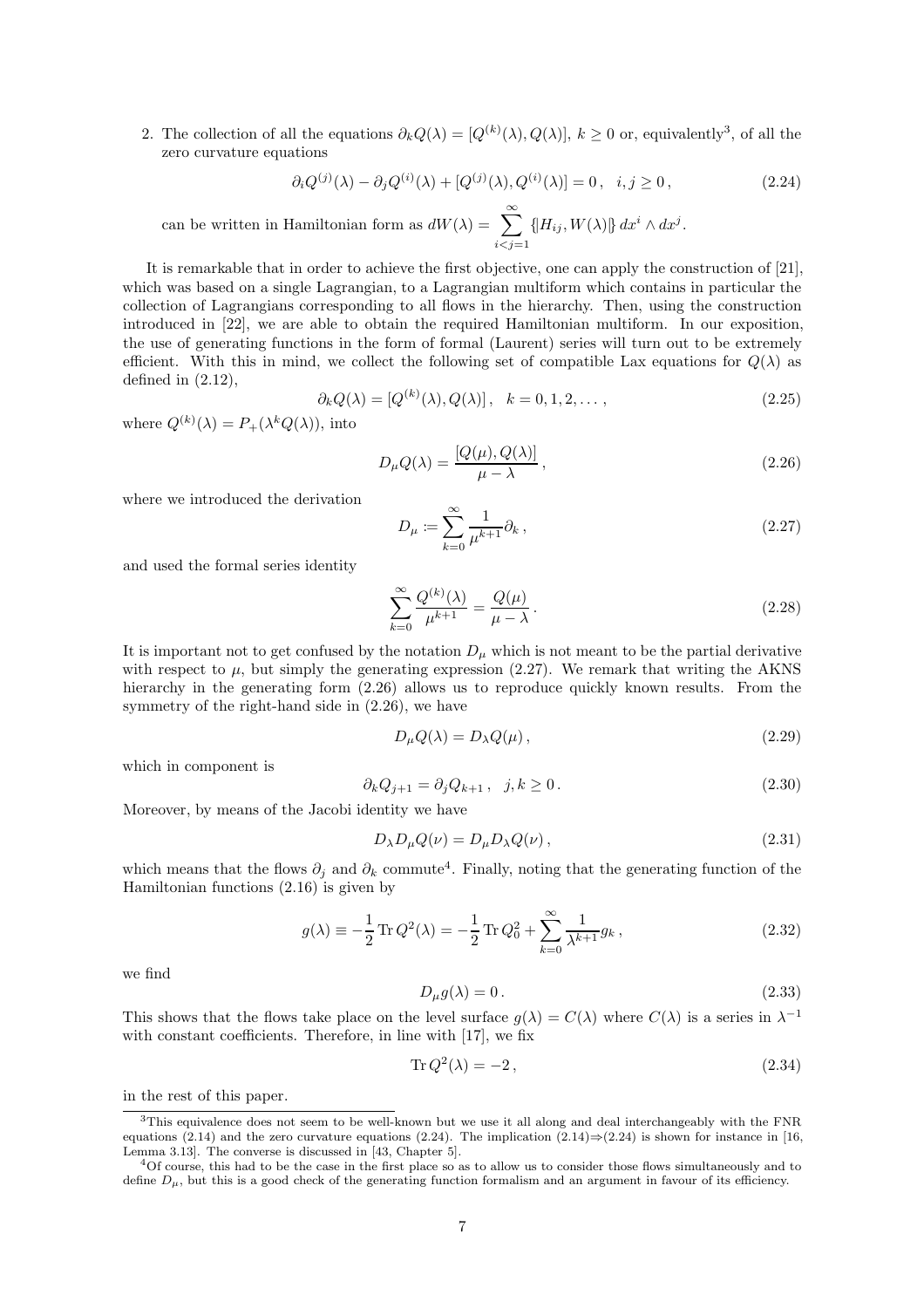2. The collection of all the equations $\partial_k Q(\lambda) = [Q^{(k)}(\lambda), Q(\lambda)]$, $k \geq 0$ or, equivalently[3], of all the zero curvature equations

$$\partial_i Q^{(j)}(\lambda) - \partial_j Q^{(i)}(\lambda) + [Q^{(j)}(\lambda), Q^{(i)}(\lambda)] = 0\,, \quad i, j \geq 0\,, \tag{2.24}$$

can be written in Hamiltonian form as $dW(\lambda) = \sum_{i<j=1}^{\infty} \{\!|H_{ij}, W(\lambda)|\!\}\, dx^i \wedge dx^j$.

It is remarkable that in order to achieve the first objective, one can apply the construction of [21], which was based on a single Lagrangian, to a Lagrangian multiform which contains in particular the collection of Lagrangians corresponding to all flows in the hierarchy. Then, using the construction introduced in [22], we are able to obtain the required Hamiltonian multiform. In our exposition, the use of generating functions in the form of formal (Laurent) series will turn out to be extremely efficient. With this in mind, we collect the following set of compatible Lax equations for $Q(\lambda)$ as defined in (2.12),

$$\partial_k Q(\lambda) = [Q^{(k)}(\lambda), Q(\lambda)]\,, \quad k = 0, 1, 2, \dots\,, \tag{2.25}$$

where $Q^{(k)}(\lambda) = P_+(\lambda^k Q(\lambda))$, into

$$D_\mu Q(\lambda) = \frac{[Q(\mu), Q(\lambda)]}{\mu - \lambda}\,, \tag{2.26}$$

where we introduced the derivation

$$D_\mu \coloneqq \sum_{k=0}^{\infty} \frac{1}{\mu^{k+1}} \partial_k\,, \tag{2.27}$$

and used the formal series identity

$$\sum_{k=0}^{\infty} \frac{Q^{(k)}(\lambda)}{\mu^{k+1}} = \frac{Q(\mu)}{\mu - \lambda}\,. \tag{2.28}$$

It is important not to get confused by the notation $D_\mu$ which is not meant to be the partial derivative with respect to $\mu$, but simply the generating expression (2.27). We remark that writing the AKNS hierarchy in the generating form (2.26) allows us to reproduce quickly known results. From the symmetry of the right-hand side in (2.26), we have

$$D_\mu Q(\lambda) = D_\lambda Q(\mu)\,, \tag{2.29}$$

which in component is

$$\partial_k Q_{j+1} = \partial_j Q_{k+1}\,, \quad j, k \geq 0\,. \tag{2.30}$$

Moreover, by means of the Jacobi identity we have

$$D_\lambda D_\mu Q(\nu) = D_\mu D_\lambda Q(\nu)\,, \tag{2.31}$$

which means that the flows $\partial_j$ and $\partial_k$ commute[4]. Finally, noting that the generating function of the Hamiltonian functions (2.16) is given by

$$g(\lambda) \equiv -\frac{1}{2} \operatorname{Tr} Q^2(\lambda) = -\frac{1}{2} \operatorname{Tr} Q_0^2 + \sum_{k=0}^{\infty} \frac{1}{\lambda^{k+1}} g_k\,, \tag{2.32}$$

we find

$$D_\mu g(\lambda) = 0\,. \tag{2.33}$$

This shows that the flows take place on the level surface $g(\lambda) = C(\lambda)$ where $C(\lambda)$ is a series in $\lambda^{-1}$ with constant coefficients. Therefore, in line with [17], we fix

$$\operatorname{Tr} Q^2(\lambda) = -2\,, \tag{2.34}$$

in the rest of this paper.

---

[3] This equivalence does not seem to be well-known but we use it all along and deal interchangeably with the FNR equations (2.14) and the zero curvature equations (2.24). The implication (2.14)⇒(2.24) is shown for instance in [16, Lemma 3.13]. The converse is discussed in [43, Chapter 5].

[4] Of course, this had to be the case in the first place so as to allow us to consider those flows simultaneously and to define $D_\mu$, but this is a good check of the generating function formalism and an argument in favour of its efficiency.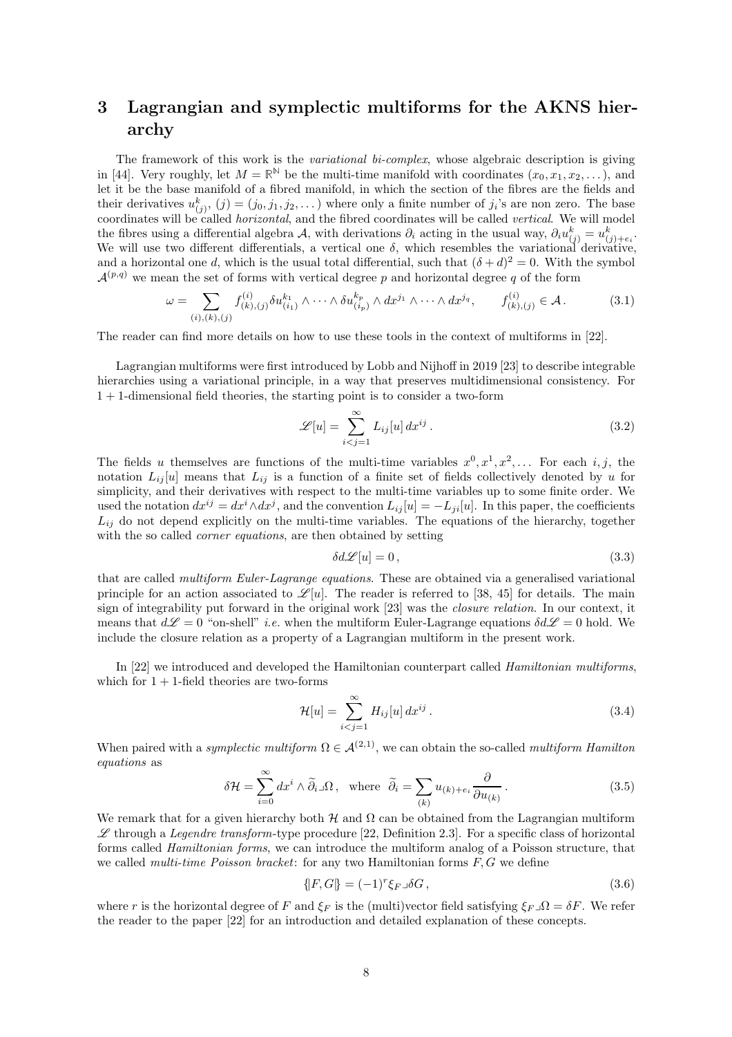# 3 Lagrangian and symplectic multiforms for the AKNS hierarchy

The framework of this work is the *variational bi-complex*, whose algebraic description is giving in [44]. Very roughly, let $M = \mathbb{R}^{\mathbb{N}}$ be the multi-time manifold with coordinates $(x_0, x_1, x_2, \dots)$, and let it be the base manifold of a fibred manifold, in which the section of the fibres are the fields and their derivatives $u^k_{(j)}$, $(j) = (j_0, j_1, j_2, \dots)$ where only a finite number of $j_i$'s are non zero. The base coordinates will be called *horizontal*, and the fibred coordinates will be called *vertical*. We will model the fibres using a differential algebra $\mathcal{A}$, with derivations $\partial_i$ acting in the usual way, $\partial_i u^k_{(j)} = u^k_{(j)+e_i}$. We will use two different differentials, a vertical one $\delta$, which resembles the variational derivative, and a horizontal one $d$, which is the usual total differential, such that $(\delta + d)^2 = 0$. With the symbol $\mathcal{A}^{(p,q)}$ we mean the set of forms with vertical degree $p$ and horizontal degree $q$ of the form

$$
\omega = \sum_{(i),(k),(j)} f^{(i)}_{(k),(j)} \delta u^{k_1}_{(i_1)} \wedge \cdots \wedge \delta u^{k_p}_{(i_p)} \wedge dx^{j_1} \wedge \cdots \wedge dx^{j_q}, \qquad f^{(i)}_{(k),(j)} \in \mathcal{A}. \tag{3.1}
$$

The reader can find more details on how to use these tools in the context of multiforms in [22].

Lagrangian multiforms were first introduced by Lobb and Nijhoff in 2019 [23] to describe integrable hierarchies using a variational principle, in a way that preserves multidimensional consistency. For $1+1$-dimensional field theories, the starting point is to consider a two-form

$$
\mathscr{L}[u] = \sum_{i<j=1}^{\infty} L_{ij}[u]\, dx^{ij}. \tag{3.2}
$$

The fields $u$ themselves are functions of the multi-time variables $x^0, x^1, x^2, \dots$ For each $i,j$, the notation $L_{ij}[u]$ means that $L_{ij}$ is a function of a finite set of fields collectively denoted by $u$ for simplicity, and their derivatives with respect to the multi-time variables up to some finite order. We used the notation $dx^{ij} = dx^i \wedge dx^j$, and the convention $L_{ij}[u] = -L_{ji}[u]$. In this paper, the coefficients $L_{ij}$ do not depend explicitly on the multi-time variables. The equations of the hierarchy, together with the so called *corner equations*, are then obtained by setting

$$
\delta d \mathscr{L}[u] = 0, \tag{3.3}
$$

that are called *multiform Euler-Lagrange equations*. These are obtained via a generalised variational principle for an action associated to $\mathscr{L}[u]$. The reader is referred to [38, 45] for details. The main sign of integrability put forward in the original work [23] was the *closure relation*. In our context, it means that $d\mathscr{L} = 0$ "on-shell" *i.e.* when the multiform Euler-Lagrange equations $\delta d\mathscr{L} = 0$ hold. We include the closure relation as a property of a Lagrangian multiform in the present work.

In [22] we introduced and developed the Hamiltonian counterpart called *Hamiltonian multiforms*, which for $1+1$-field theories are two-forms

$$
\mathcal{H}[u] = \sum_{i<j=1}^{\infty} H_{ij}[u]\, dx^{ij}. \tag{3.4}
$$

When paired with a *symplectic multiform* $\Omega \in \mathcal{A}^{(2,1)}$, we can obtain the so-called *multiform Hamilton equations* as

$$
\delta \mathcal{H} = \sum_{i=0}^{\infty} dx^i \wedge \widetilde{\partial}_i \lrcorner \Omega, \quad \text{where} \quad \widetilde{\partial}_i = \sum_{(k)} u_{(k)+e_i} \frac{\partial}{\partial u_{(k)}}. \tag{3.5}
$$

We remark that for a given hierarchy both $\mathcal{H}$ and $\Omega$ can be obtained from the Lagrangian multiform $\mathscr{L}$ through a *Legendre transform*-type procedure [22, Definition 2.3]. For a specific class of horizontal forms called *Hamiltonian forms*, we can introduce the multiform analog of a Poisson structure, that we called *multi-time Poisson bracket*: for any two Hamiltonian forms $F, G$ we define

$$
\{\!| F, G |\!\} = (-1)^r \xi_F \lrcorner \delta G, \tag{3.6}
$$

where $r$ is the horizontal degree of $F$ and $\xi_F$ is the (multi)vector field satisfying $\xi_F \lrcorner \Omega = \delta F$. We refer the reader to the paper [22] for an introduction and detailed explanation of these concepts.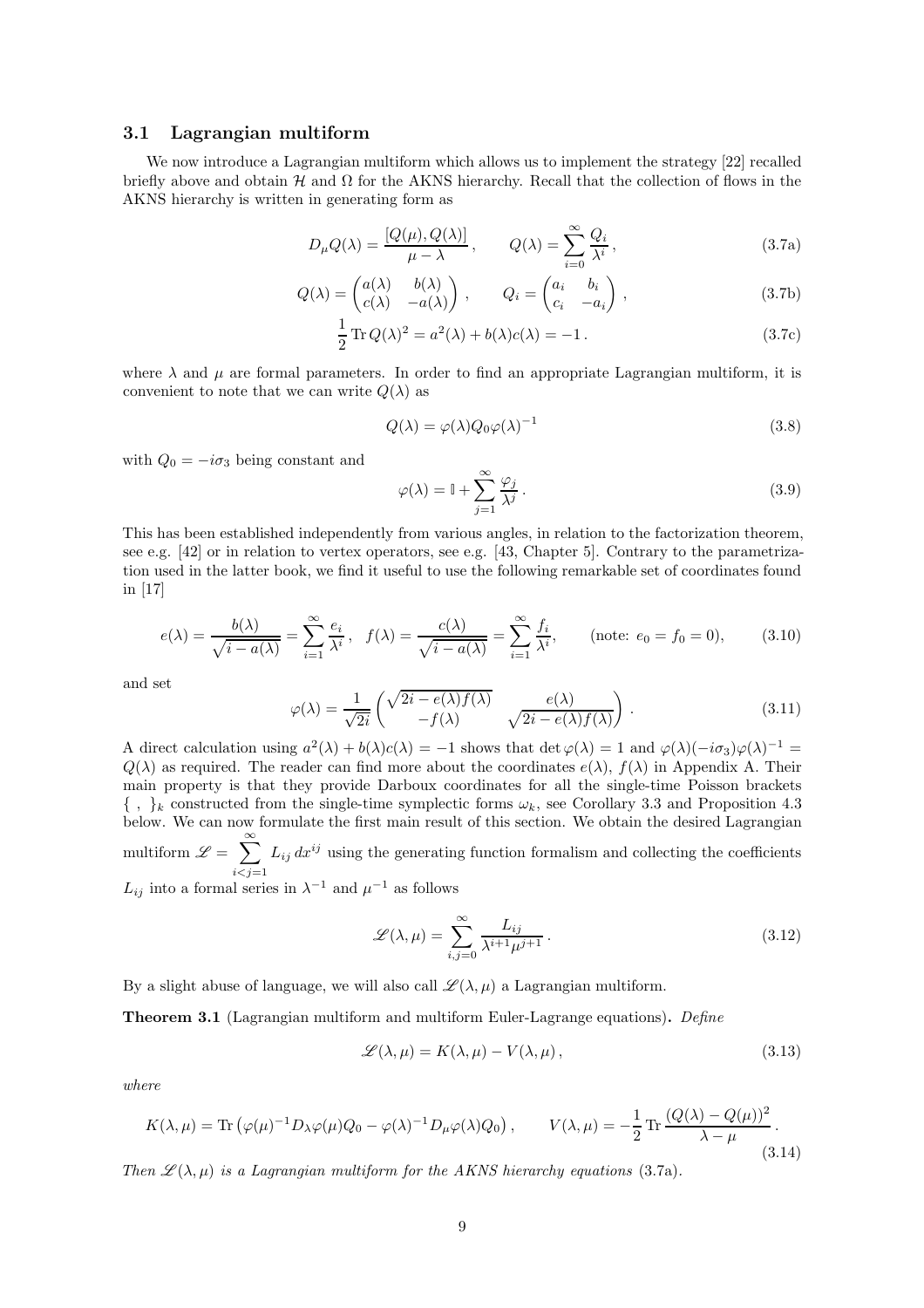### 3.1 Lagrangian multiform

We now introduce a Lagrangian multiform which allows us to implement the strategy [22] recalled briefly above and obtain $\mathcal{H}$ and $\Omega$ for the AKNS hierarchy. Recall that the collection of flows in the AKNS hierarchy is written in generating form as

$$D_\mu Q(\lambda) = \frac{[Q(\mu), Q(\lambda)]}{\mu - \lambda}\,, \qquad Q(\lambda) = \sum_{i=0}^{\infty} \frac{Q_i}{\lambda^i}\,, \tag{3.7a}$$

$$Q(\lambda) = \begin{pmatrix} a(\lambda) & b(\lambda) \\ c(\lambda) & -a(\lambda) \end{pmatrix}\,, \qquad Q_i = \begin{pmatrix} a_i & b_i \\ c_i & -a_i \end{pmatrix}\,, \tag{3.7b}$$

$$\frac{1}{2}\operatorname{Tr} Q(\lambda)^2 = a^2(\lambda) + b(\lambda)c(\lambda) = -1\,. \tag{3.7c}$$

where $\lambda$ and $\mu$ are formal parameters. In order to find an appropriate Lagrangian multiform, it is convenient to note that we can write $Q(\lambda)$ as

$$Q(\lambda) = \varphi(\lambda) Q_0 \varphi(\lambda)^{-1} \tag{3.8}$$

with $Q_0 = -i\sigma_3$ being constant and

$$\varphi(\lambda) = \mathbb{I} + \sum_{j=1}^{\infty} \frac{\varphi_j}{\lambda^j}\,. \tag{3.9}$$

This has been established independently from various angles, in relation to the factorization theorem, see e.g. [42] or in relation to vertex operators, see e.g. [43, Chapter 5]. Contrary to the parametrization used in the latter book, we find it useful to use the following remarkable set of coordinates found in [17]

$$e(\lambda) = \frac{b(\lambda)}{\sqrt{i - a(\lambda)}} = \sum_{i=1}^{\infty} \frac{e_i}{\lambda^i}\,, \quad f(\lambda) = \frac{c(\lambda)}{\sqrt{i - a(\lambda)}} = \sum_{i=1}^{\infty} \frac{f_i}{\lambda^i}, \qquad (\text{note: } e_0 = f_0 = 0), \tag{3.10}$$

and set

$$\varphi(\lambda) = \frac{1}{\sqrt{2i}} \begin{pmatrix} \sqrt{2i - e(\lambda)f(\lambda)} & e(\lambda) \\ -f(\lambda) & \sqrt{2i - e(\lambda)f(\lambda)} \end{pmatrix}\,. \tag{3.11}$$

A direct calculation using $a^2(\lambda) + b(\lambda)c(\lambda) = -1$ shows that $\det \varphi(\lambda) = 1$ and $\varphi(\lambda)(-i\sigma_3)\varphi(\lambda)^{-1} = Q(\lambda)$ as required. The reader can find more about the coordinates $e(\lambda)$, $f(\lambda)$ in Appendix A. Their main property is that they provide Darboux coordinates for all the single-time Poisson brackets $\{\ ,\ \}_k$ constructed from the single-time symplectic forms $\omega_k$, see Corollary 3.3 and Proposition 4.3 below. We can now formulate the first main result of this section. We obtain the desired Lagrangian multiform $\mathscr{L} = \sum_{i<j=1}^{\infty} L_{ij}\, dx^{ij}$ using the generating function formalism and collecting the coefficients $L_{ij}$ into a formal series in $\lambda^{-1}$ and $\mu^{-1}$ as follows

$$\mathscr{L}(\lambda, \mu) = \sum_{i,j=0}^{\infty} \frac{L_{ij}}{\lambda^{i+1}\mu^{j+1}}\,. \tag{3.12}$$

By a slight abuse of language, we will also call $\mathscr{L}(\lambda, \mu)$ a Lagrangian multiform.

**Theorem 3.1** (Lagrangian multiform and multiform Euler-Lagrange equations)**.** *Define*

$$\mathscr{L}(\lambda, \mu) = K(\lambda, \mu) - V(\lambda, \mu)\,, \tag{3.13}$$

*where*

$$K(\lambda, \mu) = \operatorname{Tr}\left(\varphi(\mu)^{-1} D_\lambda \varphi(\mu) Q_0 - \varphi(\lambda)^{-1} D_\mu \varphi(\lambda) Q_0\right), \qquad V(\lambda, \mu) = -\frac{1}{2}\operatorname{Tr}\frac{(Q(\lambda) - Q(\mu))^2}{\lambda - \mu}\,. \tag{3.14}$$

*Then $\mathscr{L}(\lambda, \mu)$ is a Lagrangian multiform for the AKNS hierarchy equations* (3.7a)*.*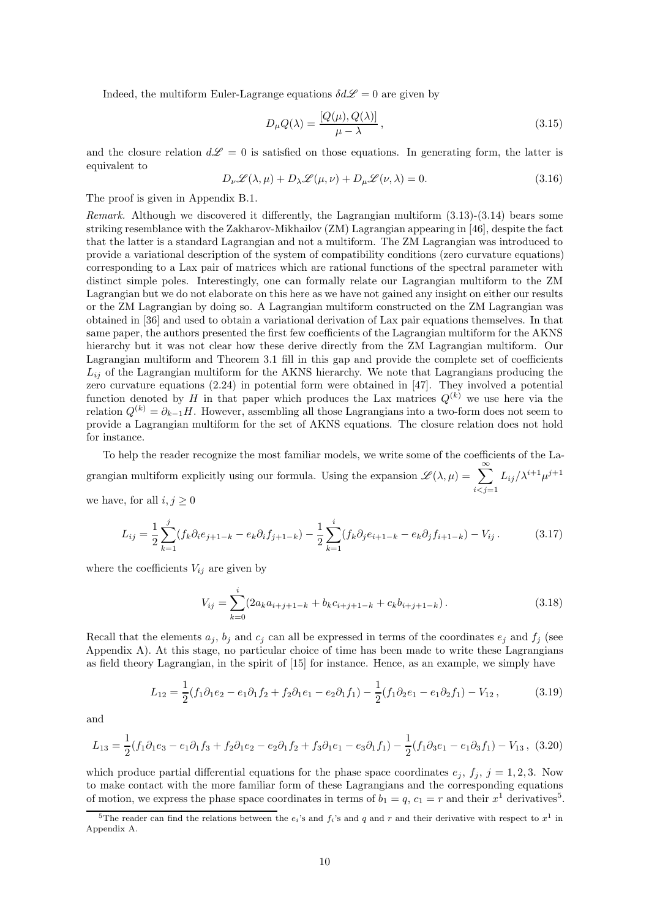Indeed, the multiform Euler-Lagrange equations $\delta d\mathscr{L} = 0$ are given by

$$D_\mu Q(\lambda) = \frac{[Q(\mu), Q(\lambda)]}{\mu - \lambda}\,, \tag{3.15}$$

and the closure relation $d\mathscr{L} = 0$ is satisfied on those equations. In generating form, the latter is equivalent to

$$D_\nu \mathscr{L}(\lambda, \mu) + D_\lambda \mathscr{L}(\mu, \nu) + D_\mu \mathscr{L}(\nu, \lambda) = 0. \tag{3.16}$$

The proof is given in Appendix B.1.

*Remark.* Although we discovered it differently, the Lagrangian multiform (3.13)-(3.14) bears some striking resemblance with the Zakharov-Mikhailov (ZM) Lagrangian appearing in [46], despite the fact that the latter is a standard Lagrangian and not a multiform. The ZM Lagrangian was introduced to provide a variational description of the system of compatibility conditions (zero curvature equations) corresponding to a Lax pair of matrices which are rational functions of the spectral parameter with distinct simple poles. Interestingly, one can formally relate our Lagrangian multiform to the ZM Lagrangian but we do not elaborate on this here as we have not gained any insight on either our results or the ZM Lagrangian by doing so. A Lagrangian multiform constructed on the ZM Lagrangian was obtained in [36] and used to obtain a variational derivation of Lax pair equations themselves. In that same paper, the authors presented the first few coefficients of the Lagrangian multiform for the AKNS hierarchy but it was not clear how these derive directly from the ZM Lagrangian multiform. Our Lagrangian multiform and Theorem 3.1 fill in this gap and provide the complete set of coefficients $L_{ij}$ of the Lagrangian multiform for the AKNS hierarchy. We note that Lagrangians producing the zero curvature equations (2.24) in potential form were obtained in [47]. They involved a potential function denoted by $H$ in that paper which produces the Lax matrices $Q^{(k)}$ we use here via the relation $Q^{(k)} = \partial_{k-1} H$. However, assembling all those Lagrangians into a two-form does not seem to provide a Lagrangian multiform for the set of AKNS equations. The closure relation does not hold for instance.

To help the reader recognize the most familiar models, we write some of the coefficients of the Lagrangian multiform explicitly using our formula. Using the expansion $\mathscr{L}(\lambda, \mu) = \sum_{i<j=1}^{\infty} L_{ij}/\lambda^{i+1}\mu^{j+1}$ we have, for all $i, j \geq 0$

$$L_{ij} = \frac{1}{2}\sum_{k=1}^{j}(f_k \partial_i e_{j+1-k} - e_k \partial_i f_{j+1-k}) - \frac{1}{2}\sum_{k=1}^{i}(f_k \partial_j e_{i+1-k} - e_k \partial_j f_{i+1-k}) - V_{ij}\,. \tag{3.17}$$

where the coefficients $V_{ij}$ are given by

$$V_{ij} = \sum_{k=0}^{i}(2a_k a_{i+j+1-k} + b_k c_{i+j+1-k} + c_k b_{i+j+1-k})\,. \tag{3.18}$$

Recall that the elements $a_j$, $b_j$ and $c_j$ can all be expressed in terms of the coordinates $e_j$ and $f_j$ (see Appendix A). At this stage, no particular choice of time has been made to write these Lagrangians as field theory Lagrangian, in the spirit of [15] for instance. Hence, as an example, we simply have

$$L_{12} = \frac{1}{2}(f_1 \partial_1 e_2 - e_1 \partial_1 f_2 + f_2 \partial_1 e_1 - e_2 \partial_1 f_1) - \frac{1}{2}(f_1 \partial_2 e_1 - e_1 \partial_2 f_1) - V_{12}\,, \tag{3.19}$$

and

$$L_{13} = \frac{1}{2}(f_1 \partial_1 e_3 - e_1 \partial_1 f_3 + f_2 \partial_1 e_2 - e_2 \partial_1 f_2 + f_3 \partial_1 e_1 - e_3 \partial_1 f_1) - \frac{1}{2}(f_1 \partial_3 e_1 - e_1 \partial_3 f_1) - V_{13}\,, \tag{3.20}$$

which produce partial differential equations for the phase space coordinates $e_j$, $f_j$, $j = 1, 2, 3$. Now to make contact with the more familiar form of these Lagrangians and the corresponding equations of motion, we express the phase space coordinates in terms of $b_1 = q$, $c_1 = r$ and their $x^1$ derivatives[5].

[5]The reader can find the relations between the $e_i$'s and $f_i$'s and $q$ and $r$ and their derivative with respect to $x^1$ in Appendix A.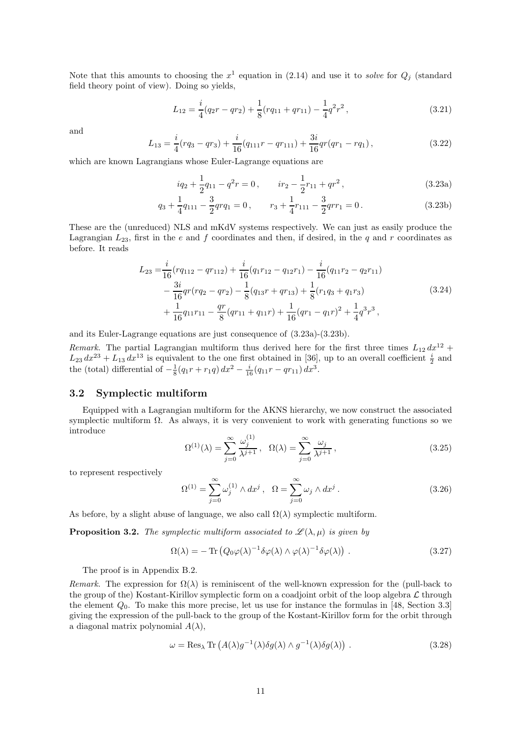Note that this amounts to choosing the $x^1$ equation in (2.14) and use it to *solve* for $Q_j$ (standard field theory point of view). Doing so yields,

$$L_{12} = \frac{i}{4}(q_2 r - q r_2) + \frac{1}{8}(r q_{11} + q r_{11}) - \frac{1}{4}q^2 r^2 \,, \tag{3.21}$$

and

$$L_{13} = \frac{i}{4}(r q_3 - q r_3) + \frac{i}{16}(q_{111} r - q r_{111}) + \frac{3i}{16} q r (q r_1 - r q_1) \,, \tag{3.22}$$

which are known Lagrangians whose Euler-Lagrange equations are

$$i q_2 + \frac{1}{2} q_{11} - q^2 r = 0 \,, \qquad i r_2 - \frac{1}{2} r_{11} + q r^2 \,, \tag{3.23a}$$

$$q_3 + \frac{1}{4} q_{111} - \frac{3}{2} q r q_1 = 0 \,, \qquad r_3 + \frac{1}{4} r_{111} - \frac{3}{2} q r r_1 = 0 \,. \tag{3.23b}$$

These are the (unreduced) NLS and mKdV systems respectively. We can just as easily produce the Lagrangian $L_{23}$, first in the $e$ and $f$ coordinates and then, if desired, in the $q$ and $r$ coordinates as before. It reads

$$\begin{aligned} L_{23} =& \frac{i}{16}(r q_{112} - q r_{112}) + \frac{i}{16}(q_1 r_{12} - q_{12} r_1) - \frac{i}{16}(q_{11} r_2 - q_2 r_{11}) \\ & - \frac{3i}{16} q r (r q_2 - q r_2) - \frac{1}{8}(q_{13} r + q r_{13}) + \frac{1}{8}(r_1 q_3 + q_1 r_3) \\ & + \frac{1}{16} q_{11} r_{11} - \frac{q r}{8}(q r_{11} + q_{11} r) + \frac{1}{16}(q r_1 - q_1 r)^2 + \frac{1}{4} q^3 r^3 \,, \end{aligned} \tag{3.24}$$

and its Euler-Lagrange equations are just consequence of (3.23a)-(3.23b).

*Remark.* The partial Lagrangian multiform thus derived here for the first three times $L_{12}\, dx^{12} + L_{23}\, dx^{23} + L_{13}\, dx^{13}$ is equivalent to the one first obtained in [36], up to an overall coefficient $\frac{i}{2}$ and the (total) differential of $-\frac{1}{8}(q_1 r + r_1 q)\, dx^2 - \frac{i}{16}(q_{11} r - q r_{11})\, dx^3$.

### 3.2 Symplectic multiform

Equipped with a Lagrangian multiform for the AKNS hierarchy, we now construct the associated symplectic multiform $\Omega$. As always, it is very convenient to work with generating functions so we introduce

$$\Omega^{(1)}(\lambda) = \sum_{j=0}^{\infty} \frac{\omega_j^{(1)}}{\lambda^{j+1}} \,, \quad \Omega(\lambda) = \sum_{j=0}^{\infty} \frac{\omega_j}{\lambda^{j+1}} \,, \tag{3.25}$$

to represent respectively

$$\Omega^{(1)} = \sum_{j=0}^{\infty} \omega_j^{(1)} \wedge dx^j \,, \quad \Omega = \sum_{j=0}^{\infty} \omega_j \wedge dx^j \,. \tag{3.26}$$

As before, by a slight abuse of language, we also call $\Omega(\lambda)$ symplectic multiform.

**Proposition 3.2.** *The symplectic multiform associated to $\mathscr{L}(\lambda, \mu)$ is given by*

$$\Omega(\lambda) = - \operatorname{Tr}\left( Q_0 \varphi(\lambda)^{-1} \delta\varphi(\lambda) \wedge \varphi(\lambda)^{-1} \delta\varphi(\lambda) \right) \,. \tag{3.27}$$

The proof is in Appendix B.2.

*Remark.* The expression for $\Omega(\lambda)$ is reminiscent of the well-known expression for the (pull-back to the group of the) Kostant-Kirillov symplectic form on a coadjoint orbit of the loop algebra $\mathcal{L}$ through the element $Q_0$. To make this more precise, let us use for instance the formulas in [48, Section 3.3] giving the expression of the pull-back to the group of the Kostant-Kirillov form for the orbit through a diagonal matrix polynomial $A(\lambda)$,

$$\omega = \operatorname{Res}_\lambda \operatorname{Tr}\left( A(\lambda) g^{-1}(\lambda) \delta g(\lambda) \wedge g^{-1}(\lambda) \delta g(\lambda) \right) \,. \tag{3.28}$$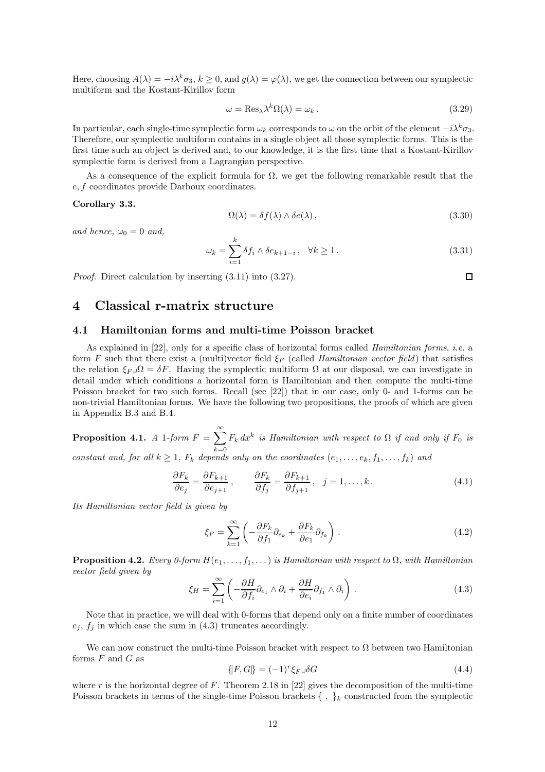Here, choosing $A(\lambda) = -i\lambda^k\sigma_3$, $k \geq 0$, and $g(\lambda) = \varphi(\lambda)$, we get the connection between our symplectic multiform and the Kostant-Kirillov form

$$\omega = \text{Res}_\lambda \lambda^k \Omega(\lambda) = \omega_k\,. \tag{3.29}$$

In particular, each single-time symplectic form $\omega_k$ corresponds to $\omega$ on the orbit of the element $-i\lambda^k\sigma_3$. Therefore, our symplectic multiform contains in a single object all those symplectic forms. This is the first time such an object is derived and, to our knowledge, it is the first time that a Kostant-Kirillov symplectic form is derived from a Lagrangian perspective.

As a consequence of the explicit formula for $\Omega$, we get the following remarkable result that the $e, f$ coordinates provide Darboux coordinates.

**Corollary 3.3.**

$$\Omega(\lambda) = \delta f(\lambda) \wedge \delta e(\lambda)\,, \tag{3.30}$$

*and hence,* $\omega_0 = 0$ *and,*

$$\omega_k = \sum_{i=1}^{k} \delta f_i \wedge \delta e_{k+1-i}\,, \quad \forall k \geq 1\,. \tag{3.31}$$

*Proof.* Direct calculation by inserting (3.11) into (3.27). ☐

# 4 Classical r-matrix structure

## 4.1 Hamiltonian forms and multi-time Poisson bracket

As explained in [22], only for a specific class of horizontal forms called *Hamiltonian forms*, *i.e.* a form $F$ such that there exist a (multi)vector field $\xi_F$ (called *Hamiltonian vector field*) that satisfies the relation $\xi_F \lrcorner \Omega = \delta F$. Having the symplectic multiform $\Omega$ at our disposal, we can investigate in detail under which conditions a horizontal form is Hamiltonian and then compute the multi-time Poisson bracket for two such forms. Recall (see [22]) that in our case, only 0- and 1-forms can be non-trivial Hamiltonian forms. We have the following two propositions, the proofs of which are given in Appendix B.3 and B.4.

**Proposition 4.1.** *A 1-form* $F = \sum_{k=0}^{\infty} F_k\, dx^k$ *is Hamiltonian with respect to* $\Omega$ *if and only if* $F_0$ *is constant and, for all* $k \geq 1$, $F_k$ *depends only on the coordinates* $(e_1, \dots, e_k, f_1, \dots, f_k)$ *and*

$$\frac{\partial F_k}{\partial e_j} = \frac{\partial F_{k+1}}{\partial e_{j+1}}\,, \qquad \frac{\partial F_k}{\partial f_j} = \frac{\partial F_{k+1}}{\partial f_{j+1}}\,, \quad j = 1, \dots, k\,. \tag{4.1}$$

*Its Hamiltonian vector field is given by*

$$\xi_F = \sum_{k=1}^{\infty} \left( -\frac{\partial F_k}{\partial f_1} \partial_{e_k} + \frac{\partial F_k}{\partial e_1} \partial_{f_k} \right). \tag{4.2}$$

**Proposition 4.2.** *Every 0-form* $H(e_1, \dots, f_1, \dots)$ *is Hamiltonian with respect to* $\Omega$*, with Hamiltonian vector field given by*

$$\xi_H = \sum_{i=1}^{\infty} \left( -\frac{\partial H}{\partial f_i} \partial_{e_1} \wedge \partial_i + \frac{\partial H}{\partial e_i} \partial_{f_1} \wedge \partial_i \right). \tag{4.3}$$

Note that in practice, we will deal with 0-forms that depend only on a finite number of coordinates $e_j$, $f_j$ in which case the sum in (4.3) truncates accordingly.

We can now construct the multi-time Poisson bracket with respect to $\Omega$ between two Hamiltonian forms $F$ and $G$ as

$$\{\!|F, G|\!\} = (-1)^r \xi_F \lrcorner \delta G \tag{4.4}$$

where $r$ is the horizontal degree of $F$. Theorem 2.18 in [22] gives the decomposition of the multi-time Poisson brackets in terms of the single-time Poisson brackets $\{\ ,\ \}_k$ constructed from the symplectic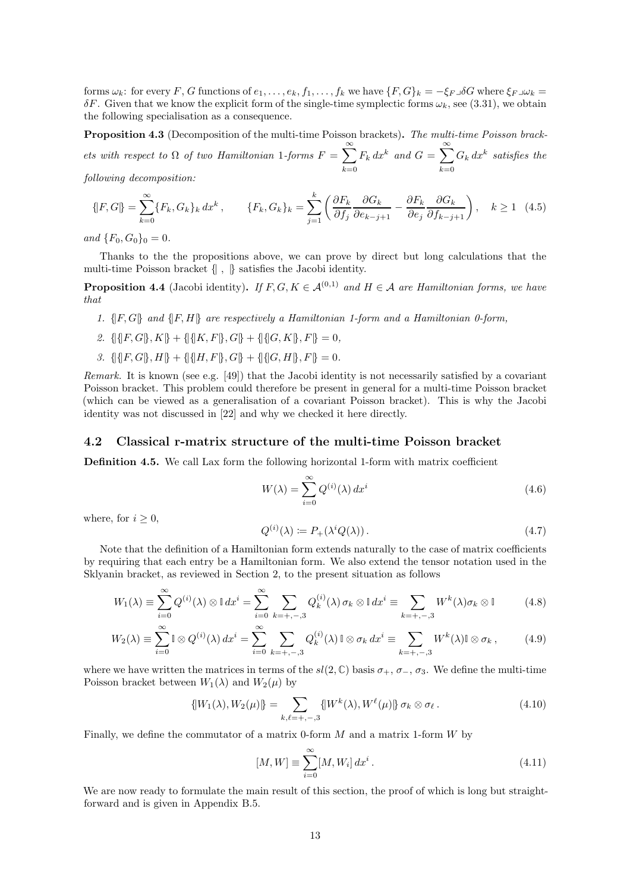forms $\omega_k$: for every $F, G$ functions of $e_1, \dots, e_k, f_1, \dots, f_k$ we have $\{F, G\}_k = -\xi_F \lrcorner \delta G$ where $\xi_F \lrcorner \omega_k = \delta F$. Given that we know the explicit form of the single-time symplectic forms $\omega_k$, see (3.31), we obtain the following specialisation as a consequence.

**Proposition 4.3** (Decomposition of the multi-time Poisson brackets)**.** *The multi-time Poisson brackets with respect to $\Omega$ of two Hamiltonian 1-forms $F = \sum_{k=0}^{\infty} F_k \, dx^k$ and $G = \sum_{k=0}^{\infty} G_k \, dx^k$ satisfies the following decomposition:*

$$\{\!| F, G |\!\} = \sum_{k=0}^{\infty} \{F_k, G_k\}_k \, dx^k \,, \qquad \{F_k, G_k\}_k = \sum_{j=1}^{k} \left( \frac{\partial F_k}{\partial f_j} \frac{\partial G_k}{\partial e_{k-j+1}} - \frac{\partial F_k}{\partial e_j} \frac{\partial G_k}{\partial f_{k-j+1}} \right), \quad k \geq 1 \quad (4.5)$$

*and $\{F_0, G_0\}_0 = 0$.*

Thanks to the the propositions above, we can prove by direct but long calculations that the multi-time Poisson bracket $\{\!| \ , \ |\!\}$ satisfies the Jacobi identity.

**Proposition 4.4** (Jacobi identity)**.** *If $F, G, K \in \mathcal{A}^{(0,1)}$ and $H \in \mathcal{A}$ are Hamiltonian forms, we have that*

1. *$\{\!| F, G |\!\}$ and $\{\!| F, H |\!\}$ are respectively a Hamiltonian 1-form and a Hamiltonian 0-form,*
2. *$\{\!| \{\!| F, G |\!\}, K |\!\} + \{\!| \{\!| K, F |\!\}, G |\!\} + \{\!| \{\!| G, K |\!\}, F |\!\} = 0$,*
3. *$\{\!| \{\!| F, G |\!\}, H |\!\} + \{\!| \{\!| H, F |\!\}, G |\!\} + \{\!| \{\!| G, H |\!\}, F |\!\} = 0$.*

*Remark.* It is known (see e.g. [49]) that the Jacobi identity is not necessarily satisfied by a covariant Poisson bracket. This problem could therefore be present in general for a multi-time Poisson bracket (which can be viewed as a generalisation of a covariant Poisson bracket). This is why the Jacobi identity was not discussed in [22] and why we checked it here directly.

## 4.2 Classical r-matrix structure of the multi-time Poisson bracket

**Definition 4.5.** We call Lax form the following horizontal 1-form with matrix coefficient

$$W(\lambda) = \sum_{i=0}^{\infty} Q^{(i)}(\lambda) \, dx^i \quad (4.6)$$

where, for $i \geq 0$,

$$Q^{(i)}(\lambda) \coloneqq P_+(\lambda^i Q(\lambda)) \,. \quad (4.7)$$

Note that the definition of a Hamiltonian form extends naturally to the case of matrix coefficients by requiring that each entry be a Hamiltonian form. We also extend the tensor notation used in the Sklyanin bracket, as reviewed in Section 2, to the present situation as follows

$$W_1(\lambda) \equiv \sum_{i=0}^{\infty} Q^{(i)}(\lambda) \otimes \mathbb{I} \, dx^i = \sum_{i=0}^{\infty} \sum_{k=+,-,3} Q_k^{(i)}(\lambda) \, \sigma_k \otimes \mathbb{I} \, dx^i \equiv \sum_{k=+,-,3} W^k(\lambda) \sigma_k \otimes \mathbb{I} \quad (4.8)$$

$$W_2(\lambda) \equiv \sum_{i=0}^{\infty} \mathbb{I} \otimes Q^{(i)}(\lambda) \, dx^i = \sum_{i=0}^{\infty} \sum_{k=+,-,3} Q_k^{(i)}(\lambda) \, \mathbb{I} \otimes \sigma_k \, dx^i \equiv \sum_{k=+,-,3} W^k(\lambda) \mathbb{I} \otimes \sigma_k \,, \quad (4.9)$$

where we have written the matrices in terms of the $sl(2, \mathbb{C})$ basis $\sigma_+$, $\sigma_-$, $\sigma_3$. We define the multi-time Poisson bracket between $W_1(\lambda)$ and $W_2(\mu)$ by

$$\{\!| W_1(\lambda), W_2(\mu) |\!\} = \sum_{k,\ell=+,-,3} \{\!| W^k(\lambda), W^\ell(\mu) |\!\} \, \sigma_k \otimes \sigma_\ell \,. \quad (4.10)$$

Finally, we define the commutator of a matrix 0-form $M$ and a matrix 1-form $W$ by

$$[M, W] \equiv \sum_{i=0}^{\infty} [M, W_i] \, dx^i \,. \quad (4.11)$$

We are now ready to formulate the main result of this section, the proof of which is long but straightforward and is given in Appendix B.5.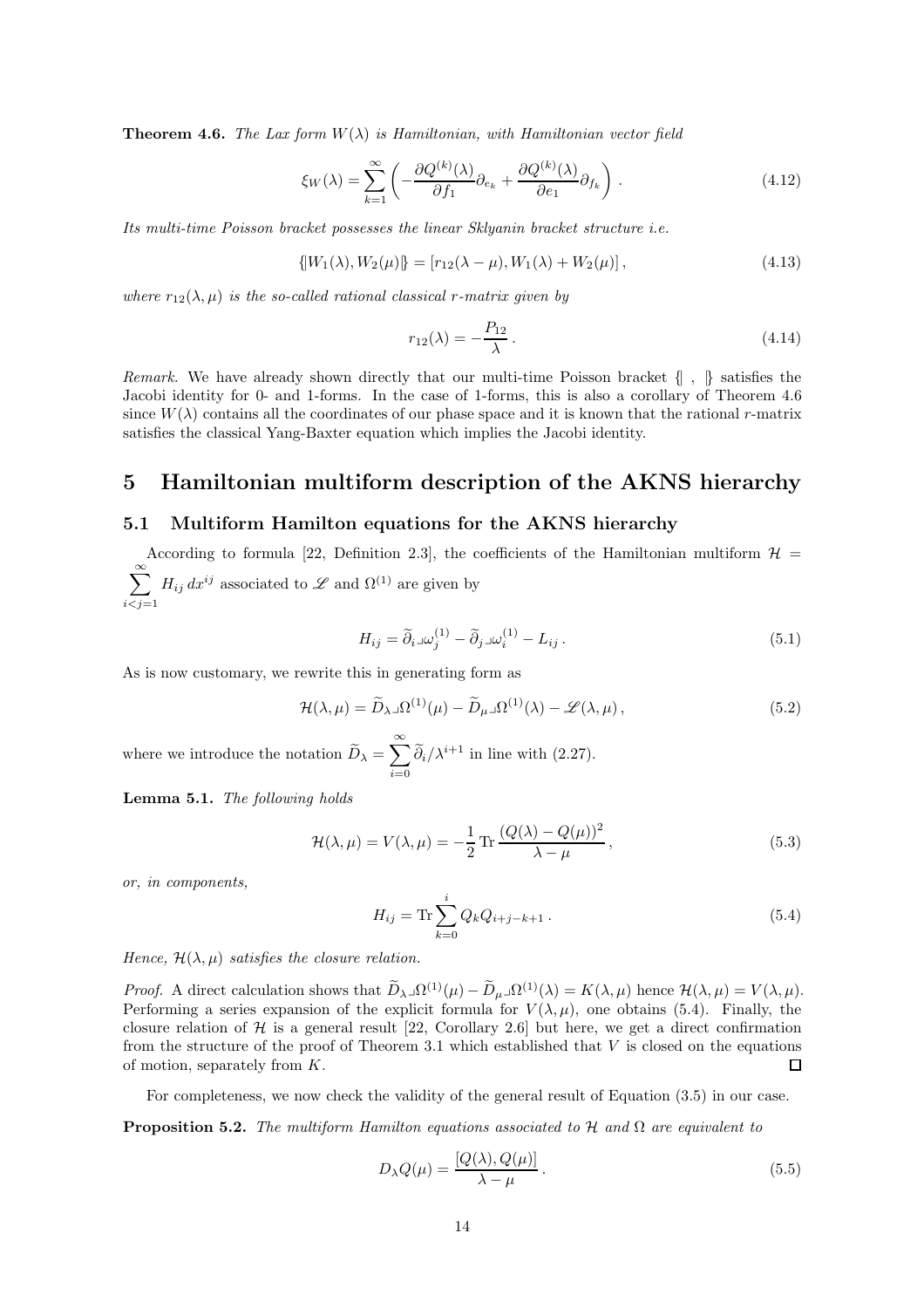**Theorem 4.6.** *The Lax form $W(\lambda)$ is Hamiltonian, with Hamiltonian vector field*

$$\xi_W(\lambda) = \sum_{k=1}^{\infty} \left( -\frac{\partial Q^{(k)}(\lambda)}{\partial f_1} \partial_{e_k} + \frac{\partial Q^{(k)}(\lambda)}{\partial e_1} \partial_{f_k} \right) . \tag{4.12}$$

*Its multi-time Poisson bracket possesses the linear Sklyanin bracket structure i.e.*

$$\{\!\!| W_1(\lambda), W_2(\mu) |\!\!\} = [r_{12}(\lambda - \mu), W_1(\lambda) + W_2(\mu)] , \tag{4.13}$$

*where $r_{12}(\lambda, \mu)$ is the so-called rational classical r-matrix given by*

$$r_{12}(\lambda) = -\frac{P_{12}}{\lambda} . \tag{4.14}$$

*Remark.* We have already shown directly that our multi-time Poisson bracket $\{\!\!| \ , \ |\!\!\}$ satisfies the Jacobi identity for 0- and 1-forms. In the case of 1-forms, this is also a corollary of Theorem 4.6 since $W(\lambda)$ contains all the coordinates of our phase space and it is known that the rational $r$-matrix satisfies the classical Yang-Baxter equation which implies the Jacobi identity.

# 5 Hamiltonian multiform description of the AKNS hierarchy

## 5.1 Multiform Hamilton equations for the AKNS hierarchy

According to formula [22, Definition 2.3], the coefficients of the Hamiltonian multiform $\mathcal{H} = \sum_{i<j=1}^{\infty} H_{ij}\, dx^{ij}$ associated to $\mathscr{L}$ and $\Omega^{(1)}$ are given by

$$H_{ij} = \widetilde{\partial}_i \lrcorner \omega_j^{(1)} - \widetilde{\partial}_j \lrcorner \omega_i^{(1)} - L_{ij} . \tag{5.1}$$

As is now customary, we rewrite this in generating form as

$$\mathcal{H}(\lambda, \mu) = \widetilde{D}_\lambda \lrcorner \Omega^{(1)}(\mu) - \widetilde{D}_\mu \lrcorner \Omega^{(1)}(\lambda) - \mathscr{L}(\lambda, \mu) , \tag{5.2}$$

where we introduce the notation $\widetilde{D}_\lambda = \sum_{i=0}^{\infty} \widetilde{\partial}_i / \lambda^{i+1}$ in line with (2.27).

**Lemma 5.1.** *The following holds*

$$\mathcal{H}(\lambda, \mu) = V(\lambda, \mu) = -\frac{1}{2} \operatorname{Tr} \frac{(Q(\lambda) - Q(\mu))^2}{\lambda - \mu} , \tag{5.3}$$

*or, in components,*

$$H_{ij} = \operatorname{Tr} \sum_{k=0}^{i} Q_k Q_{i+j-k+1} . \tag{5.4}$$

*Hence, $\mathcal{H}(\lambda, \mu)$ satisfies the closure relation.*

*Proof.* A direct calculation shows that $\widetilde{D}_\lambda \lrcorner \Omega^{(1)}(\mu) - \widetilde{D}_\mu \lrcorner \Omega^{(1)}(\lambda) = K(\lambda, \mu)$ hence $\mathcal{H}(\lambda, \mu) = V(\lambda, \mu)$. Performing a series expansion of the explicit formula for $V(\lambda, \mu)$, one obtains (5.4). Finally, the closure relation of $\mathcal{H}$ is a general result [22, Corollary 2.6] but here, we get a direct confirmation from the structure of the proof of Theorem 3.1 which established that $V$ is closed on the equations of motion, separately from $K$. $\square$

For completeness, we now check the validity of the general result of Equation (3.5) in our case.

**Proposition 5.2.** *The multiform Hamilton equations associated to $\mathcal{H}$ and $\Omega$ are equivalent to*

$$D_\lambda Q(\mu) = \frac{[Q(\lambda), Q(\mu)]}{\lambda - \mu} . \tag{5.5}$$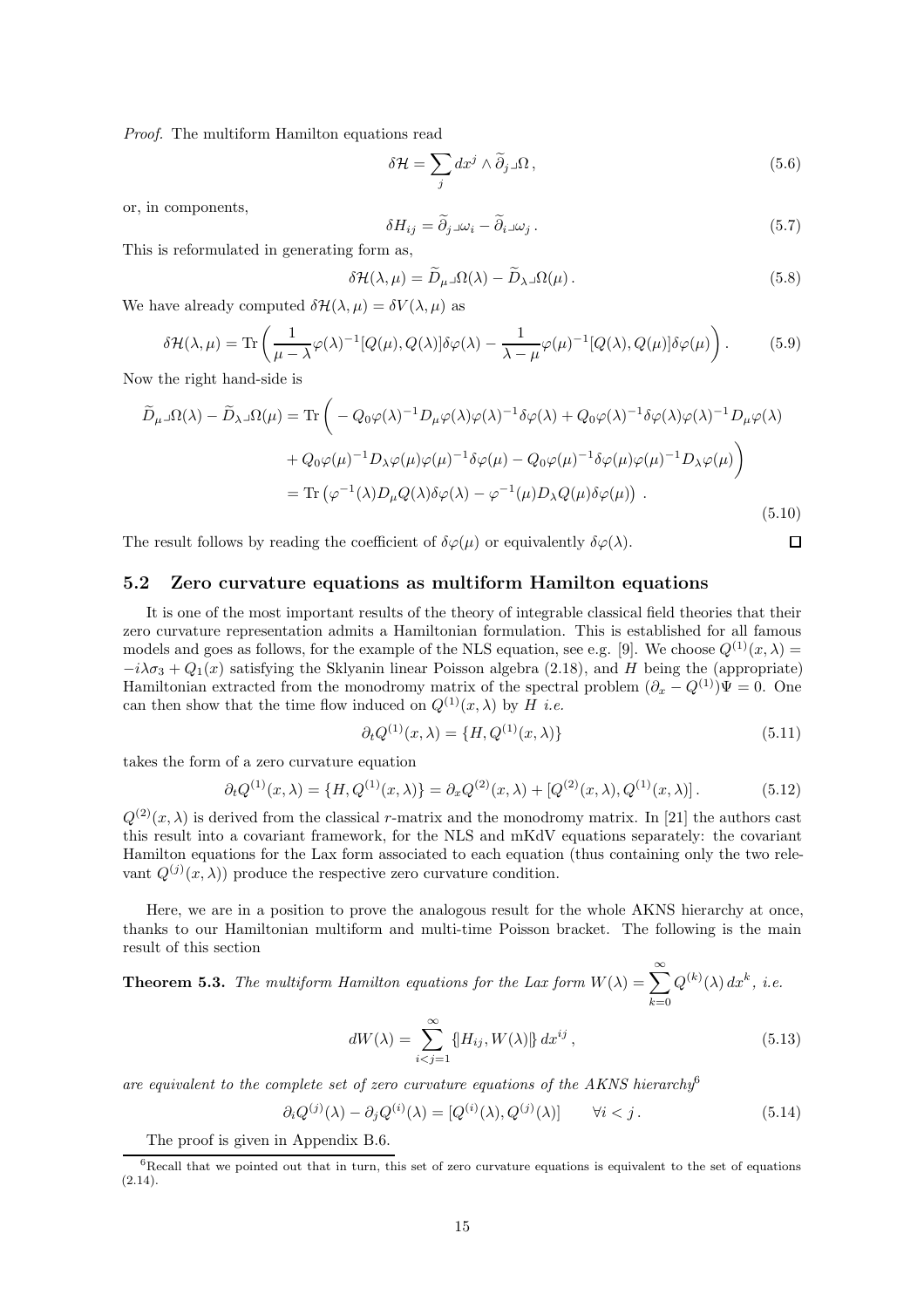*Proof.* The multiform Hamilton equations read

$$\delta\mathcal{H} = \sum_j dx^j \wedge \widetilde{\partial}_j \lrcorner \Omega \,, \tag{5.6}$$

or, in components,

$$\delta H_{ij} = \widetilde{\partial}_j \lrcorner \omega_i - \widetilde{\partial}_i \lrcorner \omega_j \,. \tag{5.7}$$

This is reformulated in generating form as,

$$\delta\mathcal{H}(\lambda,\mu) = \widetilde{D}_\mu \lrcorner \Omega(\lambda) - \widetilde{D}_\lambda \lrcorner \Omega(\mu) \,. \tag{5.8}$$

We have already computed $\delta\mathcal{H}(\lambda,\mu) = \delta V(\lambda,\mu)$ as

$$\delta\mathcal{H}(\lambda,\mu) = \mathrm{Tr}\left( \frac{1}{\mu-\lambda}\varphi(\lambda)^{-1}[Q(\mu),Q(\lambda)]\delta\varphi(\lambda) - \frac{1}{\lambda-\mu}\varphi(\mu)^{-1}[Q(\lambda),Q(\mu)]\delta\varphi(\mu) \right). \tag{5.9}$$

Now the right hand-side is

$$\begin{aligned}
\widetilde{D}_\mu \lrcorner \Omega(\lambda) - \widetilde{D}_\lambda \lrcorner \Omega(\mu) &= \mathrm{Tr}\bigg( -Q_0\varphi(\lambda)^{-1}D_\mu\varphi(\lambda)\varphi(\lambda)^{-1}\delta\varphi(\lambda) + Q_0\varphi(\lambda)^{-1}\delta\varphi(\lambda)\varphi(\lambda)^{-1}D_\mu\varphi(\lambda) \\
&\quad + Q_0\varphi(\mu)^{-1}D_\lambda\varphi(\mu)\varphi(\mu)^{-1}\delta\varphi(\mu) - Q_0\varphi(\mu)^{-1}\delta\varphi(\mu)\varphi(\mu)^{-1}D_\lambda\varphi(\mu)\bigg) \\
&= \mathrm{Tr}\left(\varphi^{-1}(\lambda)D_\mu Q(\lambda)\delta\varphi(\lambda) - \varphi^{-1}(\mu)D_\lambda Q(\mu)\delta\varphi(\mu)\right) \,.
\end{aligned} \tag{5.10}$$

The result follows by reading the coefficient of $\delta\varphi(\mu)$ or equivalently $\delta\varphi(\lambda)$. □

## 5.2 Zero curvature equations as multiform Hamilton equations

It is one of the most important results of the theory of integrable classical field theories that their zero curvature representation admits a Hamiltonian formulation. This is established for all famous models and goes as follows, for the example of the NLS equation, see e.g. [9]. We choose $Q^{(1)}(x,\lambda) = -i\lambda\sigma_3 + Q_1(x)$ satisfying the Sklyanin linear Poisson algebra (2.18), and $H$ being the (appropriate) Hamiltonian extracted from the monodromy matrix of the spectral problem $(\partial_x - Q^{(1)})\Psi = 0$. One can then show that the time flow induced on $Q^{(1)}(x,\lambda)$ by $H$ *i.e.*

$$\partial_t Q^{(1)}(x,\lambda) = \{H, Q^{(1)}(x,\lambda)\} \tag{5.11}$$

takes the form of a zero curvature equation

$$\partial_t Q^{(1)}(x,\lambda) = \{H, Q^{(1)}(x,\lambda)\} = \partial_x Q^{(2)}(x,\lambda) + [Q^{(2)}(x,\lambda), Q^{(1)}(x,\lambda)] \,. \tag{5.12}$$

$Q^{(2)}(x,\lambda)$ is derived from the classical $r$-matrix and the monodromy matrix. In [21] the authors cast this result into a covariant framework, for the NLS and mKdV equations separately: the covariant Hamilton equations for the Lax form associated to each equation (thus containing only the two relevant $Q^{(j)}(x,\lambda)$) produce the respective zero curvature condition.

Here, we are in a position to prove the analogous result for the whole AKNS hierarchy at once, thanks to our Hamiltonian multiform and multi-time Poisson bracket. The following is the main result of this section

**Theorem 5.3.** *The multiform Hamilton equations for the Lax form* $W(\lambda) = \sum_{k=0}^{\infty} Q^{(k)}(\lambda)\,dx^k$*, i.e.*

$$dW(\lambda) = \sum_{i<j=1}^{\infty} \{\!|H_{ij}, W(\lambda)|\!\}\, dx^{ij} \,, \tag{5.13}$$

*are equivalent to the complete set of zero curvature equations of the AKNS hierarchy*[6]

$$\partial_i Q^{(j)}(\lambda) - \partial_j Q^{(i)}(\lambda) = [Q^{(i)}(\lambda), Q^{(j)}(\lambda)] \qquad \forall i<j \,. \tag{5.14}$$

The proof is given in Appendix B.6.

[6] Recall that we pointed out that in turn, this set of zero curvature equations is equivalent to the set of equations (2.14).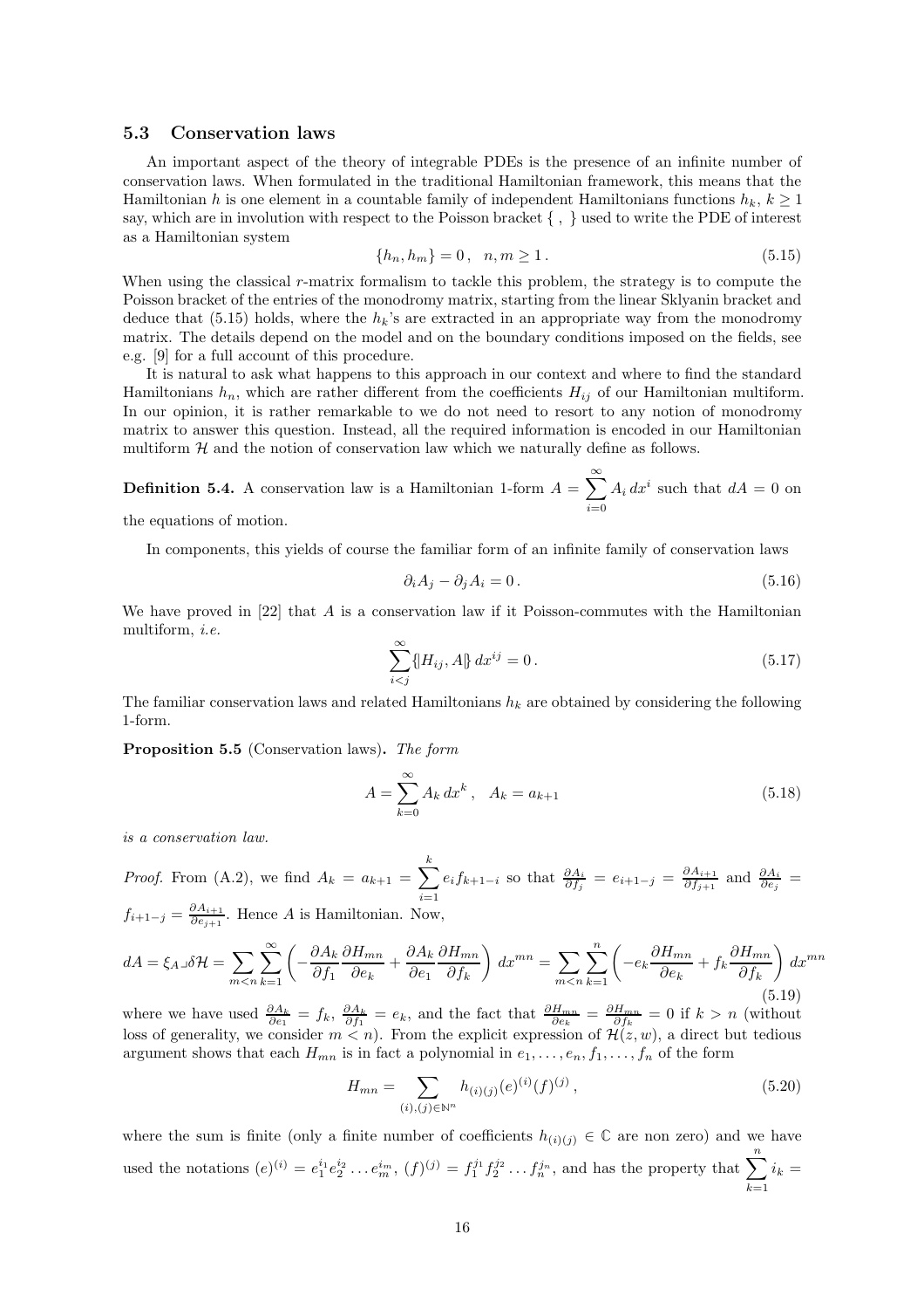### 5.3 Conservation laws

An important aspect of the theory of integrable PDEs is the presence of an infinite number of conservation laws. When formulated in the traditional Hamiltonian framework, this means that the Hamiltonian $h$ is one element in a countable family of independent Hamiltonians functions $h_k$, $k \geq 1$ say, which are in involution with respect to the Poisson bracket $\{\ ,\ \}$ used to write the PDE of interest as a Hamiltonian system

$$\{h_n, h_m\} = 0\,, \quad n, m \geq 1\,. \tag{5.15}$$

When using the classical $r$-matrix formalism to tackle this problem, the strategy is to compute the Poisson bracket of the entries of the monodromy matrix, starting from the linear Sklyanin bracket and deduce that (5.15) holds, where the $h_k$'s are extracted in an appropriate way from the monodromy matrix. The details depend on the model and on the boundary conditions imposed on the fields, see e.g. [9] for a full account of this procedure.

It is natural to ask what happens to this approach in our context and where to find the standard Hamiltonians $h_n$, which are rather different from the coefficients $H_{ij}$ of our Hamiltonian multiform. In our opinion, it is rather remarkable to we do not need to resort to any notion of monodromy matrix to answer this question. Instead, all the required information is encoded in our Hamiltonian multiform $\mathcal{H}$ and the notion of conservation law which we naturally define as follows.

**Definition 5.4.** A conservation law is a Hamiltonian 1-form $A = \sum_{i=0}^{\infty} A_i\, dx^i$ such that $dA = 0$ on the equations of motion.

In components, this yields of course the familiar form of an infinite family of conservation laws

$$\partial_i A_j - \partial_j A_i = 0\,. \tag{5.16}$$

We have proved in [22] that $A$ is a conservation law if it Poisson-commutes with the Hamiltonian multiform, *i.e.*

$$\sum_{i<j}^{\infty} \{\!|H_{ij}, A|\!\}\, dx^{ij} = 0\,. \tag{5.17}$$

The familiar conservation laws and related Hamiltonians $h_k$ are obtained by considering the following 1-form.

**Proposition 5.5** (Conservation laws)**.** *The form*

$$A = \sum_{k=0}^{\infty} A_k\, dx^k\,, \quad A_k = a_{k+1} \tag{5.18}$$

*is a conservation law.*

*Proof.* From (A.2), we find $A_k = a_{k+1} = \sum_{i=1}^{k} e_i f_{k+1-i}$ so that $\frac{\partial A_i}{\partial f_j} = e_{i+1-j} = \frac{\partial A_{i+1}}{\partial f_{j+1}}$ and $\frac{\partial A_i}{\partial e_j} = f_{i+1-j} = \frac{\partial A_{i+1}}{\partial e_{j+1}}$. Hence $A$ is Hamiltonian. Now,

$$dA = \xi_A \lrcorner \delta\mathcal{H} = \sum_{m<n} \sum_{k=1}^{\infty} \left( -\frac{\partial A_k}{\partial f_1} \frac{\partial H_{mn}}{\partial e_k} + \frac{\partial A_k}{\partial e_1} \frac{\partial H_{mn}}{\partial f_k} \right) dx^{mn} = \sum_{m<n} \sum_{k=1}^{n} \left( -e_k \frac{\partial H_{mn}}{\partial e_k} + f_k \frac{\partial H_{mn}}{\partial f_k} \right) dx^{mn} \tag{5.19}$$

where we have used $\frac{\partial A_k}{\partial e_1} = f_k$, $\frac{\partial A_k}{\partial f_1} = e_k$, and the fact that $\frac{\partial H_{mn}}{\partial e_k} = \frac{\partial H_{mn}}{\partial f_k} = 0$ if $k > n$ (without loss of generality, we consider $m < n$). From the explicit expression of $\mathcal{H}(z, w)$, a direct but tedious argument shows that each $H_{mn}$ is in fact a polynomial in $e_1, \ldots, e_n, f_1, \ldots, f_n$ of the form

$$H_{mn} = \sum_{(i),(j) \in \mathbb{N}^n} h_{(i)(j)} (e)^{(i)} (f)^{(j)}\,, \tag{5.20}$$

where the sum is finite (only a finite number of coefficients $h_{(i)(j)} \in \mathbb{C}$ are non zero) and we have used the notations $(e)^{(i)} = e_1^{i_1} e_2^{i_2} \ldots e_m^{i_m}$, $(f)^{(j)} = f_1^{j_1} f_2^{j_2} \ldots f_n^{j_n}$, and has the property that $\sum_{k=1}^{n} i_k =$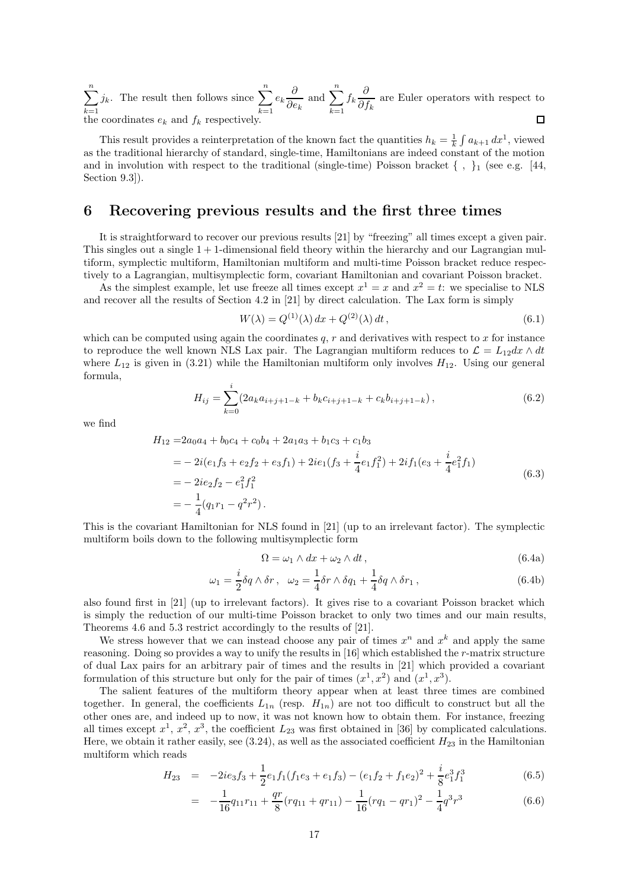$\sum_{k=1}^{n} j_k$. The result then follows since $\sum_{k=1}^{n} e_k \frac{\partial}{\partial e_k}$ and $\sum_{k=1}^{n} f_k \frac{\partial}{\partial f_k}$ are Euler operators with respect to the coordinates $e_k$ and $f_k$ respectively. □

This result provides a reinterpretation of the known fact the quantities $h_k = \frac{1}{k}\int a_{k+1}\,dx^1$, viewed as the traditional hierarchy of standard, single-time, Hamiltonians are indeed constant of the motion and in involution with respect to the traditional (single-time) Poisson bracket $\{\ ,\ \}_1$ (see e.g. [44, Section 9.3]).

## 6 Recovering previous results and the first three times

It is straightforward to recover our previous results [21] by "freezing" all times except a given pair. This singles out a single $1+1$-dimensional field theory within the hierarchy and our Lagrangian multiform, symplectic multiform, Hamiltonian multiform and multi-time Poisson bracket reduce respectively to a Lagrangian, multisymplectic form, covariant Hamiltonian and covariant Poisson bracket.

As the simplest example, let use freeze all times except $x^1 = x$ and $x^2 = t$: we specialise to NLS and recover all the results of Section 4.2 in [21] by direct calculation. The Lax form is simply

$$W(\lambda) = Q^{(1)}(\lambda)\,dx + Q^{(2)}(\lambda)\,dt\,, \tag{6.1}$$

which can be computed using again the coordinates $q$, $r$ and derivatives with respect to $x$ for instance to reproduce the well known NLS Lax pair. The Lagrangian multiform reduces to $\mathcal{L} = L_{12}dx\wedge dt$ where $L_{12}$ is given in (3.21) while the Hamiltonian multiform only involves $H_{12}$. Using our general formula,

$$H_{ij} = \sum_{k=0}^{i}(2a_k a_{i+j+1-k} + b_k c_{i+j+1-k} + c_k b_{i+j+1-k})\,, \tag{6.2}$$

we find

$$\begin{aligned}
H_{12} =& 2a_0a_4 + b_0c_4 + c_0b_4 + 2a_1a_3 + b_1c_3 + c_1b_3\\
=& -2i(e_1f_3 + e_2f_2 + e_3f_1) + 2ie_1(f_3 + \frac{i}{4}e_1f_1^2) + 2if_1(e_3 + \frac{i}{4}e_1^2f_1)\\
=& -2ie_2f_2 - e_1^2f_1^2\\
=& -\frac{1}{4}(q_1r_1 - q^2r^2)\,.
\end{aligned} \tag{6.3}$$

This is the covariant Hamiltonian for NLS found in [21] (up to an irrelevant factor). The symplectic multiform boils down to the following multisymplectic form

$$\Omega = \omega_1\wedge dx + \omega_2\wedge dt\,, \tag{6.4a}$$

$$\omega_1 = \frac{i}{2}\delta q\wedge\delta r\,,\quad \omega_2 = \frac{1}{4}\delta r\wedge\delta q_1 + \frac{1}{4}\delta q\wedge\delta r_1\,, \tag{6.4b}$$

also found first in [21] (up to irrelevant factors). It gives rise to a covariant Poisson bracket which is simply the reduction of our multi-time Poisson bracket to only two times and our main results, Theorems 4.6 and 5.3 restrict accordingly to the results of [21].

We stress however that we can instead choose any pair of times $x^n$ and $x^k$ and apply the same reasoning. Doing so provides a way to unify the results in [16] which established the $r$-matrix structure of dual Lax pairs for an arbitrary pair of times and the results in [21] which provided a covariant formulation of this structure but only for the pair of times $(x^1, x^2)$ and $(x^1, x^3)$.

The salient features of the multiform theory appear when at least three times are combined together. In general, the coefficients $L_{1n}$ (resp. $H_{1n}$) are not too difficult to construct but all the other ones are, and indeed up to now, it was not known how to obtain them. For instance, freezing all times except $x^1$, $x^2$, $x^3$, the coefficient $L_{23}$ was first obtained in [36] by complicated calculations. Here, we obtain it rather easily, see (3.24), as well as the associated coefficient $H_{23}$ in the Hamiltonian multiform which reads

$$\begin{aligned}
H_{23} &= -2ie_3f_3 + \frac{1}{2}e_1f_1(f_1e_3 + e_1f_3) - (e_1f_2 + f_1e_2)^2 + \frac{i}{8}e_1^3f_1^3 && (6.5)\\
&= -\frac{1}{16}q_{11}r_{11} + \frac{qr}{8}(rq_{11} + qr_{11}) - \frac{1}{16}(rq_1 - qr_1)^2 - \frac{1}{4}q^3r^3 && (6.6)
\end{aligned}$$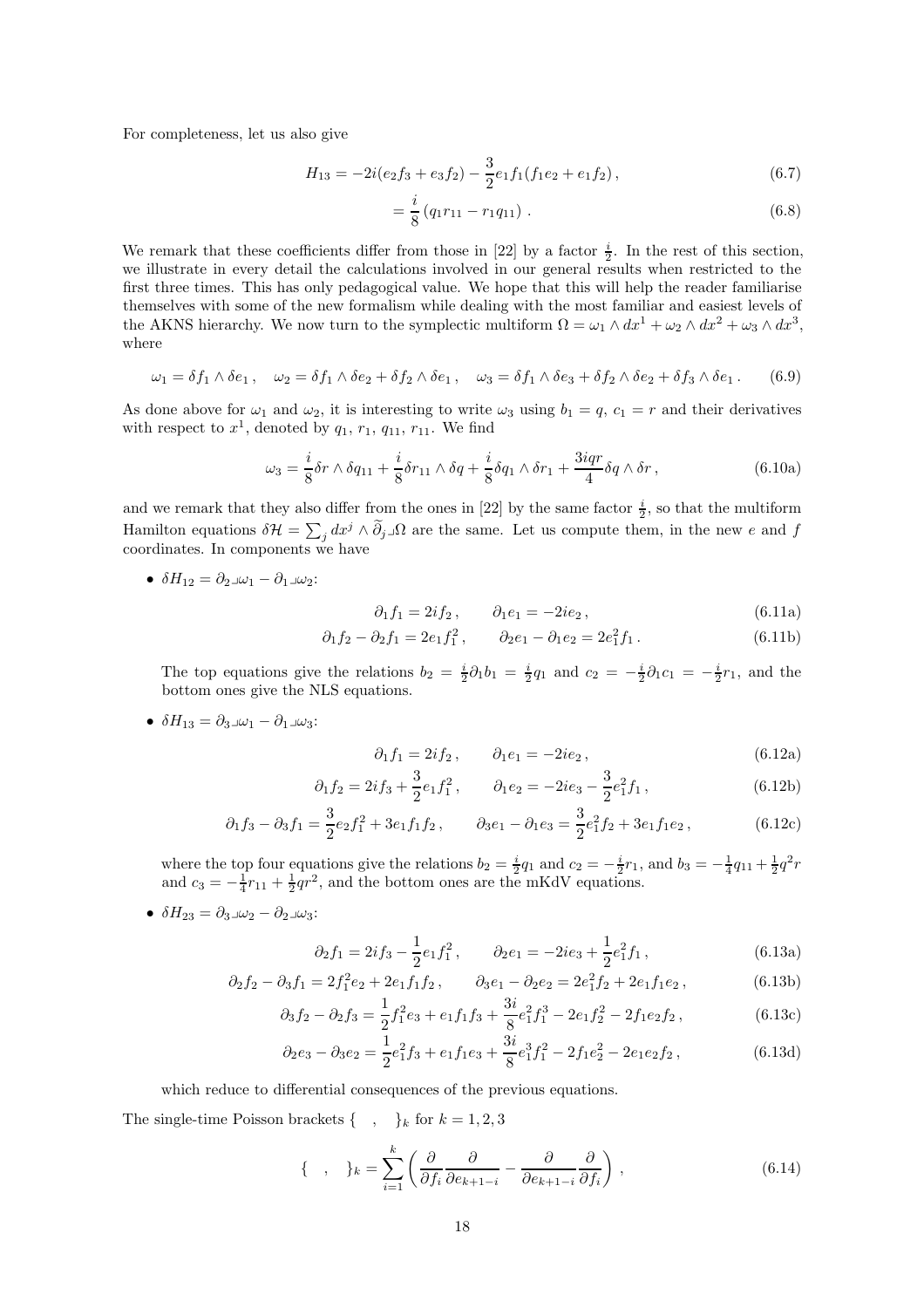For completeness, let us also give

$$H_{13} = -2i(e_2 f_3 + e_3 f_2) - \frac{3}{2} e_1 f_1 (f_1 e_2 + e_1 f_2) \,, \tag{6.7}$$

$$= \frac{i}{8} \left( q_1 r_{11} - r_1 q_{11} \right) \,. \tag{6.8}$$

We remark that these coefficients differ from those in [22] by a factor $\frac{i}{2}$. In the rest of this section, we illustrate in every detail the calculations involved in our general results when restricted to the first three times. This has only pedagogical value. We hope that this will help the reader familiarise themselves with some of the new formalism while dealing with the most familiar and easiest levels of the AKNS hierarchy. We now turn to the symplectic multiform $\Omega = \omega_1 \wedge dx^1 + \omega_2 \wedge dx^2 + \omega_3 \wedge dx^3$, where

$$\omega_1 = \delta f_1 \wedge \delta e_1 \,, \quad \omega_2 = \delta f_1 \wedge \delta e_2 + \delta f_2 \wedge \delta e_1 \,, \quad \omega_3 = \delta f_1 \wedge \delta e_3 + \delta f_2 \wedge \delta e_2 + \delta f_3 \wedge \delta e_1 \,. \tag{6.9}$$

As done above for $\omega_1$ and $\omega_2$, it is interesting to write $\omega_3$ using $b_1 = q$, $c_1 = r$ and their derivatives with respect to $x^1$, denoted by $q_1$, $r_1$, $q_{11}$, $r_{11}$. We find

$$\omega_3 = \frac{i}{8} \delta r \wedge \delta q_{11} + \frac{i}{8} \delta r_{11} \wedge \delta q + \frac{i}{8} \delta q_1 \wedge \delta r_1 + \frac{3iqr}{4} \delta q \wedge \delta r \,, \tag{6.10a}$$

and we remark that they also differ from the ones in [22] by the same factor $\frac{i}{2}$, so that the multiform Hamilton equations $\delta \mathcal{H} = \sum_j dx^j \wedge \widetilde{\partial}_j \lrcorner \Omega$ are the same. Let us compute them, in the new $e$ and $f$ coordinates. In components we have

- $\delta H_{12} = \partial_2 \lrcorner \omega_1 - \partial_1 \lrcorner \omega_2$:

$$\partial_1 f_1 = 2i f_2 \,, \qquad \partial_1 e_1 = -2i e_2 \,, \tag{6.11a}$$

$$\partial_1 f_2 - \partial_2 f_1 = 2 e_1 f_1^2 \,, \qquad \partial_2 e_1 - \partial_1 e_2 = 2 e_1^2 f_1 \,. \tag{6.11b}$$

  The top equations give the relations $b_2 = \frac{i}{2} \partial_1 b_1 = \frac{i}{2} q_1$ and $c_2 = -\frac{i}{2} \partial_1 c_1 = -\frac{i}{2} r_1$, and the bottom ones give the NLS equations.

- $\delta H_{13} = \partial_3 \lrcorner \omega_1 - \partial_1 \lrcorner \omega_3$:

$$\partial_1 f_1 = 2i f_2 \,, \qquad \partial_1 e_1 = -2i e_2 \,, \tag{6.12a}$$

$$\partial_1 f_2 = 2i f_3 + \frac{3}{2} e_1 f_1^2 \,, \qquad \partial_1 e_2 = -2i e_3 - \frac{3}{2} e_1^2 f_1 \,, \tag{6.12b}$$

$$\partial_1 f_3 - \partial_3 f_1 = \frac{3}{2} e_2 f_1^2 + 3 e_1 f_1 f_2 \,, \qquad \partial_3 e_1 - \partial_1 e_3 = \frac{3}{2} e_1^2 f_2 + 3 e_1 f_1 e_2 \,, \tag{6.12c}$$

  where the top four equations give the relations $b_2 = \frac{i}{2} q_1$ and $c_2 = -\frac{i}{2} r_1$, and $b_3 = -\frac{1}{4} q_{11} + \frac{1}{2} q^2 r$ and $c_3 = -\frac{1}{4} r_{11} + \frac{1}{2} q r^2$, and the bottom ones are the mKdV equations.

- $\delta H_{23} = \partial_3 \lrcorner \omega_2 - \partial_2 \lrcorner \omega_3$:

$$\partial_2 f_1 = 2i f_3 - \frac{1}{2} e_1 f_1^2 \,, \qquad \partial_2 e_1 = -2i e_3 + \frac{1}{2} e_1^2 f_1 \,, \tag{6.13a}$$

$$\partial_2 f_2 - \partial_3 f_1 = 2 f_1^2 e_2 + 2 e_1 f_1 f_2 \,, \qquad \partial_3 e_1 - \partial_2 e_2 = 2 e_1^2 f_2 + 2 e_1 f_1 e_2 \,, \tag{6.13b}$$

$$\partial_3 f_2 - \partial_2 f_3 = \frac{1}{2} f_1^2 e_3 + e_1 f_1 f_3 + \frac{3i}{8} e_1^2 f_1^3 - 2 e_1 f_2^2 - 2 f_1 e_2 f_2 \,, \tag{6.13c}$$

$$\partial_2 e_3 - \partial_3 e_2 = \frac{1}{2} e_1^2 f_3 + e_1 f_1 e_3 + \frac{3i}{8} e_1^3 f_1^2 - 2 f_1 e_2^2 - 2 e_1 e_2 f_2 \,, \tag{6.13d}$$

  which reduce to differential consequences of the previous equations.

The single-time Poisson brackets $\{ \quad , \quad \}_k$ for $k = 1, 2, 3$

$$\{ \quad , \quad \}_k = \sum_{i=1}^{k} \left( \frac{\partial}{\partial f_i} \frac{\partial}{\partial e_{k+1-i}} - \frac{\partial}{\partial e_{k+1-i}} \frac{\partial}{\partial f_i} \right) \,, \tag{6.14}$$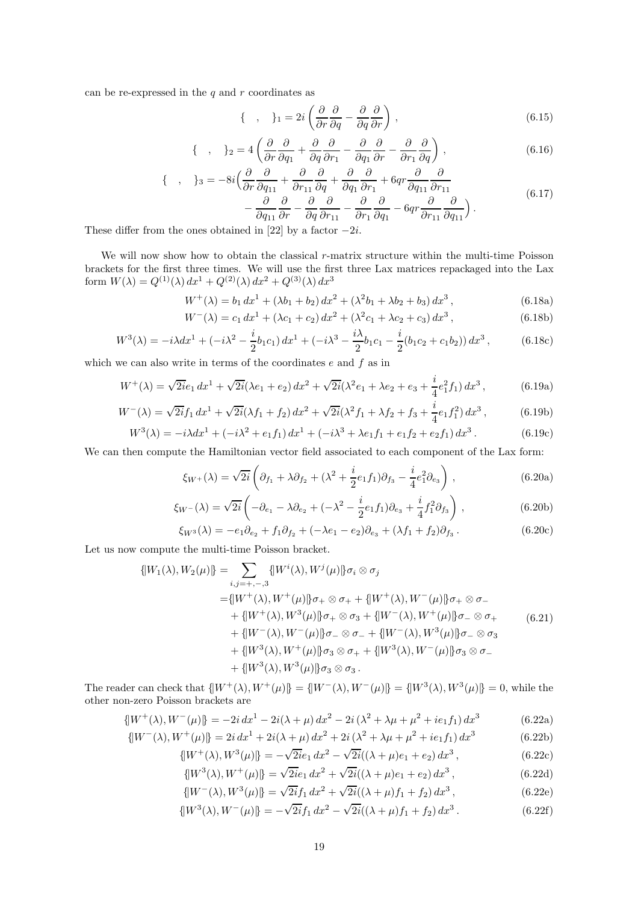can be re-expressed in the $q$ and $r$ coordinates as

$$\{\quad,\quad\}_1 = 2i\left(\frac{\partial}{\partial r}\frac{\partial}{\partial q} - \frac{\partial}{\partial q}\frac{\partial}{\partial r}\right)\,, \tag{6.15}$$

$$\{\quad,\quad\}_2 = 4\left(\frac{\partial}{\partial r}\frac{\partial}{\partial q_1} + \frac{\partial}{\partial q}\frac{\partial}{\partial r_1} - \frac{\partial}{\partial q_1}\frac{\partial}{\partial r} - \frac{\partial}{\partial r_1}\frac{\partial}{\partial q}\right)\,, \tag{6.16}$$

$$\begin{aligned}\{\quad,\quad\}_3 = -8i\Big(&\frac{\partial}{\partial r}\frac{\partial}{\partial q_{11}} + \frac{\partial}{\partial r_{11}}\frac{\partial}{\partial q} + \frac{\partial}{\partial q_1}\frac{\partial}{\partial r_1} + 6qr\frac{\partial}{\partial q_{11}}\frac{\partial}{\partial r_{11}}\\ &- \frac{\partial}{\partial q_{11}}\frac{\partial}{\partial r} - \frac{\partial}{\partial q}\frac{\partial}{\partial r_{11}} - \frac{\partial}{\partial r_1}\frac{\partial}{\partial q_1} - 6qr\frac{\partial}{\partial r_{11}}\frac{\partial}{\partial q_{11}}\Big)\,.\end{aligned} \tag{6.17}$$

These differ from the ones obtained in [22] by a factor $-2i$.

We will now show how to obtain the classical $r$-matrix structure within the multi-time Poisson brackets for the first three times. We will use the first three Lax matrices repackaged into the Lax form $W(\lambda) = Q^{(1)}(\lambda)\,dx^1 + Q^{(2)}(\lambda)\,dx^2 + Q^{(3)}(\lambda)\,dx^3$

$$W^+(\lambda) = b_1\,dx^1 + (\lambda b_1 + b_2)\,dx^2 + (\lambda^2 b_1 + \lambda b_2 + b_3)\,dx^3\,, \tag{6.18a}$$

$$W^-(\lambda) = c_1\,dx^1 + (\lambda c_1 + c_2)\,dx^2 + (\lambda^2 c_1 + \lambda c_2 + c_3)\,dx^3\,, \tag{6.18b}$$

$$W^3(\lambda) = -i\lambda dx^1 + (-i\lambda^2 - \frac{i}{2}b_1c_1)\,dx^1 + (-i\lambda^3 - \frac{i\lambda}{2}b_1c_1 - \frac{i}{2}(b_1c_2 + c_1b_2))\,dx^3\,, \tag{6.18c}$$

which we can also write in terms of the coordinates $e$ and $f$ as in

$$W^+(\lambda) = \sqrt{2i}e_1\,dx^1 + \sqrt{2i}(\lambda e_1 + e_2)\,dx^2 + \sqrt{2i}(\lambda^2 e_1 + \lambda e_2 + e_3 + \frac{i}{4}e_1^2 f_1)\,dx^3\,, \tag{6.19a}$$

$$W^-(\lambda) = \sqrt{2i}f_1\,dx^1 + \sqrt{2i}(\lambda f_1 + f_2)\,dx^2 + \sqrt{2i}(\lambda^2 f_1 + \lambda f_2 + f_3 + \frac{i}{4}e_1 f_1^2)\,dx^3\,, \tag{6.19b}$$

$$W^3(\lambda) = -i\lambda dx^1 + (-i\lambda^2 + e_1f_1)\,dx^1 + (-i\lambda^3 + \lambda e_1f_1 + e_1f_2 + e_2f_1)\,dx^3\,. \tag{6.19c}$$

We can then compute the Hamiltonian vector field associated to each component of the Lax form:

$$\xi_{W^+}(\lambda) = \sqrt{2i}\left(\partial_{f_1} + \lambda\partial_{f_2} + (\lambda^2 + \frac{i}{2}e_1f_1)\partial_{f_3} - \frac{i}{4}e_1^2\partial_{e_3}\right)\,, \tag{6.20a}$$

$$\xi_{W^-}(\lambda) = \sqrt{2i}\left(-\partial_{e_1} - \lambda\partial_{e_2} + (-\lambda^2 - \frac{i}{2}e_1f_1)\partial_{e_3} + \frac{i}{4}f_1^2\partial_{f_3}\right)\,, \tag{6.20b}$$

$$\xi_{W^3}(\lambda) = -e_1\partial_{e_2} + f_1\partial_{f_2} + (-\lambda e_1 - e_2)\partial_{e_3} + (\lambda f_1 + f_2)\partial_{f_3}\,. \tag{6.20c}$$

Let us now compute the multi-time Poisson bracket.

$$\begin{aligned}\{\![W_1(\lambda), W_2(\mu)]\!\} = &\sum_{i,j=+,-,3}\{\![W^i(\lambda), W^j(\mu)]\!\}\sigma_i\otimes\sigma_j\\ =&\{\![W^+(\lambda), W^+(\mu)]\!\}\sigma_+\otimes\sigma_+ + \{\![W^+(\lambda), W^-(\mu)]\!\}\sigma_+\otimes\sigma_-\\ &+ \{\![W^+(\lambda), W^3(\mu)]\!\}\sigma_+\otimes\sigma_3 + \{\![W^-(\lambda), W^+(\mu)]\!\}\sigma_-\otimes\sigma_+\\ &+ \{\![W^-(\lambda), W^-(\mu)]\!\}\sigma_-\otimes\sigma_- + \{\![W^-(\lambda), W^3(\mu)]\!\}\sigma_-\otimes\sigma_3\\ &+ \{\![W^3(\lambda), W^+(\mu)]\!\}\sigma_3\otimes\sigma_+ + \{\![W^3(\lambda), W^-(\mu)]\!\}\sigma_3\otimes\sigma_-\\ &+ \{\![W^3(\lambda), W^3(\mu)]\!\}\sigma_3\otimes\sigma_3\,.\end{aligned} \tag{6.21}$$

The reader can check that $\{\![W^+(\lambda), W^+(\mu)]\!\} = \{\![W^-(\lambda), W^-(\mu)]\!\} = \{\![W^3(\lambda), W^3(\mu)]\!\} = 0$, while the other non-zero Poisson brackets are

$$\{\![W^+(\lambda), W^-(\mu)]\!\} = -2i\,dx^1 - 2i(\lambda + \mu)\,dx^2 - 2i\,(\lambda^2 + \lambda\mu + \mu^2 + ie_1f_1)\,dx^3 \tag{6.22a}$$

$$\{\![W^-(\lambda), W^+(\mu)]\!\} = 2i\,dx^1 + 2i(\lambda + \mu)\,dx^2 + 2i\,(\lambda^2 + \lambda\mu + \mu^2 + ie_1f_1)\,dx^3 \tag{6.22b}$$

$$\{\![W^+(\lambda), W^3(\mu)]\!\} = -\sqrt{2i}e_1\,dx^2 - \sqrt{2i}((\lambda + \mu)e_1 + e_2)\,dx^3\,, \tag{6.22c}$$

$$\{\![W^3(\lambda), W^+(\mu)]\!\} = \sqrt{2i}e_1\,dx^2 + \sqrt{2i}((\lambda + \mu)e_1 + e_2)\,dx^3\,, \tag{6.22d}$$

$$\{\![W^-(\lambda), W^3(\mu)]\!\} = \sqrt{2i}f_1\,dx^2 + \sqrt{2i}((\lambda + \mu)f_1 + f_2)\,dx^3\,, \tag{6.22e}$$

$$\{\![W^3(\lambda), W^-(\mu)]\!\} = -\sqrt{2i}f_1\,dx^2 - \sqrt{2i}((\lambda + \mu)f_1 + f_2)\,dx^3\,. \tag{6.22f}$$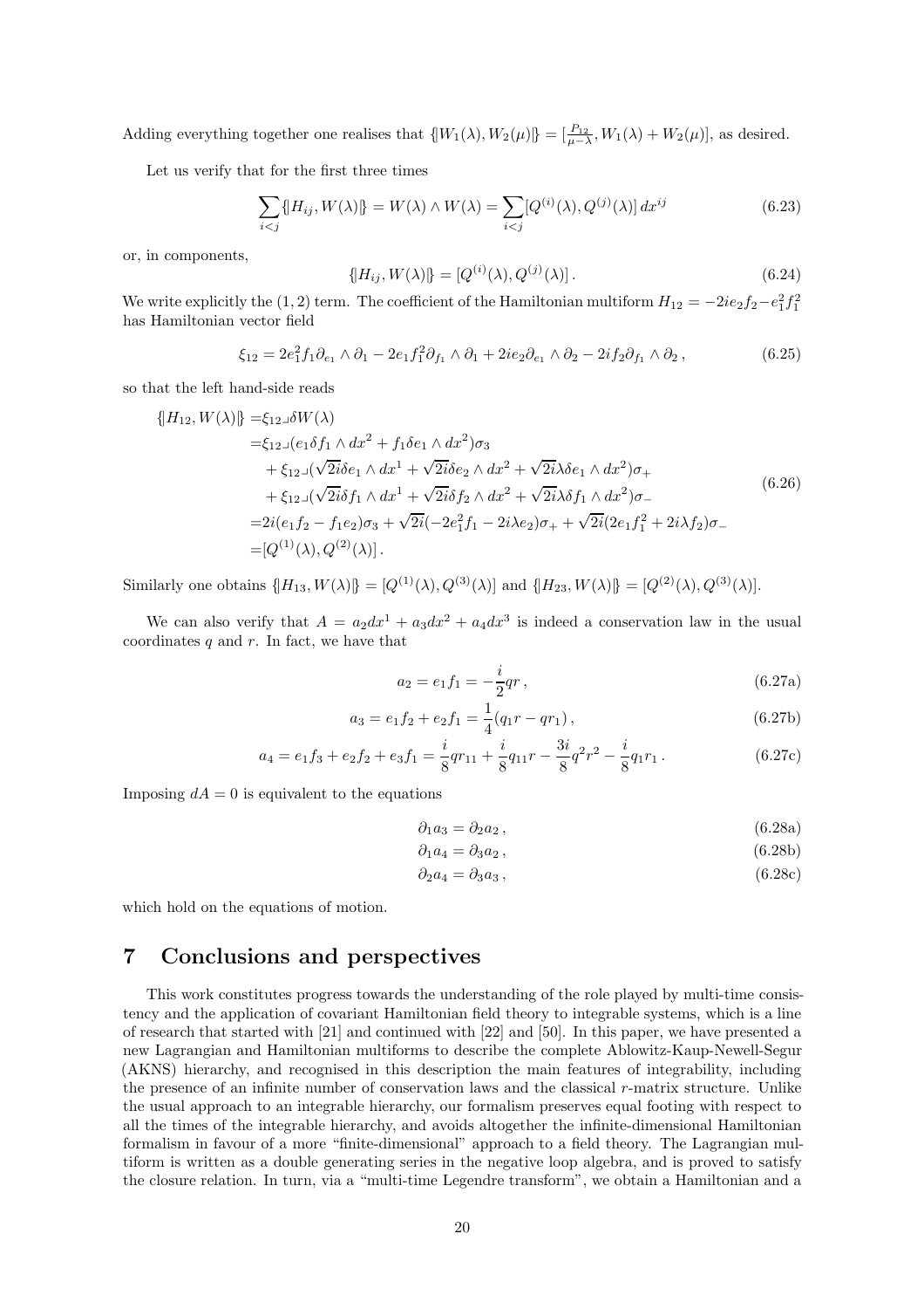Adding everything together one realises that $\{\!|W_1(\lambda), W_2(\mu)|\!\} = [\frac{P_{12}}{\mu-\lambda}, W_1(\lambda) + W_2(\mu)]$, as desired.

Let us verify that for the first three times

$$\sum_{i<j} \{\!|H_{ij}, W(\lambda)|\!\} = W(\lambda) \wedge W(\lambda) = \sum_{i<j} [Q^{(i)}(\lambda), Q^{(j)}(\lambda)]\, dx^{ij} \tag{6.23}$$

or, in components,

$$\{\!|H_{ij}, W(\lambda)|\!\} = [Q^{(i)}(\lambda), Q^{(j)}(\lambda)]\,. \tag{6.24}$$

We write explicitly the $(1,2)$ term. The coefficient of the Hamiltonian multiform $H_{12} = -2ie_2f_2 - e_1^2 f_1^2$ has Hamiltonian vector field

$$\xi_{12} = 2e_1^2 f_1 \partial_{e_1} \wedge \partial_1 - 2e_1 f_1^2 \partial_{f_1} \wedge \partial_1 + 2ie_2 \partial_{e_1} \wedge \partial_2 - 2if_2 \partial_{f_1} \wedge \partial_2\,, \tag{6.25}$$

so that the left hand-side reads

$$\begin{aligned}
\{\!|H_{12}, W(\lambda)|\!\} =& \xi_{12} \lrcorner \delta W(\lambda) \\
=& \xi_{12} \lrcorner (e_1 \delta f_1 \wedge dx^2 + f_1 \delta e_1 \wedge dx^2)\sigma_3 \\
&+ \xi_{12} \lrcorner (\sqrt{2i}\delta e_1 \wedge dx^1 + \sqrt{2i}\delta e_2 \wedge dx^2 + \sqrt{2i}\lambda \delta e_1 \wedge dx^2)\sigma_+ \\
&+ \xi_{12} \lrcorner (\sqrt{2i}\delta f_1 \wedge dx^1 + \sqrt{2i}\delta f_2 \wedge dx^2 + \sqrt{2i}\lambda \delta f_1 \wedge dx^2)\sigma_- \\
=& 2i(e_1 f_2 - f_1 e_2)\sigma_3 + \sqrt{2i}(-2e_1^2 f_1 - 2i\lambda e_2)\sigma_+ + \sqrt{2i}(2e_1 f_1^2 + 2i\lambda f_2)\sigma_- \\
=& [Q^{(1)}(\lambda), Q^{(2)}(\lambda)]\,.
\end{aligned} \tag{6.26}$$

Similarly one obtains $\{\!|H_{13}, W(\lambda)|\!\} = [Q^{(1)}(\lambda), Q^{(3)}(\lambda)]$ and $\{\!|H_{23}, W(\lambda)|\!\} = [Q^{(2)}(\lambda), Q^{(3)}(\lambda)]$.

We can also verify that $A = a_2 dx^1 + a_3 dx^2 + a_4 dx^3$ is indeed a conservation law in the usual coordinates $q$ and $r$. In fact, we have that

$$a_2 = e_1 f_1 = -\frac{i}{2} q r\,, \tag{6.27a}$$

$$a_3 = e_1 f_2 + e_2 f_1 = \frac{1}{4}(q_1 r - q r_1)\,, \tag{6.27b}$$

$$a_4 = e_1 f_3 + e_2 f_2 + e_3 f_1 = \frac{i}{8} q r_{11} + \frac{i}{8} q_{11} r - \frac{3i}{8} q^2 r^2 - \frac{i}{8} q_1 r_1\,. \tag{6.27c}$$

Imposing $dA = 0$ is equivalent to the equations

$$\partial_1 a_3 = \partial_2 a_2\,, \tag{6.28a}$$

$$\partial_1 a_4 = \partial_3 a_2\,, \tag{6.28b}$$

$$\partial_2 a_4 = \partial_3 a_3\,, \tag{6.28c}$$

which hold on the equations of motion.

# 7 Conclusions and perspectives

This work constitutes progress towards the understanding of the role played by multi-time consistency and the application of covariant Hamiltonian field theory to integrable systems, which is a line of research that started with [21] and continued with [22] and [50]. In this paper, we have presented a new Lagrangian and Hamiltonian multiforms to describe the complete Ablowitz-Kaup-Newell-Segur (AKNS) hierarchy, and recognised in this description the main features of integrability, including the presence of an infinite number of conservation laws and the classical $r$-matrix structure. Unlike the usual approach to an integrable hierarchy, our formalism preserves equal footing with respect to all the times of the integrable hierarchy, and avoids altogether the infinite-dimensional Hamiltonian formalism in favour of a more "finite-dimensional" approach to a field theory. The Lagrangian multiform is written as a double generating series in the negative loop algebra, and is proved to satisfy the closure relation. In turn, via a "multi-time Legendre transform", we obtain a Hamiltonian and a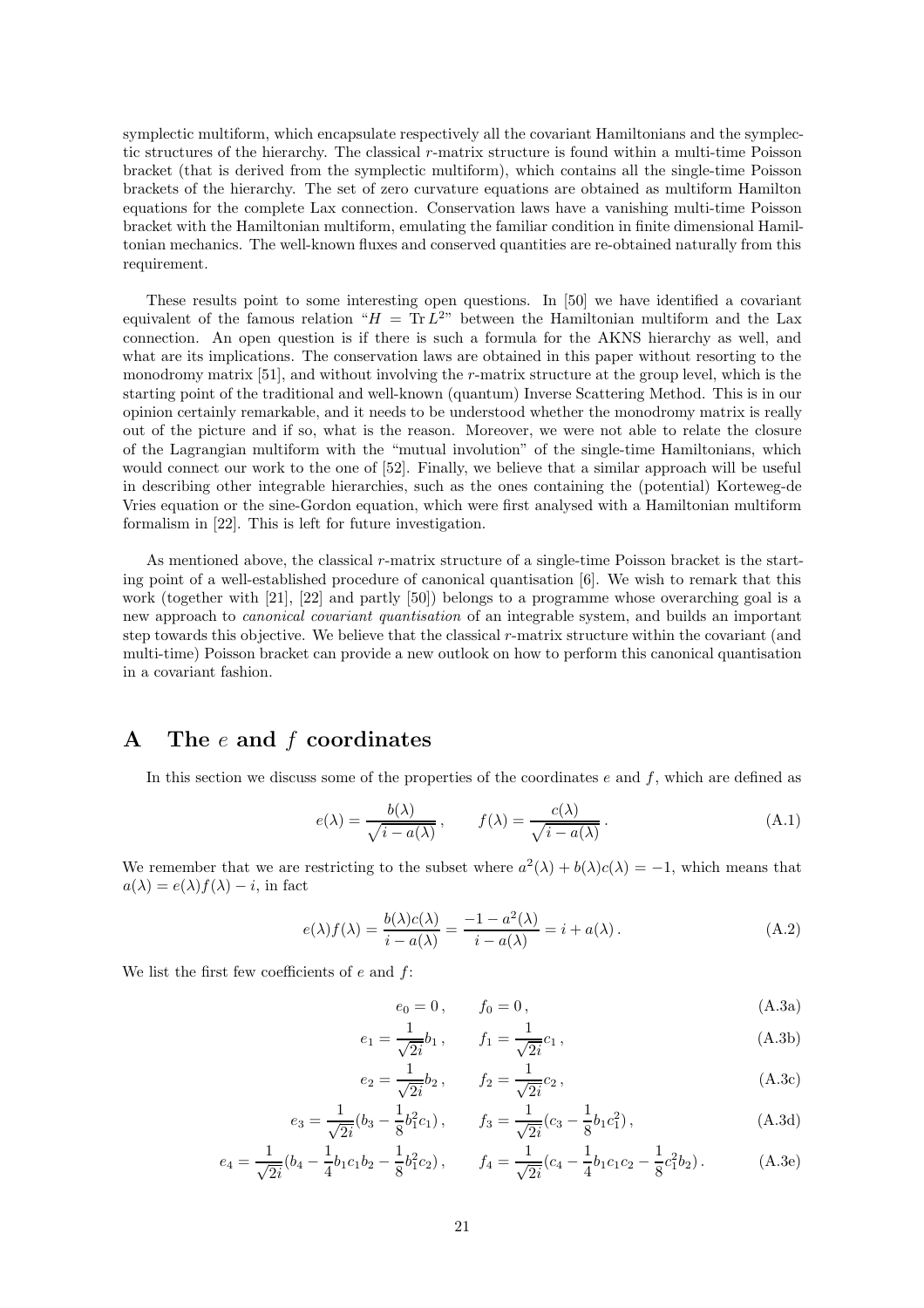symplectic multiform, which encapsulate respectively all the covariant Hamiltonians and the symplectic structures of the hierarchy. The classical $r$-matrix structure is found within a multi-time Poisson bracket (that is derived from the symplectic multiform), which contains all the single-time Poisson brackets of the hierarchy. The set of zero curvature equations are obtained as multiform Hamilton equations for the complete Lax connection. Conservation laws have a vanishing multi-time Poisson bracket with the Hamiltonian multiform, emulating the familiar condition in finite dimensional Hamiltonian mechanics. The well-known fluxes and conserved quantities are re-obtained naturally from this requirement.

These results point to some interesting open questions. In [50] we have identified a covariant equivalent of the famous relation "$H = \operatorname{Tr} L^2$" between the Hamiltonian multiform and the Lax connection. An open question is if there is such a formula for the AKNS hierarchy as well, and what are its implications. The conservation laws are obtained in this paper without resorting to the monodromy matrix [51], and without involving the $r$-matrix structure at the group level, which is the starting point of the traditional and well-known (quantum) Inverse Scattering Method. This is in our opinion certainly remarkable, and it needs to be understood whether the monodromy matrix is really out of the picture and if so, what is the reason. Moreover, we were not able to relate the closure of the Lagrangian multiform with the "mutual involution" of the single-time Hamiltonians, which would connect our work to the one of [52]. Finally, we believe that a similar approach will be useful in describing other integrable hierarchies, such as the ones containing the (potential) Korteweg-de Vries equation or the sine-Gordon equation, which were first analysed with a Hamiltonian multiform formalism in [22]. This is left for future investigation.

As mentioned above, the classical $r$-matrix structure of a single-time Poisson bracket is the starting point of a well-established procedure of canonical quantisation [6]. We wish to remark that this work (together with [21], [22] and partly [50]) belongs to a programme whose overarching goal is a new approach to *canonical covariant quantisation* of an integrable system, and builds an important step towards this objective. We believe that the classical $r$-matrix structure within the covariant (and multi-time) Poisson bracket can provide a new outlook on how to perform this canonical quantisation in a covariant fashion.

# A The $e$ and $f$ coordinates

In this section we discuss some of the properties of the coordinates $e$ and $f$, which are defined as

$$e(\lambda) = \frac{b(\lambda)}{\sqrt{i - a(\lambda)}}\,, \qquad f(\lambda) = \frac{c(\lambda)}{\sqrt{i - a(\lambda)}}\,. \tag{A.1}$$

We remember that we are restricting to the subset where $a^2(\lambda) + b(\lambda)c(\lambda) = -1$, which means that $a(\lambda) = e(\lambda)f(\lambda) - i$, in fact

$$e(\lambda)f(\lambda) = \frac{b(\lambda)c(\lambda)}{i - a(\lambda)} = \frac{-1 - a^2(\lambda)}{i - a(\lambda)} = i + a(\lambda)\,. \tag{A.2}$$

We list the first few coefficients of $e$ and $f$:

$$e_0 = 0\,, \qquad f_0 = 0\,, \tag{A.3a}$$

$$e_1 = \frac{1}{\sqrt{2i}} b_1\,, \qquad f_1 = \frac{1}{\sqrt{2i}} c_1\,, \tag{A.3b}$$

$$e_2 = \frac{1}{\sqrt{2i}} b_2\,, \qquad f_2 = \frac{1}{\sqrt{2i}} c_2\,, \tag{A.3c}$$

$$e_3 = \frac{1}{\sqrt{2i}}(b_3 - \frac{1}{8} b_1^2 c_1)\,, \qquad f_3 = \frac{1}{\sqrt{2i}}(c_3 - \frac{1}{8} b_1 c_1^2)\,, \tag{A.3d}$$

$$e_4 = \frac{1}{\sqrt{2i}}(b_4 - \frac{1}{4} b_1 c_1 b_2 - \frac{1}{8} b_1^2 c_2)\,, \qquad f_4 = \frac{1}{\sqrt{2i}}(c_4 - \frac{1}{4} b_1 c_1 c_2 - \frac{1}{8} c_1^2 b_2)\,. \tag{A.3e}$$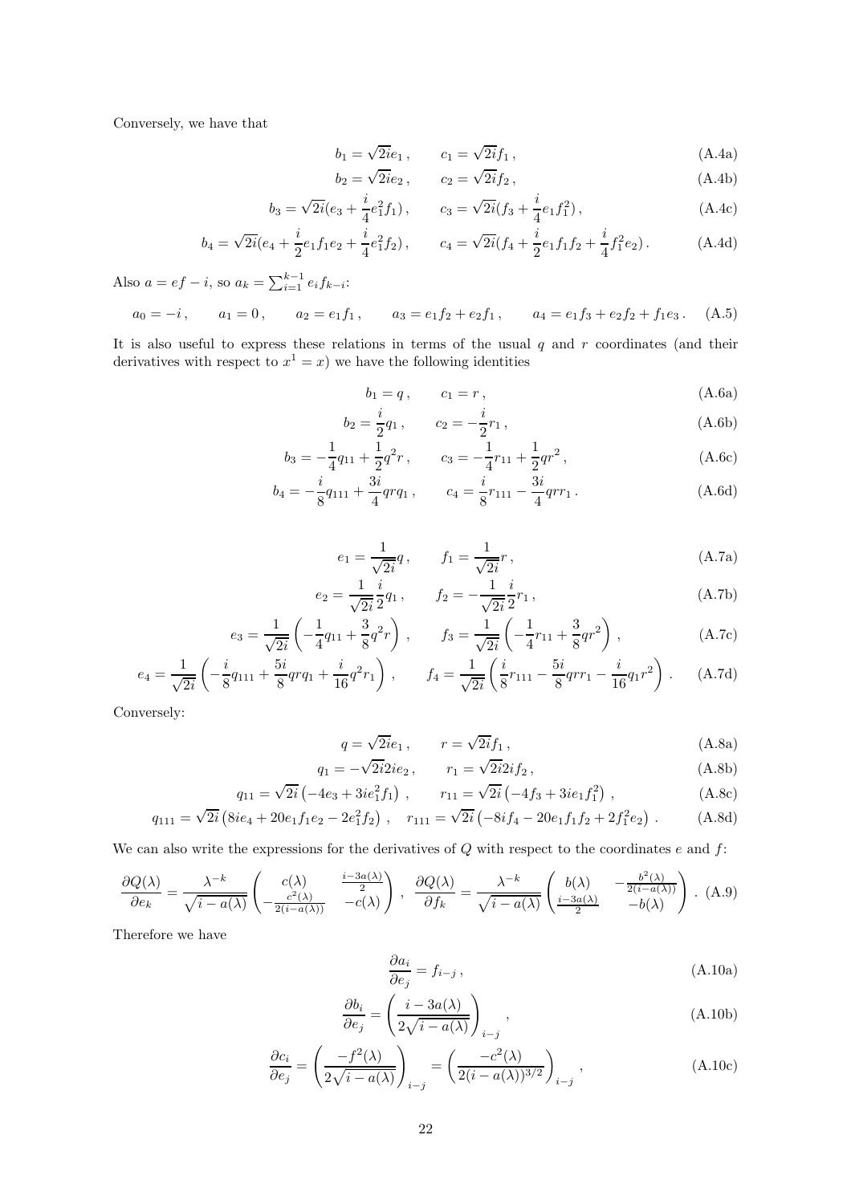Conversely, we have that

$$b_1 = \sqrt{2i}e_1\,, \qquad c_1 = \sqrt{2i}f_1\,, \tag{A.4a}$$

$$b_2 = \sqrt{2i}e_2\,, \qquad c_2 = \sqrt{2i}f_2\,, \tag{A.4b}$$

$$b_3 = \sqrt{2i}(e_3 + \frac{i}{4}e_1^2 f_1)\,, \qquad c_3 = \sqrt{2i}(f_3 + \frac{i}{4}e_1 f_1^2)\,, \tag{A.4c}$$

$$b_4 = \sqrt{2i}(e_4 + \frac{i}{2}e_1 f_1 e_2 + \frac{i}{4}e_1^2 f_2)\,, \qquad c_4 = \sqrt{2i}(f_4 + \frac{i}{2}e_1 f_1 f_2 + \frac{i}{4}f_1^2 e_2)\,. \tag{A.4d}$$

Also $a = ef - i$, so $a_k = \sum_{i=1}^{k-1} e_i f_{k-i}$:

$$a_0 = -i\,, \qquad a_1 = 0\,, \qquad a_2 = e_1 f_1\,, \qquad a_3 = e_1 f_2 + e_2 f_1\,, \qquad a_4 = e_1 f_3 + e_2 f_2 + f_1 e_3\,. \tag{A.5}$$

It is also useful to express these relations in terms of the usual $q$ and $r$ coordinates (and their derivatives with respect to $x^1 = x$) we have the following identities

$$b_1 = q\,, \qquad c_1 = r\,, \tag{A.6a}$$

$$b_2 = \frac{i}{2}q_1\,, \qquad c_2 = -\frac{i}{2}r_1\,, \tag{A.6b}$$

$$b_3 = -\frac{1}{4}q_{11} + \frac{1}{2}q^2 r\,, \qquad c_3 = -\frac{1}{4}r_{11} + \frac{1}{2}qr^2\,, \tag{A.6c}$$

$$b_4 = -\frac{i}{8}q_{111} + \frac{3i}{4}qrq_1\,, \qquad c_4 = \frac{i}{8}r_{111} - \frac{3i}{4}qrr_1\,. \tag{A.6d}$$

$$e_1 = \frac{1}{\sqrt{2i}}q\,, \qquad f_1 = \frac{1}{\sqrt{2i}}r\,, \tag{A.7a}$$

$$e_2 = \frac{1}{\sqrt{2i}}\frac{i}{2}q_1\,, \qquad f_2 = -\frac{1}{\sqrt{2i}}\frac{i}{2}r_1\,, \tag{A.7b}$$

$$e_3 = \frac{1}{\sqrt{2i}}\left(-\frac{1}{4}q_{11} + \frac{3}{8}q^2 r\right)\,, \qquad f_3 = \frac{1}{\sqrt{2i}}\left(-\frac{1}{4}r_{11} + \frac{3}{8}qr^2\right)\,, \tag{A.7c}$$

$$e_4 = \frac{1}{\sqrt{2i}}\left(-\frac{i}{8}q_{111} + \frac{5i}{8}qrq_1 + \frac{i}{16}q^2 r_1\right)\,, \qquad f_4 = \frac{1}{\sqrt{2i}}\left(\frac{i}{8}r_{111} - \frac{5i}{8}qrr_1 - \frac{i}{16}q_1 r^2\right)\,. \tag{A.7d}$$

Conversely:

$$q = \sqrt{2i}e_1\,, \qquad r = \sqrt{2i}f_1\,, \tag{A.8a}$$

$$q_1 = -\sqrt{2i}2ie_2\,, \qquad r_1 = \sqrt{2i}2if_2\,, \tag{A.8b}$$

$$q_{11} = \sqrt{2i}\left(-4e_3 + 3ie_1^2 f_1\right)\,, \qquad r_{11} = \sqrt{2i}\left(-4f_3 + 3ie_1 f_1^2\right)\,, \tag{A.8c}$$

$$q_{111} = \sqrt{2i}\left(8ie_4 + 20e_1 f_1 e_2 - 2e_1^2 f_2\right)\,, \quad r_{111} = \sqrt{2i}\left(-8if_4 - 20e_1 f_1 f_2 + 2f_1^2 e_2\right)\,. \tag{A.8d}$$

We can also write the expressions for the derivatives of $Q$ with respect to the coordinates $e$ and $f$:

$$\frac{\partial Q(\lambda)}{\partial e_k} = \frac{\lambda^{-k}}{\sqrt{i - a(\lambda)}}\begin{pmatrix} c(\lambda) & \frac{i-3a(\lambda)}{2} \\ -\frac{c^2(\lambda)}{2(i-a(\lambda))} & -c(\lambda)\end{pmatrix}\,, \quad \frac{\partial Q(\lambda)}{\partial f_k} = \frac{\lambda^{-k}}{\sqrt{i - a(\lambda)}}\begin{pmatrix} b(\lambda) & -\frac{b^2(\lambda)}{2(i-a(\lambda))} \\ \frac{i-3a(\lambda)}{2} & -b(\lambda)\end{pmatrix}\,. \tag{A.9}$$

Therefore we have

$$\frac{\partial a_i}{\partial e_j} = f_{i-j}\,, \tag{A.10a}$$

$$\frac{\partial b_i}{\partial e_j} = \left(\frac{i - 3a(\lambda)}{2\sqrt{i - a(\lambda)}}\right)_{i-j}\,, \tag{A.10b}$$

$$\frac{\partial c_i}{\partial e_j} = \left(\frac{-f^2(\lambda)}{2\sqrt{i - a(\lambda)}}\right)_{i-j} = \left(\frac{-c^2(\lambda)}{2(i - a(\lambda))^{3/2}}\right)_{i-j}\,, \tag{A.10c}$$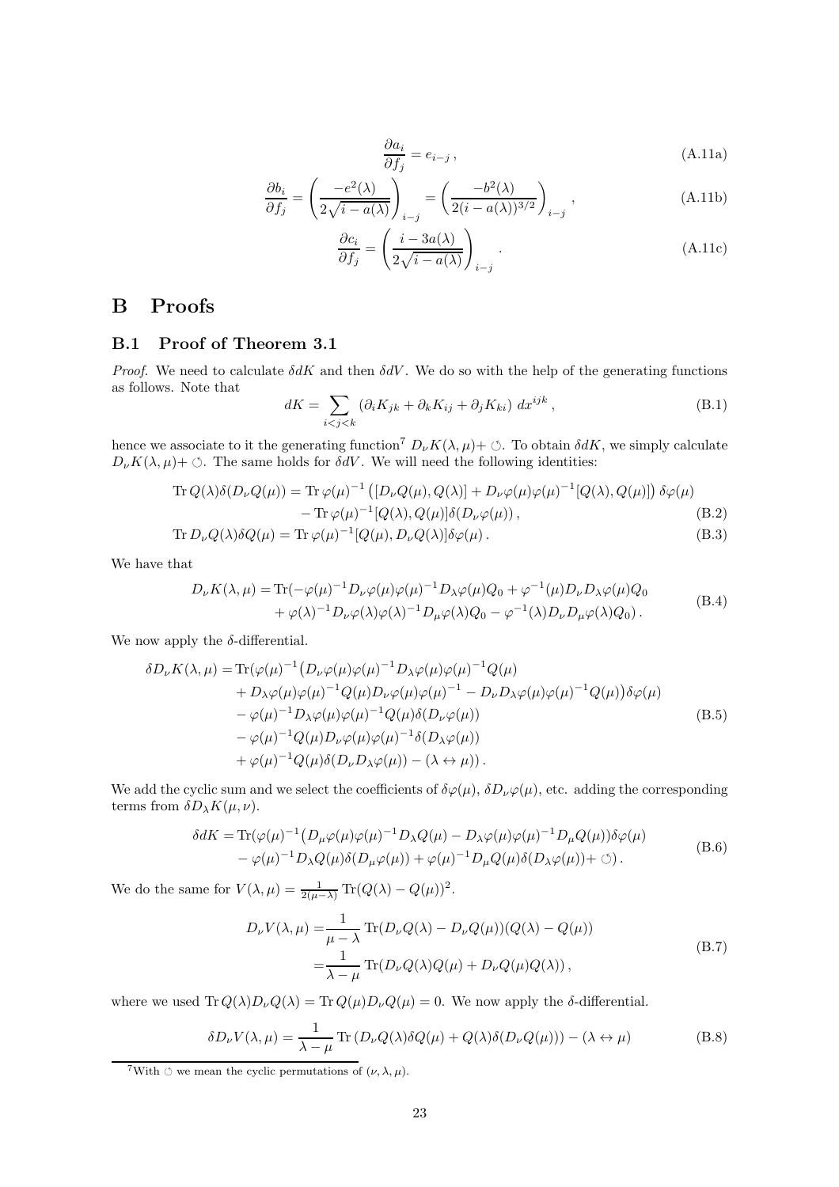$$\frac{\partial a_i}{\partial f_j} = e_{i-j}\,, \tag{A.11a}$$

$$\frac{\partial b_i}{\partial f_j} = \left(\frac{-e^2(\lambda)}{2\sqrt{i-a(\lambda)}}\right)_{i-j} = \left(\frac{-b^2(\lambda)}{2(i-a(\lambda))^{3/2}}\right)_{i-j}, \tag{A.11b}$$

$$\frac{\partial c_i}{\partial f_j} = \left(\frac{i-3a(\lambda)}{2\sqrt{i-a(\lambda)}}\right)_{i-j}. \tag{A.11c}$$

# B Proofs

## B.1 Proof of Theorem 3.1

*Proof.* We need to calculate $\delta dK$ and then $\delta dV$. We do so with the help of the generating functions as follows. Note that

$$dK = \sum_{i<j<k} \left(\partial_i K_{jk} + \partial_k K_{ij} + \partial_j K_{ki}\right)\, dx^{ijk}\,, \tag{B.1}$$

hence we associate to it the generating function[7] $D_\nu K(\lambda,\mu) + \circlearrowleft$. To obtain $\delta dK$, we simply calculate $D_\nu K(\lambda,\mu) + \circlearrowleft$. The same holds for $\delta dV$. We will need the following identities:

$$\begin{aligned}
\operatorname{Tr} Q(\lambda)\delta(D_\nu Q(\mu)) = {} & \operatorname{Tr}\varphi(\mu)^{-1}\left([D_\nu Q(\mu), Q(\lambda)] + D_\nu\varphi(\mu)\varphi(\mu)^{-1}[Q(\lambda), Q(\mu)]\right)\delta\varphi(\mu) \\
& - \operatorname{Tr}\varphi(\mu)^{-1}[Q(\lambda), Q(\mu)]\delta(D_\nu\varphi(\mu))\,,
\end{aligned} \tag{B.2}$$

$$\operatorname{Tr} D_\nu Q(\lambda)\delta Q(\mu) = \operatorname{Tr}\varphi(\mu)^{-1}[Q(\mu), D_\nu Q(\lambda)]\delta\varphi(\mu)\,. \tag{B.3}$$

We have that

$$\begin{aligned}
D_\nu K(\lambda,\mu) = {} & \operatorname{Tr}(-\varphi(\mu)^{-1}D_\nu\varphi(\mu)\varphi(\mu)^{-1}D_\lambda\varphi(\mu)Q_0 + \varphi^{-1}(\mu)D_\nu D_\lambda\varphi(\mu)Q_0 \\
& + \varphi(\lambda)^{-1}D_\nu\varphi(\lambda)\varphi(\lambda)^{-1}D_\mu\varphi(\lambda)Q_0 - \varphi^{-1}(\lambda)D_\nu D_\mu\varphi(\lambda)Q_0)\,.
\end{aligned} \tag{B.4}$$

We now apply the $\delta$-differential.

$$\begin{aligned}
\delta D_\nu K(\lambda,\mu) = {} & \operatorname{Tr}(\varphi(\mu)^{-1}\big(D_\nu\varphi(\mu)\varphi(\mu)^{-1}D_\lambda\varphi(\mu)\varphi(\mu)^{-1}Q(\mu) \\
& + D_\lambda\varphi(\mu)\varphi(\mu)^{-1}Q(\mu)D_\nu\varphi(\mu)\varphi(\mu)^{-1} - D_\nu D_\lambda\varphi(\mu)\varphi(\mu)^{-1}Q(\mu)\big)\delta\varphi(\mu) \\
& - \varphi(\mu)^{-1}D_\lambda\varphi(\mu)\varphi(\mu)^{-1}Q(\mu)\delta(D_\nu\varphi(\mu)) \\
& - \varphi(\mu)^{-1}Q(\mu)D_\nu\varphi(\mu)\varphi(\mu)^{-1}\delta(D_\lambda\varphi(\mu)) \\
& + \varphi(\mu)^{-1}Q(\mu)\delta(D_\nu D_\lambda\varphi(\mu)) - (\lambda\leftrightarrow\mu))\,.
\end{aligned} \tag{B.5}$$

We add the cyclic sum and we select the coefficients of $\delta\varphi(\mu)$, $\delta D_\nu\varphi(\mu)$, etc. adding the corresponding terms from $\delta D_\lambda K(\mu,\nu)$.

$$\begin{aligned}
\delta dK = {} & \operatorname{Tr}(\varphi(\mu)^{-1}\big(D_\mu\varphi(\mu)\varphi(\mu)^{-1}D_\lambda Q(\mu) - D_\lambda\varphi(\mu)\varphi(\mu)^{-1}D_\mu Q(\mu)\big)\delta\varphi(\mu) \\
& - \varphi(\mu)^{-1}D_\lambda Q(\mu)\delta(D_\mu\varphi(\mu)) + \varphi(\mu)^{-1}D_\mu Q(\mu)\delta(D_\lambda\varphi(\mu)) + \circlearrowleft)\,.
\end{aligned} \tag{B.6}$$

We do the same for $V(\lambda,\mu) = \frac{1}{2(\mu-\lambda)}\operatorname{Tr}(Q(\lambda)-Q(\mu))^2$.

$$\begin{aligned}
D_\nu V(\lambda,\mu) = {} & \frac{1}{\mu-\lambda}\operatorname{Tr}(D_\nu Q(\lambda) - D_\nu Q(\mu))(Q(\lambda)-Q(\mu)) \\
= {} & \frac{1}{\lambda-\mu}\operatorname{Tr}(D_\nu Q(\lambda)Q(\mu) + D_\nu Q(\mu)Q(\lambda))\,,
\end{aligned} \tag{B.7}$$

where we used $\operatorname{Tr} Q(\lambda)D_\nu Q(\lambda) = \operatorname{Tr} Q(\mu)D_\nu Q(\mu) = 0$. We now apply the $\delta$-differential.

$$\delta D_\nu V(\lambda,\mu) = \frac{1}{\lambda-\mu}\operatorname{Tr}\left(D_\nu Q(\lambda)\delta Q(\mu) + Q(\lambda)\delta(D_\nu Q(\mu))\right) - (\lambda\leftrightarrow\mu) \tag{B.8}$$

[7] With $\circlearrowleft$ we mean the cyclic permutations of $(\nu,\lambda,\mu)$.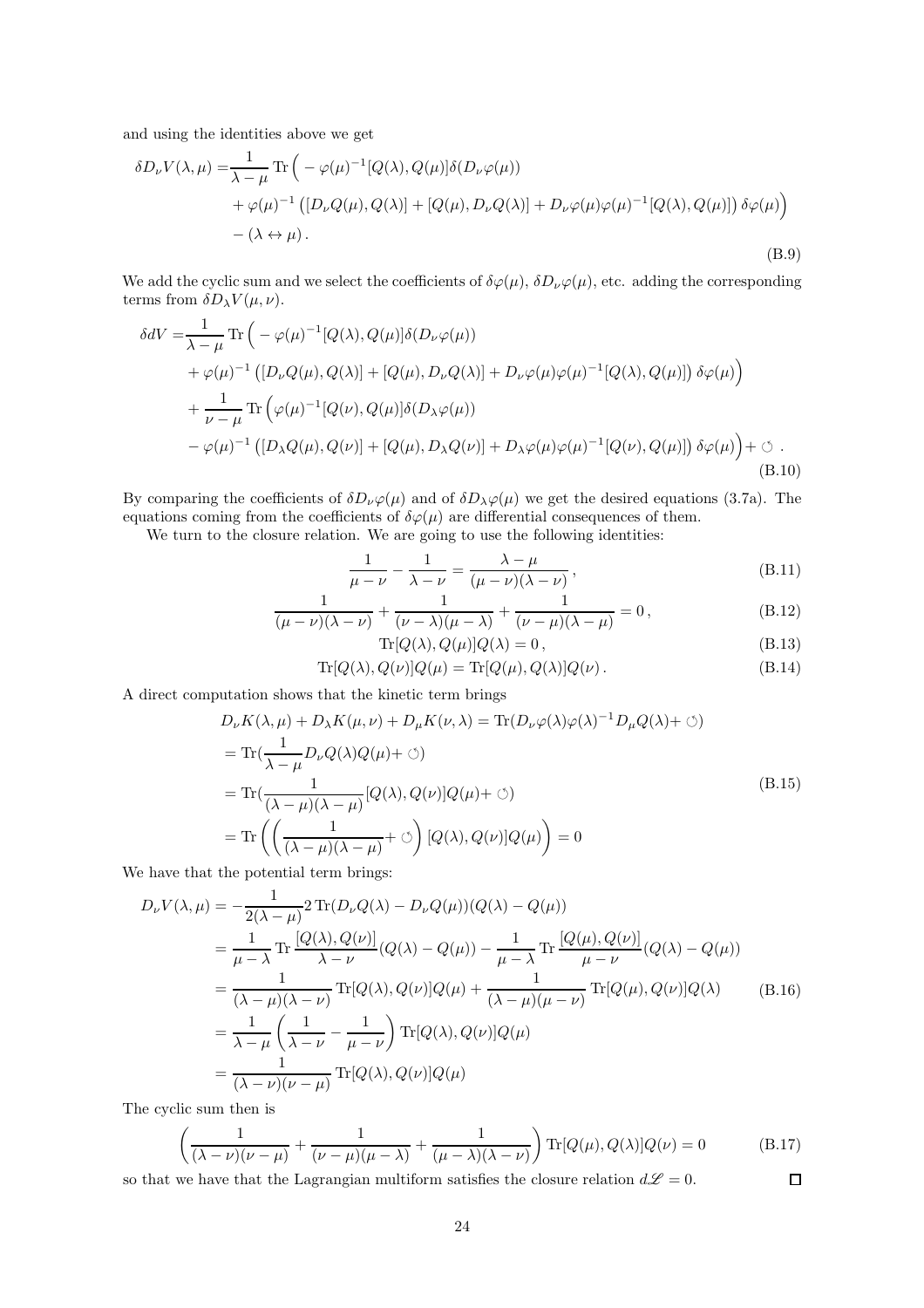and using the identities above we get

$$
\begin{aligned}
\delta D_\nu V(\lambda,\mu) =& \frac{1}{\lambda-\mu}\operatorname{Tr}\Big( -\varphi(\mu)^{-1}[Q(\lambda),Q(\mu)]\delta(D_\nu\varphi(\mu)) \\
&+\varphi(\mu)^{-1}\left([D_\nu Q(\mu),Q(\lambda)]+[Q(\mu),D_\nu Q(\lambda)]+D_\nu\varphi(\mu)\varphi(\mu)^{-1}[Q(\lambda),Q(\mu)]\right)\delta\varphi(\mu)\Big) \\
&-(\lambda\leftrightarrow\mu)\,.
\end{aligned}
\tag{B.9}
$$

We add the cyclic sum and we select the coefficients of $\delta\varphi(\mu)$, $\delta D_\nu\varphi(\mu)$, etc. adding the corresponding terms from $\delta D_\lambda V(\mu,\nu)$.

$$
\begin{aligned}
\delta dV =& \frac{1}{\lambda-\mu}\operatorname{Tr}\Big( -\varphi(\mu)^{-1}[Q(\lambda),Q(\mu)]\delta(D_\nu\varphi(\mu)) \\
&+\varphi(\mu)^{-1}\left([D_\nu Q(\mu),Q(\lambda)]+[Q(\mu),D_\nu Q(\lambda)]+D_\nu\varphi(\mu)\varphi(\mu)^{-1}[Q(\lambda),Q(\mu)]\right)\delta\varphi(\mu)\Big) \\
&+\frac{1}{\nu-\mu}\operatorname{Tr}\Big(\varphi(\mu)^{-1}[Q(\nu),Q(\mu)]\delta(D_\lambda\varphi(\mu)) \\
&-\varphi(\mu)^{-1}\left([D_\lambda Q(\mu),Q(\nu)]+[Q(\mu),D_\lambda Q(\nu)]+D_\lambda\varphi(\mu)\varphi(\mu)^{-1}[Q(\nu),Q(\mu)]\right)\delta\varphi(\mu)\Big)+\circlearrowleft\,.
\end{aligned}
\tag{B.10}
$$

By comparing the coefficients of $\delta D_\nu\varphi(\mu)$ and of $\delta D_\lambda\varphi(\mu)$ we get the desired equations (3.7a). The equations coming from the coefficients of $\delta\varphi(\mu)$ are differential consequences of them.

We turn to the closure relation. We are going to use the following identities:

$$
\frac{1}{\mu-\nu}-\frac{1}{\lambda-\nu}=\frac{\lambda-\mu}{(\mu-\nu)(\lambda-\nu)}\,,
\tag{B.11}
$$

$$
\frac{1}{(\mu-\nu)(\lambda-\nu)}+\frac{1}{(\nu-\lambda)(\mu-\lambda)}+\frac{1}{(\nu-\mu)(\lambda-\mu)}=0\,,
\tag{B.12}
$$

$$
\operatorname{Tr}[Q(\lambda),Q(\mu)]Q(\lambda)=0\,,
\tag{B.13}
$$

$$
\operatorname{Tr}[Q(\lambda),Q(\nu)]Q(\mu)=\operatorname{Tr}[Q(\mu),Q(\lambda)]Q(\nu)\,.
\tag{B.14}
$$

A direct computation shows that the kinetic term brings

$$
\begin{aligned}
&D_\nu K(\lambda,\mu)+D_\lambda K(\mu,\nu)+D_\mu K(\nu,\lambda)=\operatorname{Tr}(D_\nu\varphi(\lambda)\varphi(\lambda)^{-1}D_\mu Q(\lambda)+\circlearrowleft) \\
&=\operatorname{Tr}(\frac{1}{\lambda-\mu}D_\nu Q(\lambda)Q(\mu)+\circlearrowleft) \\
&=\operatorname{Tr}(\frac{1}{(\lambda-\mu)(\lambda-\mu)}[Q(\lambda),Q(\nu)]Q(\mu)+\circlearrowleft) \\
&=\operatorname{Tr}\left(\left(\frac{1}{(\lambda-\mu)(\lambda-\mu)}+\circlearrowleft\right)[Q(\lambda),Q(\nu)]Q(\mu)\right)=0
\end{aligned}
\tag{B.15}
$$

We have that the potential term brings:

$$
\begin{aligned}
D_\nu V(\lambda,\mu) &= -\frac{1}{2(\lambda-\mu)}2\operatorname{Tr}(D_\nu Q(\lambda)-D_\nu Q(\mu))(Q(\lambda)-Q(\mu)) \\
&=\frac{1}{\mu-\lambda}\operatorname{Tr}\frac{[Q(\lambda),Q(\nu)]}{\lambda-\nu}(Q(\lambda)-Q(\mu))-\frac{1}{\mu-\lambda}\operatorname{Tr}\frac{[Q(\mu),Q(\nu)]}{\mu-\nu}(Q(\lambda)-Q(\mu)) \\
&=\frac{1}{(\lambda-\mu)(\lambda-\nu)}\operatorname{Tr}[Q(\lambda),Q(\nu)]Q(\mu)+\frac{1}{(\lambda-\mu)(\mu-\nu)}\operatorname{Tr}[Q(\mu),Q(\nu)]Q(\lambda) \\
&=\frac{1}{\lambda-\mu}\left(\frac{1}{\lambda-\nu}-\frac{1}{\mu-\nu}\right)\operatorname{Tr}[Q(\lambda),Q(\nu)]Q(\mu) \\
&=\frac{1}{(\lambda-\nu)(\nu-\mu)}\operatorname{Tr}[Q(\lambda),Q(\nu)]Q(\mu)
\end{aligned}
\tag{B.16}
$$

The cyclic sum then is

$$
\left(\frac{1}{(\lambda-\nu)(\nu-\mu)}+\frac{1}{(\nu-\mu)(\mu-\lambda)}+\frac{1}{(\mu-\lambda)(\lambda-\nu)}\right)\operatorname{Tr}[Q(\mu),Q(\lambda)]Q(\nu)=0
\tag{B.17}
$$

so that we have that the Lagrangian multiform satisfies the closure relation $d\mathscr{L}=0$. $\square$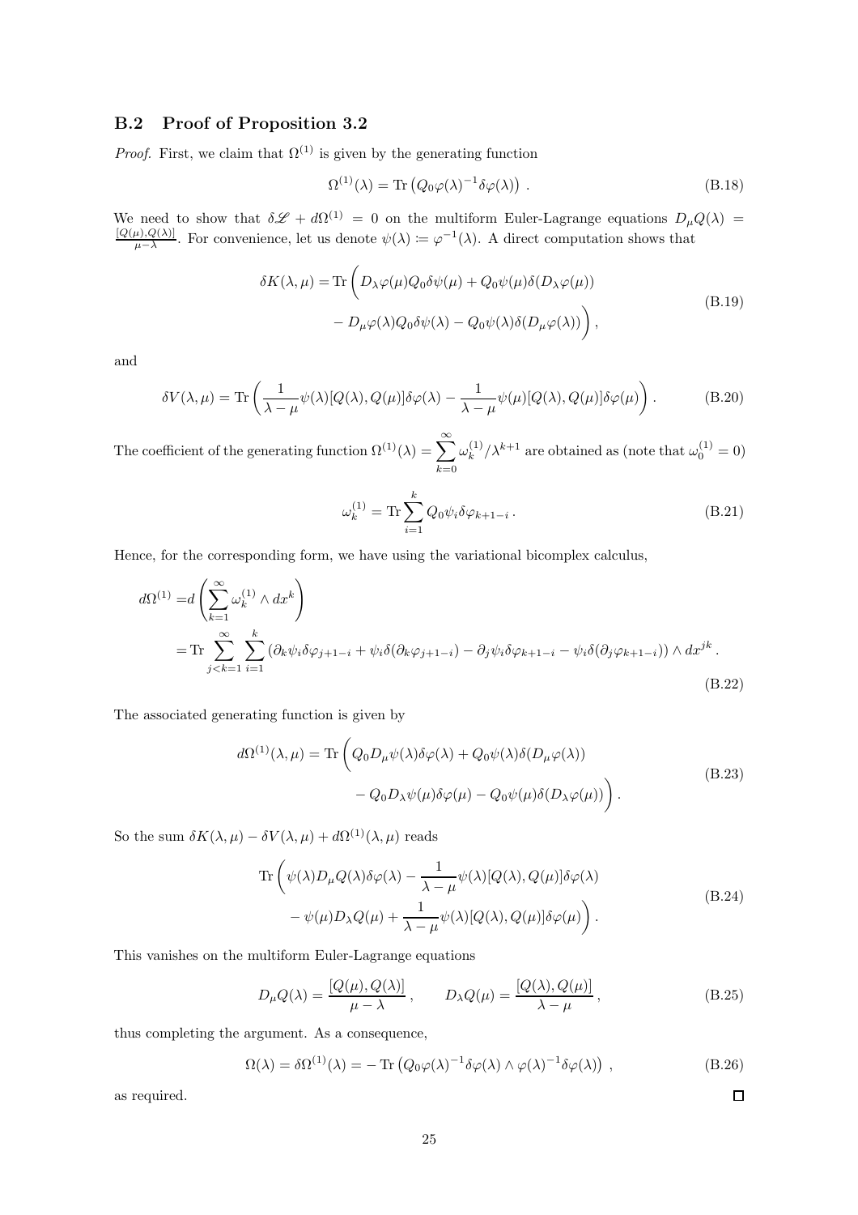### B.2 Proof of Proposition 3.2

*Proof.* First, we claim that $\Omega^{(1)}$ is given by the generating function

$$
\Omega^{(1)}(\lambda) = \operatorname{Tr}\left(Q_0 \varphi(\lambda)^{-1} \delta\varphi(\lambda)\right) . \tag{B.18}
$$

We need to show that $\delta\mathscr{L} + d\Omega^{(1)} = 0$ on the multiform Euler-Lagrange equations $D_\mu Q(\lambda) = \frac{[Q(\mu), Q(\lambda)]}{\mu - \lambda}$. For convenience, let us denote $\psi(\lambda) \coloneqq \varphi^{-1}(\lambda)$. A direct computation shows that

$$
\begin{aligned}
\delta K(\lambda,\mu) = \operatorname{Tr}\bigg( & D_\lambda \varphi(\mu) Q_0 \delta\psi(\mu) + Q_0 \psi(\mu) \delta(D_\lambda \varphi(\mu)) \\
& - D_\mu \varphi(\lambda) Q_0 \delta\psi(\lambda) - Q_0 \psi(\lambda) \delta(D_\mu \varphi(\lambda)) \bigg),
\end{aligned} \tag{B.19}
$$

and

$$
\delta V(\lambda,\mu) = \operatorname{Tr}\left( \frac{1}{\lambda - \mu} \psi(\lambda) [Q(\lambda), Q(\mu)] \delta\varphi(\lambda) - \frac{1}{\lambda - \mu} \psi(\mu) [Q(\lambda), Q(\mu)] \delta\varphi(\mu) \right). \tag{B.20}
$$

The coefficient of the generating function $\Omega^{(1)}(\lambda) = \displaystyle\sum_{k=0}^{\infty} \omega_k^{(1)}/\lambda^{k+1}$ are obtained as (note that $\omega_0^{(1)} = 0$)

$$
\omega_k^{(1)} = \operatorname{Tr} \sum_{i=1}^{k} Q_0 \psi_i \delta\varphi_{k+1-i} \,. \tag{B.21}
$$

Hence, for the corresponding form, we have using the variational bicomplex calculus,

$$
\begin{aligned}
d\Omega^{(1)} =& d\left( \sum_{k=1}^{\infty} \omega_k^{(1)} \wedge dx^k \right) \\
=& \operatorname{Tr} \sum_{j<k=1}^{\infty} \sum_{i=1}^{k} \left( \partial_k \psi_i \delta\varphi_{j+1-i} + \psi_i \delta(\partial_k \varphi_{j+1-i}) - \partial_j \psi_i \delta\varphi_{k+1-i} - \psi_i \delta(\partial_j \varphi_{k+1-i}) \right) \wedge dx^{jk} \,.
\end{aligned} \tag{B.22}
$$

The associated generating function is given by

$$
\begin{aligned}
d\Omega^{(1)}(\lambda,\mu) = \operatorname{Tr}\bigg( & Q_0 D_\mu \psi(\lambda) \delta\varphi(\lambda) + Q_0 \psi(\lambda) \delta(D_\mu \varphi(\lambda)) \\
& - Q_0 D_\lambda \psi(\mu) \delta\varphi(\mu) - Q_0 \psi(\mu) \delta(D_\lambda \varphi(\mu)) \bigg) .
\end{aligned} \tag{B.23}
$$

So the sum $\delta K(\lambda,\mu) - \delta V(\lambda,\mu) + d\Omega^{(1)}(\lambda,\mu)$ reads

$$
\begin{aligned}
\operatorname{Tr}\bigg( & \psi(\lambda) D_\mu Q(\lambda) \delta\varphi(\lambda) - \frac{1}{\lambda - \mu} \psi(\lambda) [Q(\lambda), Q(\mu)] \delta\varphi(\lambda) \\
& - \psi(\mu) D_\lambda Q(\mu) + \frac{1}{\lambda - \mu} \psi(\lambda) [Q(\lambda), Q(\mu)] \delta\varphi(\mu) \bigg) .
\end{aligned} \tag{B.24}
$$

This vanishes on the multiform Euler-Lagrange equations

$$
D_\mu Q(\lambda) = \frac{[Q(\mu), Q(\lambda)]}{\mu - \lambda} \,, \qquad D_\lambda Q(\mu) = \frac{[Q(\lambda), Q(\mu)]}{\lambda - \mu} \,, \tag{B.25}
$$

thus completing the argument. As a consequence,

$$
\Omega(\lambda) = \delta\Omega^{(1)}(\lambda) = -\operatorname{Tr}\left( Q_0 \varphi(\lambda)^{-1} \delta\varphi(\lambda) \wedge \varphi(\lambda)^{-1} \delta\varphi(\lambda) \right) , \tag{B.26}
$$

as required. ◻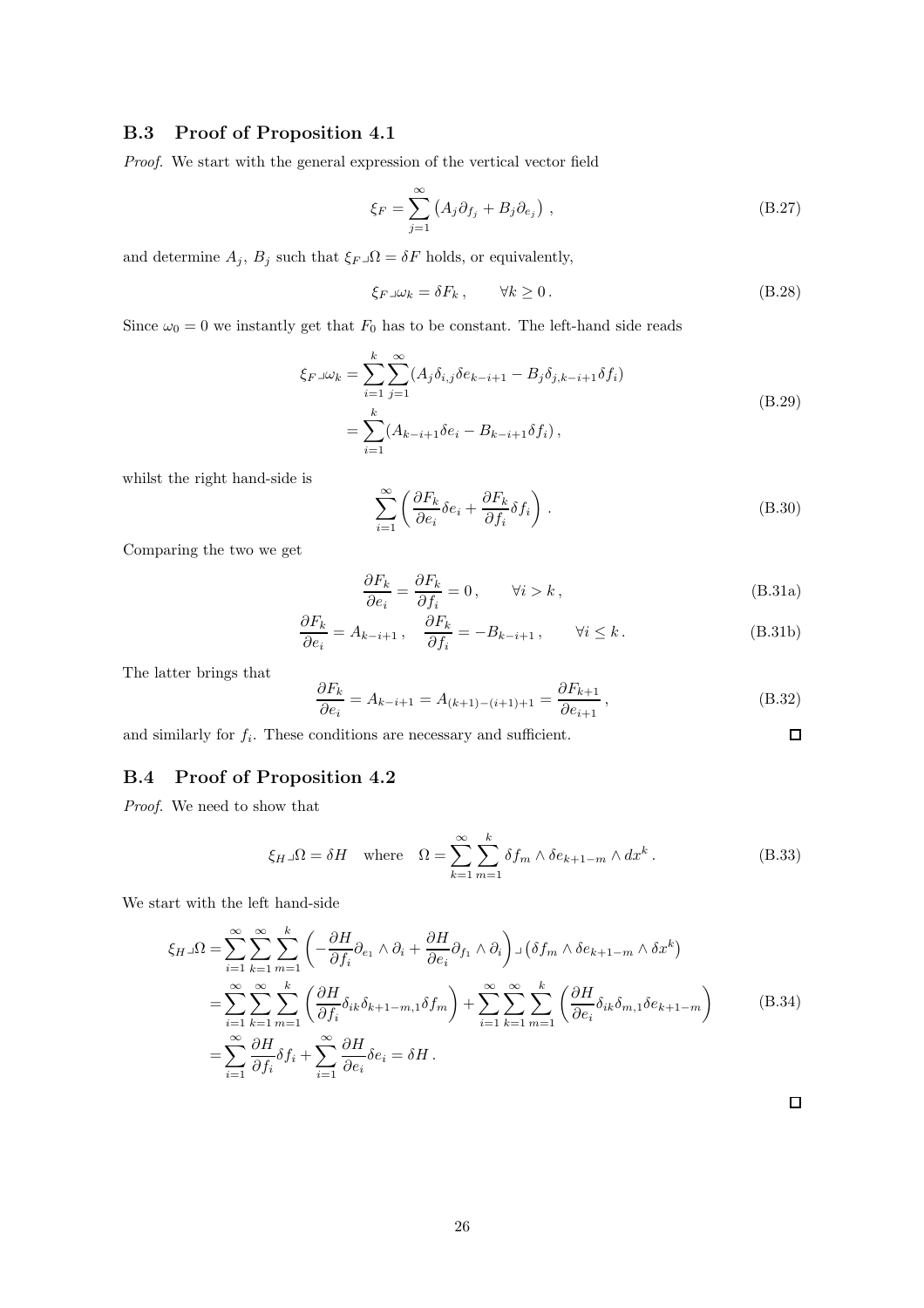## B.3 Proof of Proposition 4.1

*Proof.* We start with the general expression of the vertical vector field

$$\xi_F = \sum_{j=1}^{\infty} \left( A_j \partial_{f_j} + B_j \partial_{e_j} \right) , \tag{B.27}$$

and determine $A_j$, $B_j$ such that $\xi_F \lrcorner \Omega = \delta F$ holds, or equivalently,

$$\xi_F \lrcorner \omega_k = \delta F_k \,, \qquad \forall k \geq 0 \,. \tag{B.28}$$

Since $\omega_0 = 0$ we instantly get that $F_0$ has to be constant. The left-hand side reads

$$\begin{aligned} \xi_F \lrcorner \omega_k &= \sum_{i=1}^{k} \sum_{j=1}^{\infty} (A_j \delta_{i,j} \delta e_{k-i+1} - B_j \delta_{j,k-i+1} \delta f_i) \\ &= \sum_{i=1}^{k} (A_{k-i+1} \delta e_i - B_{k-i+1} \delta f_i) \,, \end{aligned} \tag{B.29}$$

whilst the right hand-side is

$$\sum_{i=1}^{\infty} \left( \frac{\partial F_k}{\partial e_i} \delta e_i + \frac{\partial F_k}{\partial f_i} \delta f_i \right) . \tag{B.30}$$

Comparing the two we get

$$\frac{\partial F_k}{\partial e_i} = \frac{\partial F_k}{\partial f_i} = 0 \,, \qquad \forall i > k \,, \tag{B.31a}$$

$$\frac{\partial F_k}{\partial e_i} = A_{k-i+1} \,, \quad \frac{\partial F_k}{\partial f_i} = -B_{k-i+1} \,, \qquad \forall i \leq k \,. \tag{B.31b}$$

The latter brings that

$$\frac{\partial F_k}{\partial e_i} = A_{k-i+1} = A_{(k+1)-(i+1)+1} = \frac{\partial F_{k+1}}{\partial e_{i+1}} \,, \tag{B.32}$$

and similarly for $f_i$. These conditions are necessary and sufficient. □

## B.4 Proof of Proposition 4.2

*Proof.* We need to show that

$$\xi_H \lrcorner \Omega = \delta H \quad \text{where} \quad \Omega = \sum_{k=1}^{\infty} \sum_{m=1}^{k} \delta f_m \wedge \delta e_{k+1-m} \wedge dx^k \,. \tag{B.33}$$

We start with the left hand-side

$$\begin{aligned} \xi_H \lrcorner \Omega &= \sum_{i=1}^{\infty} \sum_{k=1}^{\infty} \sum_{m=1}^{k} \left( -\frac{\partial H}{\partial f_i} \partial_{e_1} \wedge \partial_i + \frac{\partial H}{\partial e_i} \partial_{f_1} \wedge \partial_i \right) \lrcorner \left( \delta f_m \wedge \delta e_{k+1-m} \wedge \delta x^k \right) \\ &= \sum_{i=1}^{\infty} \sum_{k=1}^{\infty} \sum_{m=1}^{k} \left( \frac{\partial H}{\partial f_i} \delta_{ik} \delta_{k+1-m,1} \delta f_m \right) + \sum_{i=1}^{\infty} \sum_{k=1}^{\infty} \sum_{m=1}^{k} \left( \frac{\partial H}{\partial e_i} \delta_{ik} \delta_{m,1} \delta e_{k+1-m} \right) \\ &= \sum_{i=1}^{\infty} \frac{\partial H}{\partial f_i} \delta f_i + \sum_{i=1}^{\infty} \frac{\partial H}{\partial e_i} \delta e_i = \delta H \,. \end{aligned} \tag{B.34}$$

□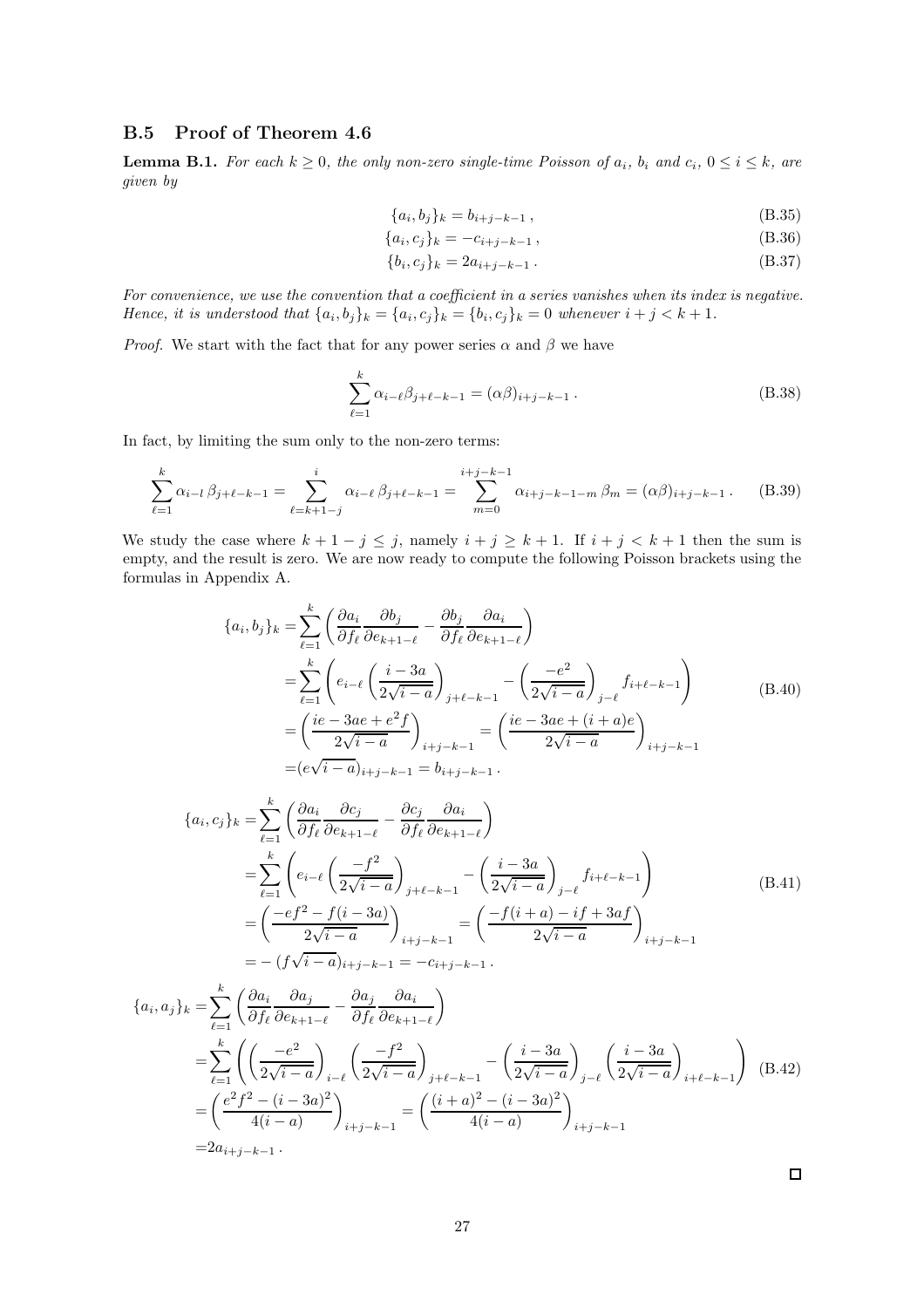## B.5 Proof of Theorem 4.6

**Lemma B.1.** *For each $k \geq 0$, the only non-zero single-time Poisson of $a_i$, $b_i$ and $c_i$, $0 \leq i \leq k$, are given by*

$$\{a_i, b_j\}_k = b_{i+j-k-1}\,, \tag{B.35}$$

$$\{a_i, c_j\}_k = -c_{i+j-k-1}\,, \tag{B.36}$$

$$\{b_i, c_j\}_k = 2a_{i+j-k-1}\,. \tag{B.37}$$

*For convenience, we use the convention that a coefficient in a series vanishes when its index is negative. Hence, it is understood that $\{a_i, b_j\}_k = \{a_i, c_j\}_k = \{b_i, c_j\}_k = 0$ whenever $i + j < k + 1$.*

*Proof.* We start with the fact that for any power series $\alpha$ and $\beta$ we have

$$\sum_{\ell=1}^{k} \alpha_{i-\ell}\beta_{j+\ell-k-1} = (\alpha\beta)_{i+j-k-1}\,. \tag{B.38}$$

In fact, by limiting the sum only to the non-zero terms:

$$\sum_{\ell=1}^{k} \alpha_{i-l}\,\beta_{j+\ell-k-1} = \sum_{\ell=k+1-j}^{i} \alpha_{i-\ell}\,\beta_{j+\ell-k-1} = \sum_{m=0}^{i+j-k-1} \alpha_{i+j-k-1-m}\,\beta_m = (\alpha\beta)_{i+j-k-1}\,. \tag{B.39}$$

We study the case where $k + 1 - j \leq j$, namely $i + j \geq k + 1$. If $i + j < k + 1$ then the sum is empty, and the result is zero. We are now ready to compute the following Poisson brackets using the formulas in Appendix A.

$$\begin{aligned}
\{a_i, b_j\}_k =& \sum_{\ell=1}^{k} \left( \frac{\partial a_i}{\partial f_\ell} \frac{\partial b_j}{\partial e_{k+1-\ell}} - \frac{\partial b_j}{\partial f_\ell} \frac{\partial a_i}{\partial e_{k+1-\ell}} \right) \\
=& \sum_{\ell=1}^{k} \left( e_{i-\ell} \left( \frac{i - 3a}{2\sqrt{i-a}} \right)_{j+\ell-k-1} - \left( \frac{-e^2}{2\sqrt{i-a}} \right)_{j-\ell} f_{i+\ell-k-1} \right) \\
=& \left( \frac{ie - 3ae + e^2 f}{2\sqrt{i-a}} \right)_{i+j-k-1} = \left( \frac{ie - 3ae + (i+a)e}{2\sqrt{i-a}} \right)_{i+j-k-1} \\
=& (e\sqrt{i-a})_{i+j-k-1} = b_{i+j-k-1}\,.
\end{aligned} \tag{B.40}$$

$$\begin{aligned}
\{a_i, c_j\}_k =& \sum_{\ell=1}^{k} \left( \frac{\partial a_i}{\partial f_\ell} \frac{\partial c_j}{\partial e_{k+1-\ell}} - \frac{\partial c_j}{\partial f_\ell} \frac{\partial a_i}{\partial e_{k+1-\ell}} \right) \\
=& \sum_{\ell=1}^{k} \left( e_{i-\ell} \left( \frac{-f^2}{2\sqrt{i-a}} \right)_{j+\ell-k-1} - \left( \frac{i - 3a}{2\sqrt{i-a}} \right)_{j-\ell} f_{i+\ell-k-1} \right) \\
=& \left( \frac{-ef^2 - f(i-3a)}{2\sqrt{i-a}} \right)_{i+j-k-1} = \left( \frac{-f(i+a) - if + 3af}{2\sqrt{i-a}} \right)_{i+j-k-1} \\
=& -(f\sqrt{i-a})_{i+j-k-1} = -c_{i+j-k-1}\,.
\end{aligned} \tag{B.41}$$

$$\begin{aligned}
\{a_i, a_j\}_k =& \sum_{\ell=1}^{k} \left( \frac{\partial a_i}{\partial f_\ell} \frac{\partial a_j}{\partial e_{k+1-\ell}} - \frac{\partial a_j}{\partial f_\ell} \frac{\partial a_i}{\partial e_{k+1-\ell}} \right) \\
=& \sum_{\ell=1}^{k} \left( \left( \frac{-e^2}{2\sqrt{i-a}} \right)_{i-\ell} \left( \frac{-f^2}{2\sqrt{i-a}} \right)_{j+\ell-k-1} - \left( \frac{i - 3a}{2\sqrt{i-a}} \right)_{j-\ell} \left( \frac{i - 3a}{2\sqrt{i-a}} \right)_{i+\ell-k-1} \right) \\
=& \left( \frac{e^2 f^2 - (i-3a)^2}{4(i-a)} \right)_{i+j-k-1} = \left( \frac{(i+a)^2 - (i-3a)^2}{4(i-a)} \right)_{i+j-k-1} \\
=& 2a_{i+j-k-1}\,.
\end{aligned} \tag{B.42}$$

$\square$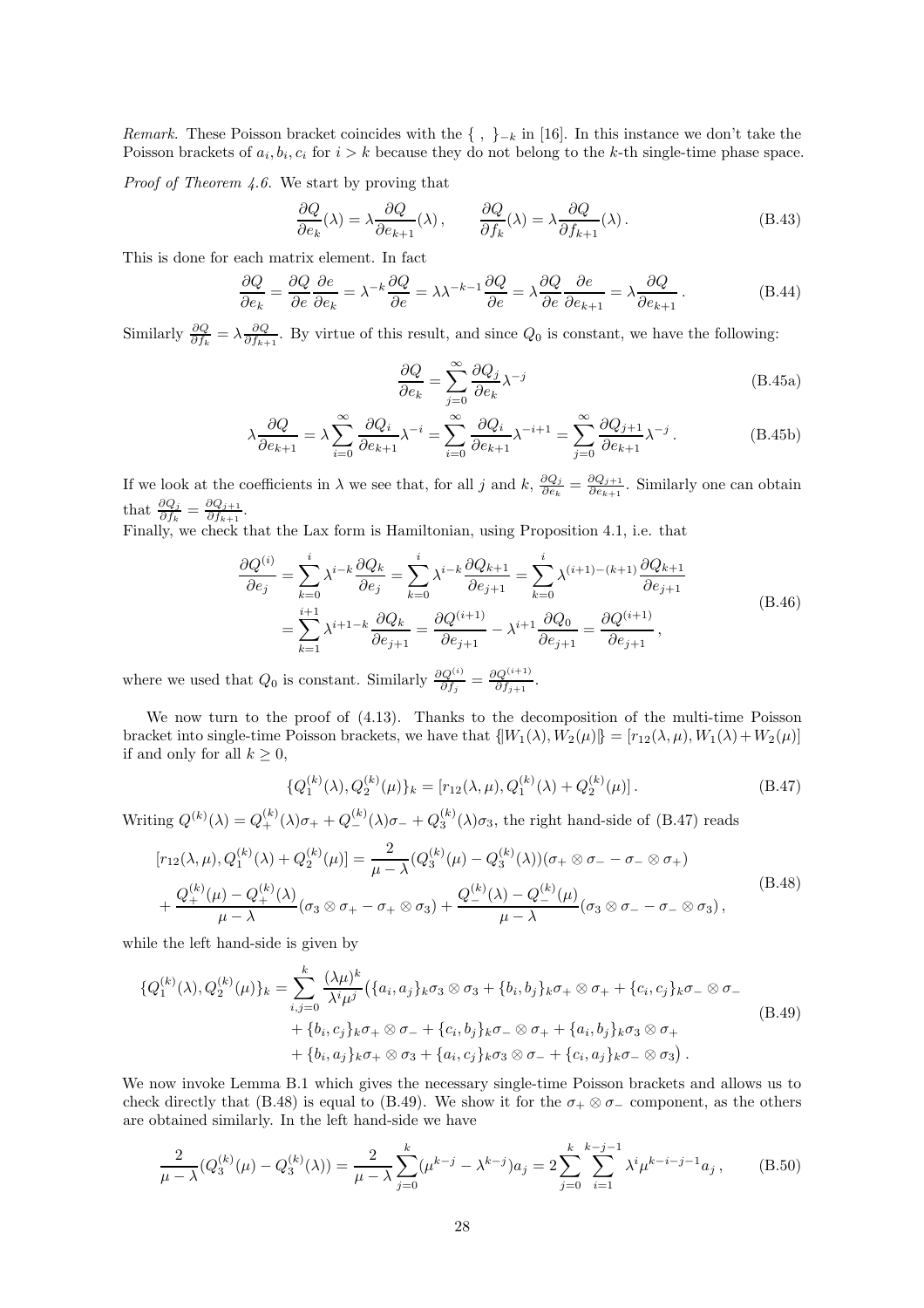*Remark.* These Poisson bracket coincides with the $\{\ ,\ \}_{-k}$ in [16]. In this instance we don't take the Poisson brackets of $a_i, b_i, c_i$ for $i > k$ because they do not belong to the $k$-th single-time phase space.

*Proof of Theorem 4.6.* We start by proving that

$$\frac{\partial Q}{\partial e_k}(\lambda) = \lambda \frac{\partial Q}{\partial e_{k+1}}(\lambda)\,, \qquad \frac{\partial Q}{\partial f_k}(\lambda) = \lambda \frac{\partial Q}{\partial f_{k+1}}(\lambda)\,. \tag{B.43}$$

This is done for each matrix element. In fact

$$\frac{\partial Q}{\partial e_k} = \frac{\partial Q}{\partial e}\frac{\partial e}{\partial e_k} = \lambda^{-k}\frac{\partial Q}{\partial e} = \lambda\lambda^{-k-1}\frac{\partial Q}{\partial e} = \lambda\frac{\partial Q}{\partial e}\frac{\partial e}{\partial e_{k+1}} = \lambda\frac{\partial Q}{\partial e_{k+1}}\,. \tag{B.44}$$

Similarly $\frac{\partial Q}{\partial f_k} = \lambda\frac{\partial Q}{\partial f_{k+1}}$. By virtue of this result, and since $Q_0$ is constant, we have the following:

$$\frac{\partial Q}{\partial e_k} = \sum_{j=0}^{\infty}\frac{\partial Q_j}{\partial e_k}\lambda^{-j} \tag{B.45a}$$

$$\lambda\frac{\partial Q}{\partial e_{k+1}} = \lambda\sum_{i=0}^{\infty}\frac{\partial Q_i}{\partial e_{k+1}}\lambda^{-i} = \sum_{i=0}^{\infty}\frac{\partial Q_i}{\partial e_{k+1}}\lambda^{-i+1} = \sum_{j=0}^{\infty}\frac{\partial Q_{j+1}}{\partial e_{k+1}}\lambda^{-j}\,. \tag{B.45b}$$

If we look at the coefficients in $\lambda$ we see that, for all $j$ and $k$, $\frac{\partial Q_j}{\partial e_k} = \frac{\partial Q_{j+1}}{\partial e_{k+1}}$. Similarly one can obtain that $\frac{\partial Q_j}{\partial f_k} = \frac{\partial Q_{j+1}}{\partial f_{k+1}}$.
Finally, we check that the Lax form is Hamiltonian, using Proposition 4.1, i.e. that

$$\begin{aligned}\frac{\partial Q^{(i)}}{\partial e_j} &= \sum_{k=0}^{i}\lambda^{i-k}\frac{\partial Q_k}{\partial e_j} = \sum_{k=0}^{i}\lambda^{i-k}\frac{\partial Q_{k+1}}{\partial e_{j+1}} = \sum_{k=0}^{i}\lambda^{(i+1)-(k+1)}\frac{\partial Q_{k+1}}{\partial e_{j+1}} \\ &= \sum_{k=1}^{i+1}\lambda^{i+1-k}\frac{\partial Q_k}{\partial e_{j+1}} = \frac{\partial Q^{(i+1)}}{\partial e_{j+1}} - \lambda^{i+1}\frac{\partial Q_0}{\partial e_{j+1}} = \frac{\partial Q^{(i+1)}}{\partial e_{j+1}}\,,\end{aligned} \tag{B.46}$$

where we used that $Q_0$ is constant. Similarly $\frac{\partial Q^{(i)}}{\partial f_j} = \frac{\partial Q^{(i+1)}}{\partial f_{j+1}}$.

We now turn to the proof of (4.13). Thanks to the decomposition of the multi-time Poisson bracket into single-time Poisson brackets, we have that $\{\!|W_1(\lambda), W_2(\mu)|\!\} = [r_{12}(\lambda,\mu), W_1(\lambda) + W_2(\mu)]$ if and only for all $k \geq 0$,

$$\{Q_1^{(k)}(\lambda), Q_2^{(k)}(\mu)\}_k = [r_{12}(\lambda,\mu), Q_1^{(k)}(\lambda) + Q_2^{(k)}(\mu)]\,. \tag{B.47}$$

Writing $Q^{(k)}(\lambda) = Q_+^{(k)}(\lambda)\sigma_+ + Q_-^{(k)}(\lambda)\sigma_- + Q_3^{(k)}(\lambda)\sigma_3$, the right hand-side of (B.47) reads

$$\begin{aligned}&[r_{12}(\lambda,\mu), Q_1^{(k)}(\lambda) + Q_2^{(k)}(\mu)] = \frac{2}{\mu-\lambda}(Q_3^{(k)}(\mu) - Q_3^{(k)}(\lambda))(\sigma_+\otimes\sigma_- - \sigma_-\otimes\sigma_+) \\ &+ \frac{Q_+^{(k)}(\mu) - Q_+^{(k)}(\lambda)}{\mu-\lambda}(\sigma_3\otimes\sigma_+ - \sigma_+\otimes\sigma_3) + \frac{Q_-^{(k)}(\lambda) - Q_-^{(k)}(\mu)}{\mu-\lambda}(\sigma_3\otimes\sigma_- - \sigma_-\otimes\sigma_3)\,,\end{aligned} \tag{B.48}$$

while the left hand-side is given by

$$\begin{aligned}\{Q_1^{(k)}(\lambda), Q_2^{(k)}(\mu)\}_k = \sum_{i,j=0}^{k}\frac{(\lambda\mu)^k}{\lambda^i\mu^j}\big(&\{a_i,a_j\}_k\sigma_3\otimes\sigma_3 + \{b_i,b_j\}_k\sigma_+\otimes\sigma_+ + \{c_i,c_j\}_k\sigma_-\otimes\sigma_- \\ &+ \{b_i,c_j\}_k\sigma_+\otimes\sigma_- + \{c_i,b_j\}_k\sigma_-\otimes\sigma_+ + \{a_i,b_j\}_k\sigma_3\otimes\sigma_+ \\ &+ \{b_i,a_j\}_k\sigma_+\otimes\sigma_3 + \{a_i,c_j\}_k\sigma_3\otimes\sigma_- + \{c_i,a_j\}_k\sigma_-\otimes\sigma_3\big)\,.\end{aligned} \tag{B.49}$$

We now invoke Lemma B.1 which gives the necessary single-time Poisson brackets and allows us to check directly that (B.48) is equal to (B.49). We show it for the $\sigma_+\otimes\sigma_-$ component, as the others are obtained similarly. In the left hand-side we have

$$\frac{2}{\mu-\lambda}(Q_3^{(k)}(\mu) - Q_3^{(k)}(\lambda)) = \frac{2}{\mu-\lambda}\sum_{j=0}^{k}(\mu^{k-j} - \lambda^{k-j})a_j = 2\sum_{j=0}^{k}\sum_{i=1}^{k-j-1}\lambda^i\mu^{k-i-j-1}a_j\,, \tag{B.50}$$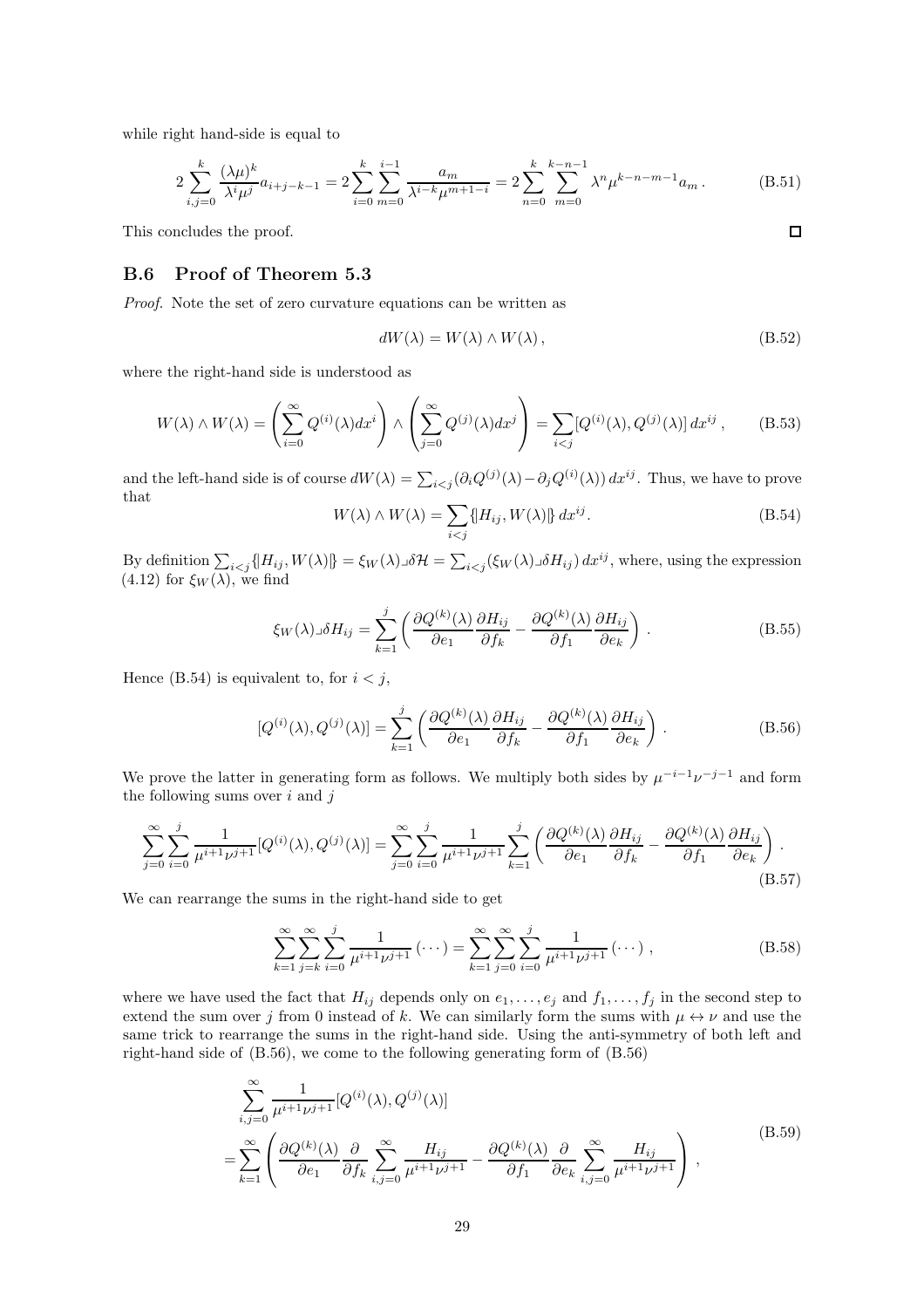while right hand-side is equal to

$$2\sum_{i,j=0}^{k}\frac{(\lambda\mu)^k}{\lambda^i\mu^j}a_{i+j-k-1} = 2\sum_{i=0}^{k}\sum_{m=0}^{i-1}\frac{a_m}{\lambda^{i-k}\mu^{m+1-i}} = 2\sum_{n=0}^{k}\sum_{m=0}^{k-n-1}\lambda^n\mu^{k-n-m-1}a_m\,. \tag{B.51}$$

This concludes the proof. □

## B.6 Proof of Theorem 5.3

*Proof.* Note the set of zero curvature equations can be written as

$$dW(\lambda) = W(\lambda)\wedge W(\lambda)\,, \tag{B.52}$$

where the right-hand side is understood as

$$W(\lambda)\wedge W(\lambda) = \left(\sum_{i=0}^{\infty}Q^{(i)}(\lambda)dx^i\right)\wedge\left(\sum_{j=0}^{\infty}Q^{(j)}(\lambda)dx^j\right) = \sum_{i<j}[Q^{(i)}(\lambda),Q^{(j)}(\lambda)]\,dx^{ij}\,, \tag{B.53}$$

and the left-hand side is of course $dW(\lambda) = \sum_{i<j}(\partial_i Q^{(j)}(\lambda) - \partial_j Q^{(i)}(\lambda))\,dx^{ij}$. Thus, we have to prove that

$$W(\lambda)\wedge W(\lambda) = \sum_{i<j}\{\!|H_{ij}, W(\lambda)|\!\}\,dx^{ij}. \tag{B.54}$$

By definition $\sum_{i<j}\{\!|H_{ij}, W(\lambda)|\!\} = \xi_W(\lambda)\lrcorner\delta\mathcal{H} = \sum_{i<j}(\xi_W(\lambda)\lrcorner\delta H_{ij})\,dx^{ij}$, where, using the expression (4.12) for $\xi_W(\lambda)$, we find

$$\xi_W(\lambda)\lrcorner\delta H_{ij} = \sum_{k=1}^{j}\left(\frac{\partial Q^{(k)}(\lambda)}{\partial e_1}\frac{\partial H_{ij}}{\partial f_k} - \frac{\partial Q^{(k)}(\lambda)}{\partial f_1}\frac{\partial H_{ij}}{\partial e_k}\right)\,. \tag{B.55}$$

Hence (B.54) is equivalent to, for $i<j$,

$$[Q^{(i)}(\lambda),Q^{(j)}(\lambda)] = \sum_{k=1}^{j}\left(\frac{\partial Q^{(k)}(\lambda)}{\partial e_1}\frac{\partial H_{ij}}{\partial f_k} - \frac{\partial Q^{(k)}(\lambda)}{\partial f_1}\frac{\partial H_{ij}}{\partial e_k}\right)\,. \tag{B.56}$$

We prove the latter in generating form as follows. We multiply both sides by $\mu^{-i-1}\nu^{-j-1}$ and form the following sums over $i$ and $j$

$$\sum_{j=0}^{\infty}\sum_{i=0}^{j}\frac{1}{\mu^{i+1}\nu^{j+1}}[Q^{(i)}(\lambda),Q^{(j)}(\lambda)] = \sum_{j=0}^{\infty}\sum_{i=0}^{j}\frac{1}{\mu^{i+1}\nu^{j+1}}\sum_{k=1}^{j}\left(\frac{\partial Q^{(k)}(\lambda)}{\partial e_1}\frac{\partial H_{ij}}{\partial f_k} - \frac{\partial Q^{(k)}(\lambda)}{\partial f_1}\frac{\partial H_{ij}}{\partial e_k}\right)\,. \tag{B.57}$$

We can rearrange the sums in the right-hand side to get

$$\sum_{k=1}^{\infty}\sum_{j=k}^{\infty}\sum_{i=0}^{j}\frac{1}{\mu^{i+1}\nu^{j+1}}(\cdots) = \sum_{k=1}^{\infty}\sum_{j=0}^{\infty}\sum_{i=0}^{j}\frac{1}{\mu^{i+1}\nu^{j+1}}(\cdots)\,, \tag{B.58}$$

where we have used the fact that $H_{ij}$ depends only on $e_1,\dots,e_j$ and $f_1,\dots,f_j$ in the second step to extend the sum over $j$ from 0 instead of $k$. We can similarly form the sums with $\mu\leftrightarrow\nu$ and use the same trick to rearrange the sums in the right-hand side. Using the anti-symmetry of both left and right-hand side of (B.56), we come to the following generating form of (B.56)

$$\begin{aligned}&\sum_{i,j=0}^{\infty}\frac{1}{\mu^{i+1}\nu^{j+1}}[Q^{(i)}(\lambda),Q^{(j)}(\lambda)]\\ =&\sum_{k=1}^{\infty}\left(\frac{\partial Q^{(k)}(\lambda)}{\partial e_1}\frac{\partial}{\partial f_k}\sum_{i,j=0}^{\infty}\frac{H_{ij}}{\mu^{i+1}\nu^{j+1}} - \frac{\partial Q^{(k)}(\lambda)}{\partial f_1}\frac{\partial}{\partial e_k}\sum_{i,j=0}^{\infty}\frac{H_{ij}}{\mu^{i+1}\nu^{j+1}}\right)\,,\end{aligned} \tag{B.59}$$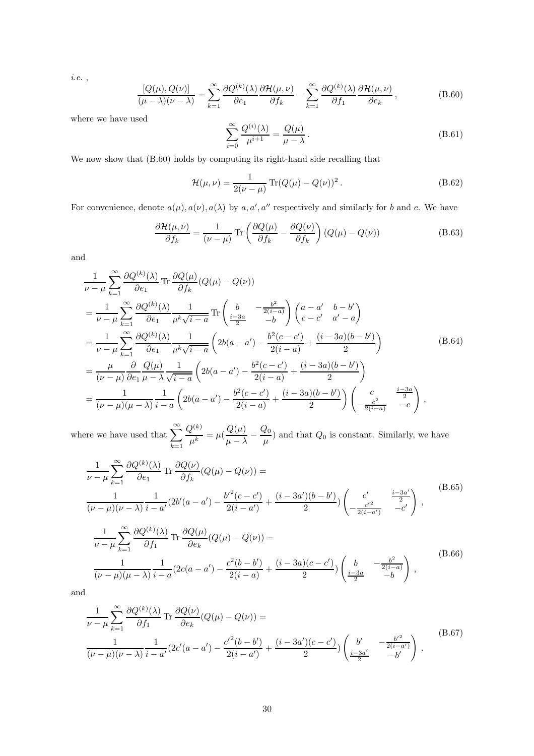*i.e.* ,

$$\frac{[Q(\mu), Q(\nu)]}{(\mu-\lambda)(\nu-\lambda)} = \sum_{k=1}^{\infty} \frac{\partial Q^{(k)}(\lambda)}{\partial e_1} \frac{\partial \mathcal{H}(\mu,\nu)}{\partial f_k} - \sum_{k=1}^{\infty} \frac{\partial Q^{(k)}(\lambda)}{\partial f_1} \frac{\partial \mathcal{H}(\mu,\nu)}{\partial e_k}\,, \tag{B.60}$$

where we have used

$$\sum_{i=0}^{\infty} \frac{Q^{(i)}(\lambda)}{\mu^{i+1}} = \frac{Q(\mu)}{\mu-\lambda}\,. \tag{B.61}$$

We now show that (B.60) holds by computing its right-hand side recalling that

$$\mathcal{H}(\mu,\nu) = \frac{1}{2(\nu-\mu)} \operatorname{Tr}(Q(\mu)-Q(\nu))^2\,. \tag{B.62}$$

For convenience, denote $a(\mu), a(\nu), a(\lambda)$ by $a, a', a''$ respectively and similarly for $b$ and $c$. We have

$$\frac{\partial \mathcal{H}(\mu,\nu)}{\partial f_k} = \frac{1}{(\nu-\mu)} \operatorname{Tr}\left(\frac{\partial Q(\mu)}{\partial f_k} - \frac{\partial Q(\nu)}{\partial f_k}\right)(Q(\mu)-Q(\nu)) \tag{B.63}$$

and

$$\begin{aligned}
&\frac{1}{\nu-\mu}\sum_{k=1}^{\infty} \frac{\partial Q^{(k)}(\lambda)}{\partial e_1} \operatorname{Tr} \frac{\partial Q(\mu)}{\partial f_k}(Q(\mu)-Q(\nu)) \\
&= \frac{1}{\nu-\mu}\sum_{k=1}^{\infty} \frac{\partial Q^{(k)}(\lambda)}{\partial e_1} \frac{1}{\mu^k\sqrt{i-a}} \operatorname{Tr}\begin{pmatrix} b & -\frac{b^2}{2(i-a)} \\ \frac{i-3a}{2} & -b \end{pmatrix}\begin{pmatrix} a-a' & b-b' \\ c-c' & a'-a \end{pmatrix} \\
&= \frac{1}{\nu-\mu}\sum_{k=1}^{\infty} \frac{\partial Q^{(k)}(\lambda)}{\partial e_1} \frac{1}{\mu^k\sqrt{i-a}} \left(2b(a-a') - \frac{b^2(c-c')}{2(i-a)} + \frac{(i-3a)(b-b')}{2}\right) \\
&= \frac{\mu}{(\nu-\mu)} \frac{\partial}{\partial e_1} \frac{Q(\mu)}{\mu-\lambda} \frac{1}{\sqrt{i-a}} \left(2b(a-a') - \frac{b^2(c-c')}{2(i-a)} + \frac{(i-3a)(b-b')}{2}\right) \\
&= \frac{1}{(\nu-\mu)(\mu-\lambda)} \frac{1}{i-a} \left(2b(a-a') - \frac{b^2(c-c')}{2(i-a)} + \frac{(i-3a)(b-b')}{2}\right)\begin{pmatrix} c & \frac{i-3a}{2} \\ -\frac{c^2}{2(i-a)} & -c \end{pmatrix},
\end{aligned} \tag{B.64}$$

where we have used that $\displaystyle\sum_{k=1}^{\infty} \frac{Q^{(k)}}{\mu^k} = \mu(\frac{Q(\mu)}{\mu-\lambda} - \frac{Q_0}{\mu})$ and that $Q_0$ is constant. Similarly, we have

$$\begin{aligned}
&\frac{1}{\nu-\mu}\sum_{k=1}^{\infty} \frac{\partial Q^{(k)}(\lambda)}{\partial e_1} \operatorname{Tr} \frac{\partial Q(\nu)}{\partial f_k}(Q(\mu)-Q(\nu)) = \\
&\frac{1}{(\nu-\mu)(\nu-\lambda)} \frac{1}{i-a'}(2b'(a-a') - \frac{{b'}^2(c-c')}{2(i-a')} + \frac{(i-3a')(b-b')}{2})\begin{pmatrix} c' & \frac{i-3a'}{2} \\ -\frac{{c'}^2}{2(i-a')} & -c' \end{pmatrix},
\end{aligned} \tag{B.65}$$

$$\begin{aligned}
&\frac{1}{\nu-\mu}\sum_{k=1}^{\infty} \frac{\partial Q^{(k)}(\lambda)}{\partial f_1} \operatorname{Tr} \frac{\partial Q(\mu)}{\partial e_k}(Q(\mu)-Q(\nu)) = \\
&\frac{1}{(\nu-\mu)(\mu-\lambda)} \frac{1}{i-a}(2c(a-a') - \frac{c^2(b-b')}{2(i-a)} + \frac{(i-3a)(c-c')}{2})\begin{pmatrix} b & -\frac{b^2}{2(i-a)} \\ \frac{i-3a}{2} & -b \end{pmatrix},
\end{aligned} \tag{B.66}$$

and

$$\begin{aligned}
&\frac{1}{\nu-\mu}\sum_{k=1}^{\infty} \frac{\partial Q^{(k)}(\lambda)}{\partial f_1} \operatorname{Tr} \frac{\partial Q(\nu)}{\partial e_k}(Q(\mu)-Q(\nu)) = \\
&\frac{1}{(\nu-\mu)(\nu-\lambda)} \frac{1}{i-a'}(2c'(a-a') - \frac{{c'}^2(b-b')}{2(i-a')} + \frac{(i-3a')(c-c')}{2})\begin{pmatrix} b' & -\frac{{b'}^2}{2(i-a')} \\ \frac{i-3a'}{2} & -b' \end{pmatrix}.
\end{aligned} \tag{B.67}$$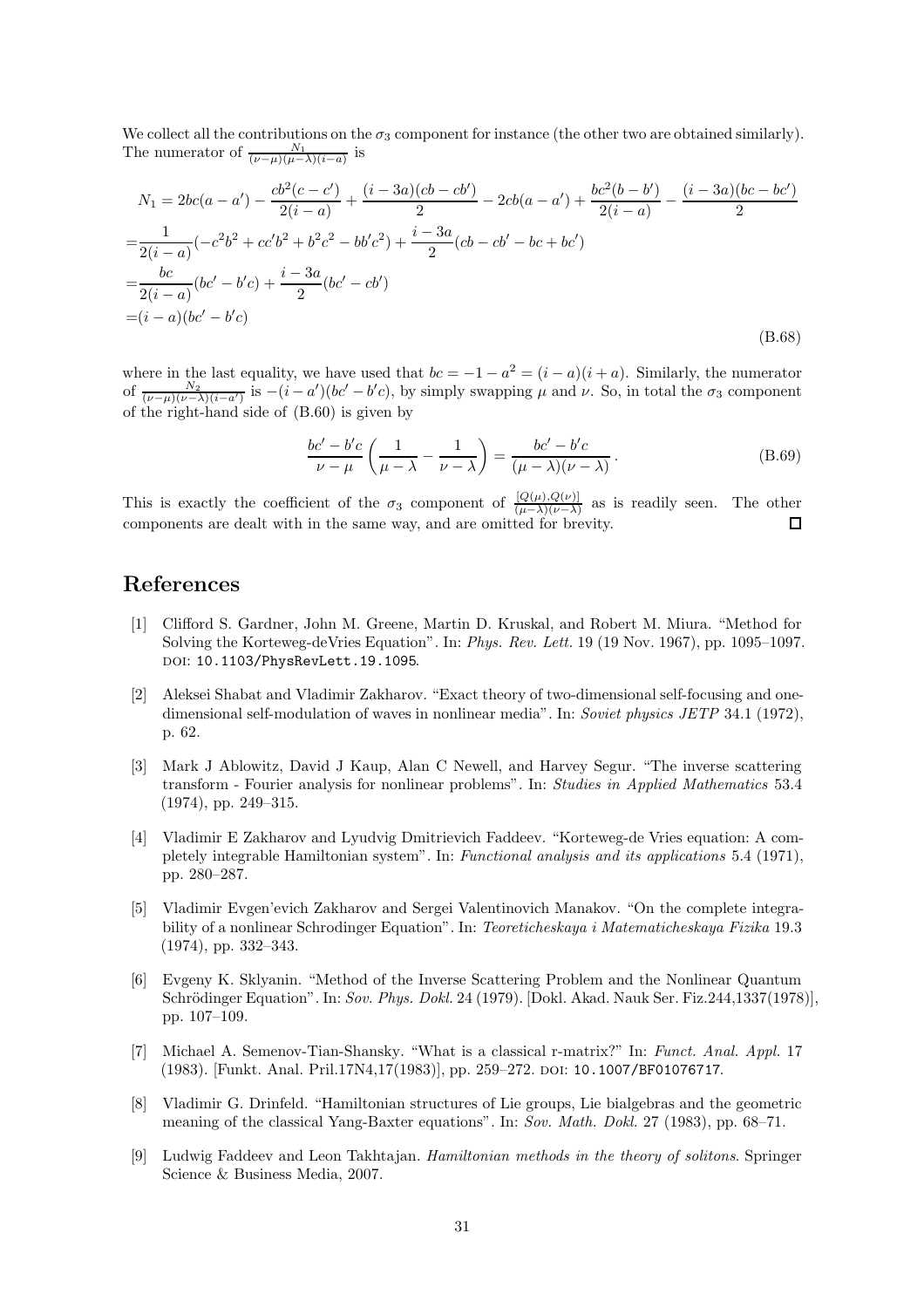We collect all the contributions on the $\sigma_3$ component for instance (the other two are obtained similarly). The numerator of $\frac{N_1}{(\nu-\mu)(\mu-\lambda)(i-a)}$ is

$$
\begin{aligned}
N_1 =& 2bc(a-a') - \frac{cb^2(c-c')}{2(i-a)} + \frac{(i-3a)(cb-cb')}{2} - 2cb(a-a') + \frac{bc^2(b-b')}{2(i-a)} - \frac{(i-3a)(bc-bc')}{2} \\
=& \frac{1}{2(i-a)}(-c^2b^2 + cc'b^2 + b^2c^2 - bb'c^2) + \frac{i-3a}{2}(cb - cb' - bc + bc') \\
=& \frac{bc}{2(i-a)}(bc' - b'c) + \frac{i-3a}{2}(bc' - cb') \\
=& (i-a)(bc' - b'c)
\end{aligned}
\tag{B.68}
$$

where in the last equality, we have used that $bc = -1 - a^2 = (i-a)(i+a)$. Similarly, the numerator of $\frac{N_2}{(\nu-\mu)(\nu-\lambda)(i-a')}$ is $-(i-a')(bc'-b'c)$, by simply swapping $\mu$ and $\nu$. So, in total the $\sigma_3$ component of the right-hand side of (B.60) is given by

$$
\frac{bc' - b'c}{\nu - \mu}\left(\frac{1}{\mu - \lambda} - \frac{1}{\nu - \lambda}\right) = \frac{bc' - b'c}{(\mu - \lambda)(\nu - \lambda)}\,. \tag{B.69}
$$

This is exactly the coefficient of the $\sigma_3$ component of $\frac{[Q(\mu),Q(\nu)]}{(\mu-\lambda)(\nu-\lambda)}$ as is readily seen. The other components are dealt with in the same way, and are omitted for brevity. □

# References

[1] Clifford S. Gardner, John M. Greene, Martin D. Kruskal, and Robert M. Miura. "Method for Solving the Korteweg-deVries Equation". In: *Phys. Rev. Lett.* 19 (19 Nov. 1967), pp. 1095–1097. DOI: 10.1103/PhysRevLett.19.1095.

[2] Aleksei Shabat and Vladimir Zakharov. "Exact theory of two-dimensional self-focusing and one-dimensional self-modulation of waves in nonlinear media". In: *Soviet physics JETP* 34.1 (1972), p. 62.

[3] Mark J Ablowitz, David J Kaup, Alan C Newell, and Harvey Segur. "The inverse scattering transform - Fourier analysis for nonlinear problems". In: *Studies in Applied Mathematics* 53.4 (1974), pp. 249–315.

[4] Vladimir E Zakharov and Lyudvig Dmitrievich Faddeev. "Korteweg-de Vries equation: A completely integrable Hamiltonian system". In: *Functional analysis and its applications* 5.4 (1971), pp. 280–287.

[5] Vladimir Evgen'evich Zakharov and Sergei Valentinovich Manakov. "On the complete integrability of a nonlinear Schrodinger Equation". In: *Teoreticheskaya i Matematicheskaya Fizika* 19.3 (1974), pp. 332–343.

[6] Evgeny K. Sklyanin. "Method of the Inverse Scattering Problem and the Nonlinear Quantum Schrödinger Equation". In: *Sov. Phys. Dokl.* 24 (1979). [Dokl. Akad. Nauk Ser. Fiz.244,1337(1978)], pp. 107–109.

[7] Michael A. Semenov-Tian-Shansky. "What is a classical r-matrix?" In: *Funct. Anal. Appl.* 17 (1983). [Funkt. Anal. Pril.17N4,17(1983)], pp. 259–272. DOI: 10.1007/BF01076717.

[8] Vladimir G. Drinfeld. "Hamiltonian structures of Lie groups, Lie bialgebras and the geometric meaning of the classical Yang-Baxter equations". In: *Sov. Math. Dokl.* 27 (1983), pp. 68–71.

[9] Ludwig Faddeev and Leon Takhtajan. *Hamiltonian methods in the theory of solitons*. Springer Science & Business Media, 2007.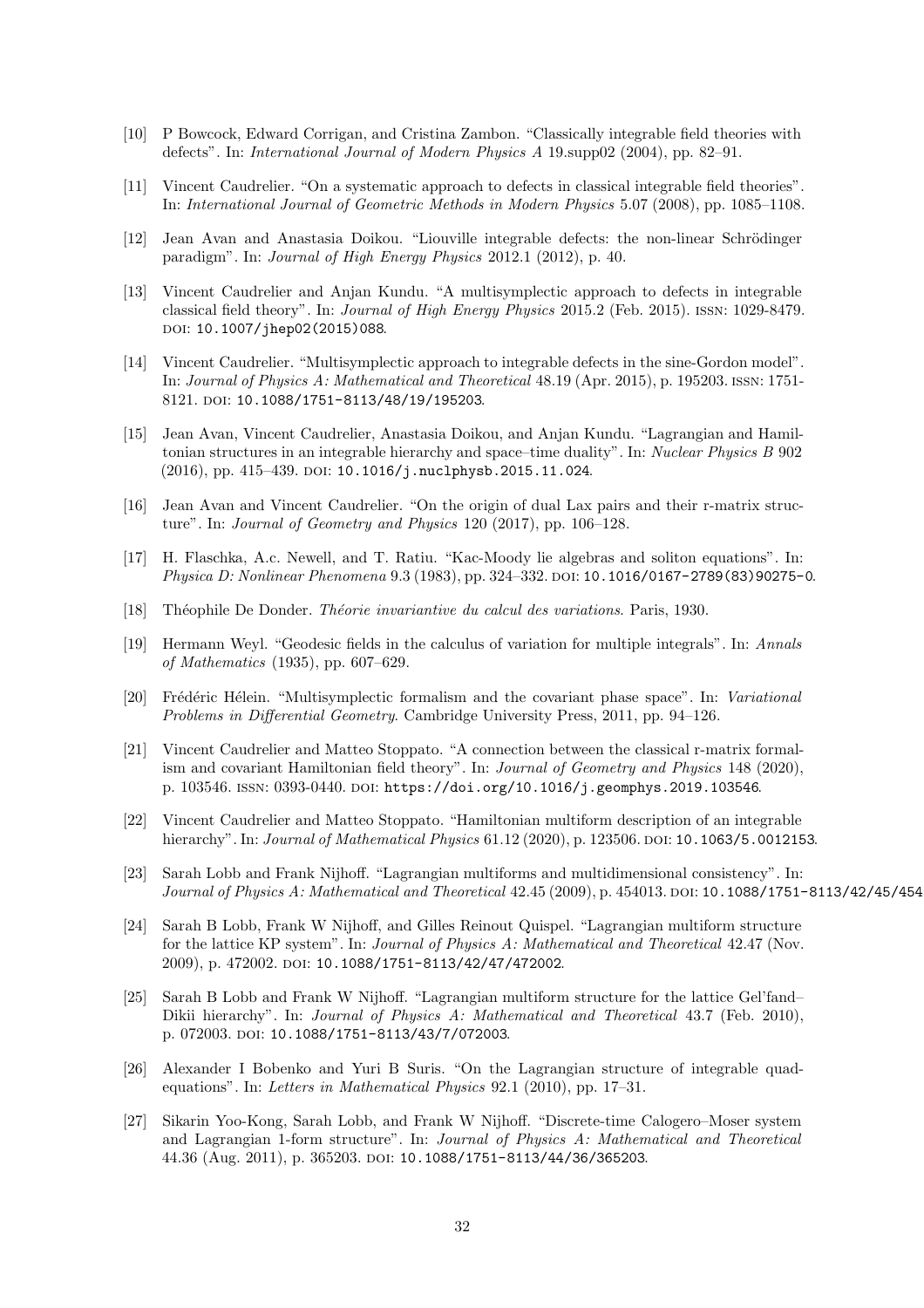[10] P Bowcock, Edward Corrigan, and Cristina Zambon. "Classically integrable field theories with defects". In: *International Journal of Modern Physics A* 19.supp02 (2004), pp. 82–91.

[11] Vincent Caudrelier. "On a systematic approach to defects in classical integrable field theories". In: *International Journal of Geometric Methods in Modern Physics* 5.07 (2008), pp. 1085–1108.

[12] Jean Avan and Anastasia Doikou. "Liouville integrable defects: the non-linear Schrödinger paradigm". In: *Journal of High Energy Physics* 2012.1 (2012), p. 40.

[13] Vincent Caudrelier and Anjan Kundu. "A multisymplectic approach to defects in integrable classical field theory". In: *Journal of High Energy Physics* 2015.2 (Feb. 2015). ISSN: 1029-8479. DOI: 10.1007/jhep02(2015)088.

[14] Vincent Caudrelier. "Multisymplectic approach to integrable defects in the sine-Gordon model". In: *Journal of Physics A: Mathematical and Theoretical* 48.19 (Apr. 2015), p. 195203. ISSN: 1751-8121. DOI: 10.1088/1751-8113/48/19/195203.

[15] Jean Avan, Vincent Caudrelier, Anastasia Doikou, and Anjan Kundu. "Lagrangian and Hamiltonian structures in an integrable hierarchy and space–time duality". In: *Nuclear Physics B* 902 (2016), pp. 415–439. DOI: 10.1016/j.nuclphysb.2015.11.024.

[16] Jean Avan and Vincent Caudrelier. "On the origin of dual Lax pairs and their r-matrix structure". In: *Journal of Geometry and Physics* 120 (2017), pp. 106–128.

[17] H. Flaschka, A.c. Newell, and T. Ratiu. "Kac-Moody lie algebras and soliton equations". In: *Physica D: Nonlinear Phenomena* 9.3 (1983), pp. 324–332. DOI: 10.1016/0167-2789(83)90275-0.

[18] Théophile De Donder. *Théorie invariantive du calcul des variations*. Paris, 1930.

[19] Hermann Weyl. "Geodesic fields in the calculus of variation for multiple integrals". In: *Annals of Mathematics* (1935), pp. 607–629.

[20] Frédéric Hélein. "Multisymplectic formalism and the covariant phase space". In: *Variational Problems in Differential Geometry*. Cambridge University Press, 2011, pp. 94–126.

[21] Vincent Caudrelier and Matteo Stoppato. "A connection between the classical r-matrix formalism and covariant Hamiltonian field theory". In: *Journal of Geometry and Physics* 148 (2020), p. 103546. ISSN: 0393-0440. DOI: https://doi.org/10.1016/j.geomphys.2019.103546.

[22] Vincent Caudrelier and Matteo Stoppato. "Hamiltonian multiform description of an integrable hierarchy". In: *Journal of Mathematical Physics* 61.12 (2020), p. 123506. DOI: 10.1063/5.0012153.

[23] Sarah Lobb and Frank Nijhoff. "Lagrangian multiforms and multidimensional consistency". In: *Journal of Physics A: Mathematical and Theoretical* 42.45 (2009), p. 454013. DOI: 10.1088/1751-8113/42/45/454

[24] Sarah B Lobb, Frank W Nijhoff, and Gilles Reinout Quispel. "Lagrangian multiform structure for the lattice KP system". In: *Journal of Physics A: Mathematical and Theoretical* 42.47 (Nov. 2009), p. 472002. DOI: 10.1088/1751-8113/42/47/472002.

[25] Sarah B Lobb and Frank W Nijhoff. "Lagrangian multiform structure for the lattice Gel'fand–Dikii hierarchy". In: *Journal of Physics A: Mathematical and Theoretical* 43.7 (Feb. 2010), p. 072003. DOI: 10.1088/1751-8113/43/7/072003.

[26] Alexander I Bobenko and Yuri B Suris. "On the Lagrangian structure of integrable quad-equations". In: *Letters in Mathematical Physics* 92.1 (2010), pp. 17–31.

[27] Sikarin Yoo-Kong, Sarah Lobb, and Frank W Nijhoff. "Discrete-time Calogero–Moser system and Lagrangian 1-form structure". In: *Journal of Physics A: Mathematical and Theoretical* 44.36 (Aug. 2011), p. 365203. DOI: 10.1088/1751-8113/44/36/365203.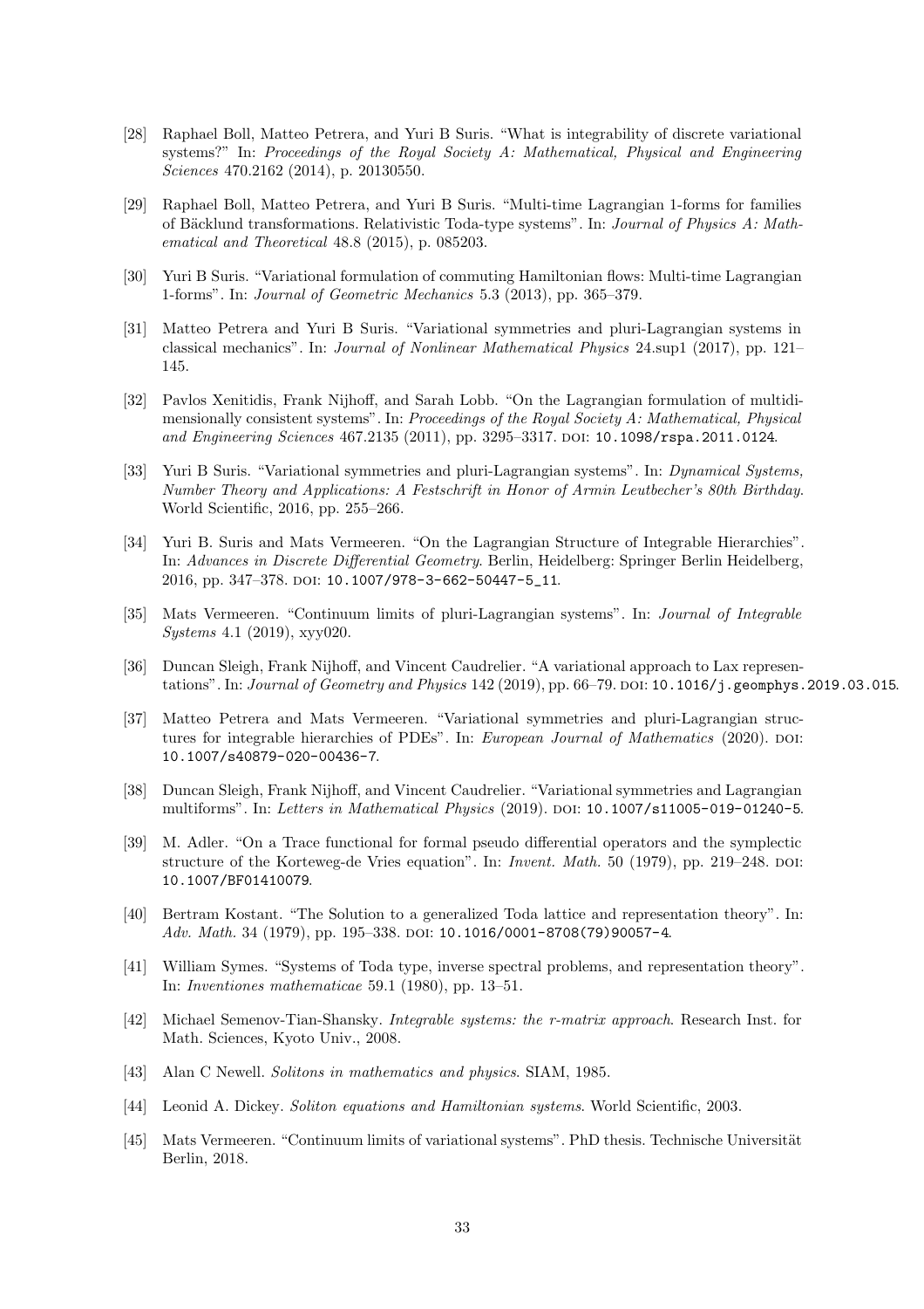[28] Raphael Boll, Matteo Petrera, and Yuri B Suris. "What is integrability of discrete variational systems?" In: *Proceedings of the Royal Society A: Mathematical, Physical and Engineering Sciences* 470.2162 (2014), p. 20130550.

[29] Raphael Boll, Matteo Petrera, and Yuri B Suris. "Multi-time Lagrangian 1-forms for families of Bäcklund transformations. Relativistic Toda-type systems". In: *Journal of Physics A: Mathematical and Theoretical* 48.8 (2015), p. 085203.

[30] Yuri B Suris. "Variational formulation of commuting Hamiltonian flows: Multi-time Lagrangian 1-forms". In: *Journal of Geometric Mechanics* 5.3 (2013), pp. 365–379.

[31] Matteo Petrera and Yuri B Suris. "Variational symmetries and pluri-Lagrangian systems in classical mechanics". In: *Journal of Nonlinear Mathematical Physics* 24.sup1 (2017), pp. 121–145.

[32] Pavlos Xenitidis, Frank Nijhoff, and Sarah Lobb. "On the Lagrangian formulation of multidimensionally consistent systems". In: *Proceedings of the Royal Society A: Mathematical, Physical and Engineering Sciences* 467.2135 (2011), pp. 3295–3317. DOI: 10.1098/rspa.2011.0124.

[33] Yuri B Suris. "Variational symmetries and pluri-Lagrangian systems". In: *Dynamical Systems, Number Theory and Applications: A Festschrift in Honor of Armin Leutbecher's 80th Birthday*. World Scientific, 2016, pp. 255–266.

[34] Yuri B. Suris and Mats Vermeeren. "On the Lagrangian Structure of Integrable Hierarchies". In: *Advances in Discrete Differential Geometry*. Berlin, Heidelberg: Springer Berlin Heidelberg, 2016, pp. 347–378. DOI: 10.1007/978-3-662-50447-5_11.

[35] Mats Vermeeren. "Continuum limits of pluri-Lagrangian systems". In: *Journal of Integrable Systems* 4.1 (2019), xyy020.

[36] Duncan Sleigh, Frank Nijhoff, and Vincent Caudrelier. "A variational approach to Lax representations". In: *Journal of Geometry and Physics* 142 (2019), pp. 66–79. DOI: 10.1016/j.geomphys.2019.03.015.

[37] Matteo Petrera and Mats Vermeeren. "Variational symmetries and pluri-Lagrangian structures for integrable hierarchies of PDEs". In: *European Journal of Mathematics* (2020). DOI: 10.1007/s40879-020-00436-7.

[38] Duncan Sleigh, Frank Nijhoff, and Vincent Caudrelier. "Variational symmetries and Lagrangian multiforms". In: *Letters in Mathematical Physics* (2019). DOI: 10.1007/s11005-019-01240-5.

[39] M. Adler. "On a Trace functional for formal pseudo differential operators and the symplectic structure of the Korteweg-de Vries equation". In: *Invent. Math.* 50 (1979), pp. 219–248. DOI: 10.1007/BF01410079.

[40] Bertram Kostant. "The Solution to a generalized Toda lattice and representation theory". In: *Adv. Math.* 34 (1979), pp. 195–338. DOI: 10.1016/0001-8708(79)90057-4.

[41] William Symes. "Systems of Toda type, inverse spectral problems, and representation theory". In: *Inventiones mathematicae* 59.1 (1980), pp. 13–51.

[42] Michael Semenov-Tian-Shansky. *Integrable systems: the r-matrix approach*. Research Inst. for Math. Sciences, Kyoto Univ., 2008.

[43] Alan C Newell. *Solitons in mathematics and physics*. SIAM, 1985.

[44] Leonid A. Dickey. *Soliton equations and Hamiltonian systems*. World Scientific, 2003.

[45] Mats Vermeeren. "Continuum limits of variational systems". PhD thesis. Technische Universität Berlin, 2018.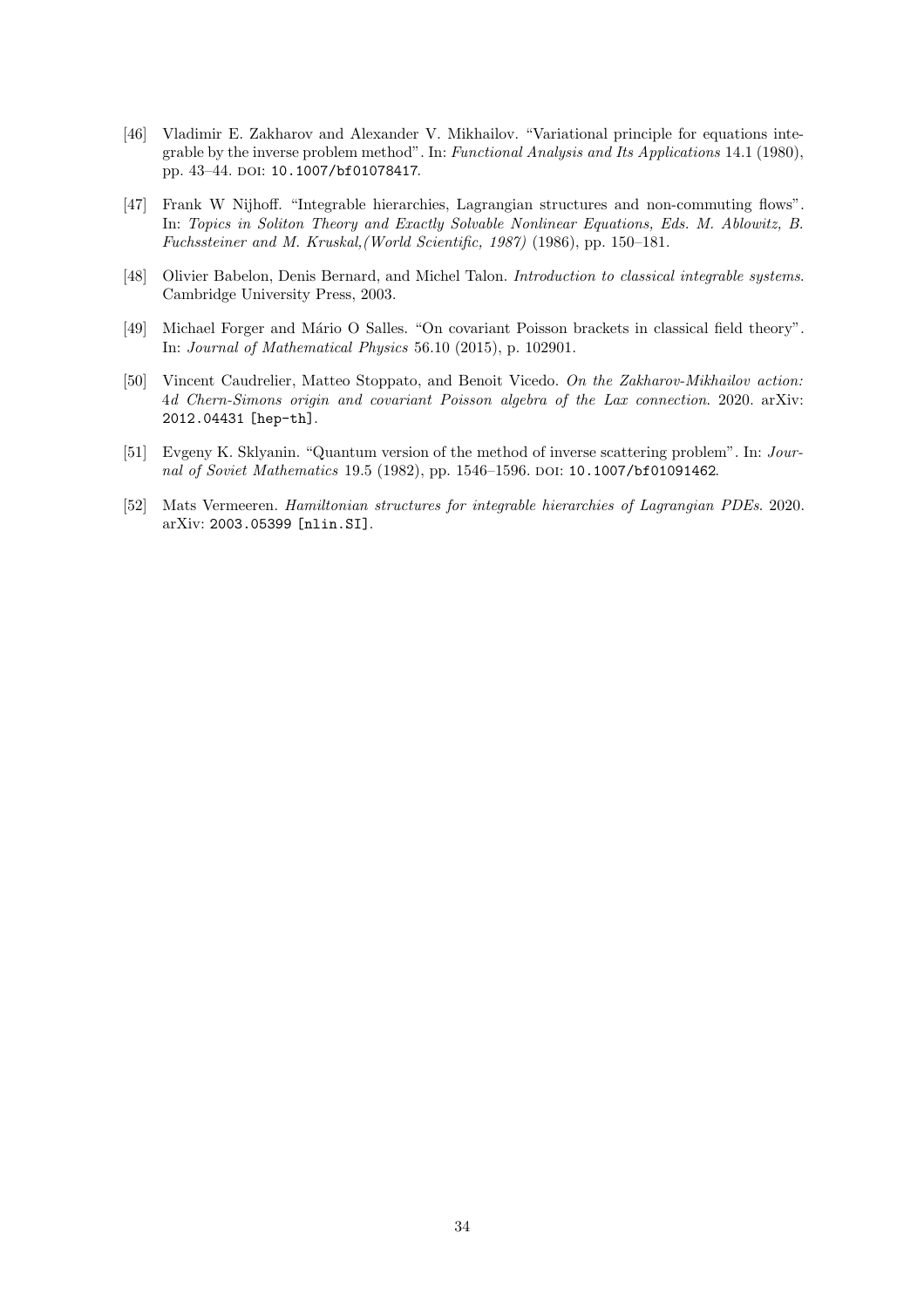[46] Vladimir E. Zakharov and Alexander V. Mikhailov. "Variational principle for equations integrable by the inverse problem method". In: *Functional Analysis and Its Applications* 14.1 (1980), pp. 43–44. DOI: 10.1007/bf01078417.

[47] Frank W Nijhoff. "Integrable hierarchies, Lagrangian structures and non-commuting flows". In: *Topics in Soliton Theory and Exactly Solvable Nonlinear Equations, Eds. M. Ablowitz, B. Fuchssteiner and M. Kruskal,(World Scientific, 1987)* (1986), pp. 150–181.

[48] Olivier Babelon, Denis Bernard, and Michel Talon. *Introduction to classical integrable systems*. Cambridge University Press, 2003.

[49] Michael Forger and Mário O Salles. "On covariant Poisson brackets in classical field theory". In: *Journal of Mathematical Physics* 56.10 (2015), p. 102901.

[50] Vincent Caudrelier, Matteo Stoppato, and Benoit Vicedo. *On the Zakharov-Mikhailov action: 4d Chern-Simons origin and covariant Poisson algebra of the Lax connection*. 2020. arXiv: 2012.04431 [hep-th].

[51] Evgeny K. Sklyanin. "Quantum version of the method of inverse scattering problem". In: *Journal of Soviet Mathematics* 19.5 (1982), pp. 1546–1596. DOI: 10.1007/bf01091462.

[52] Mats Vermeeren. *Hamiltonian structures for integrable hierarchies of Lagrangian PDEs*. 2020. arXiv: 2003.05399 [nlin.SI].